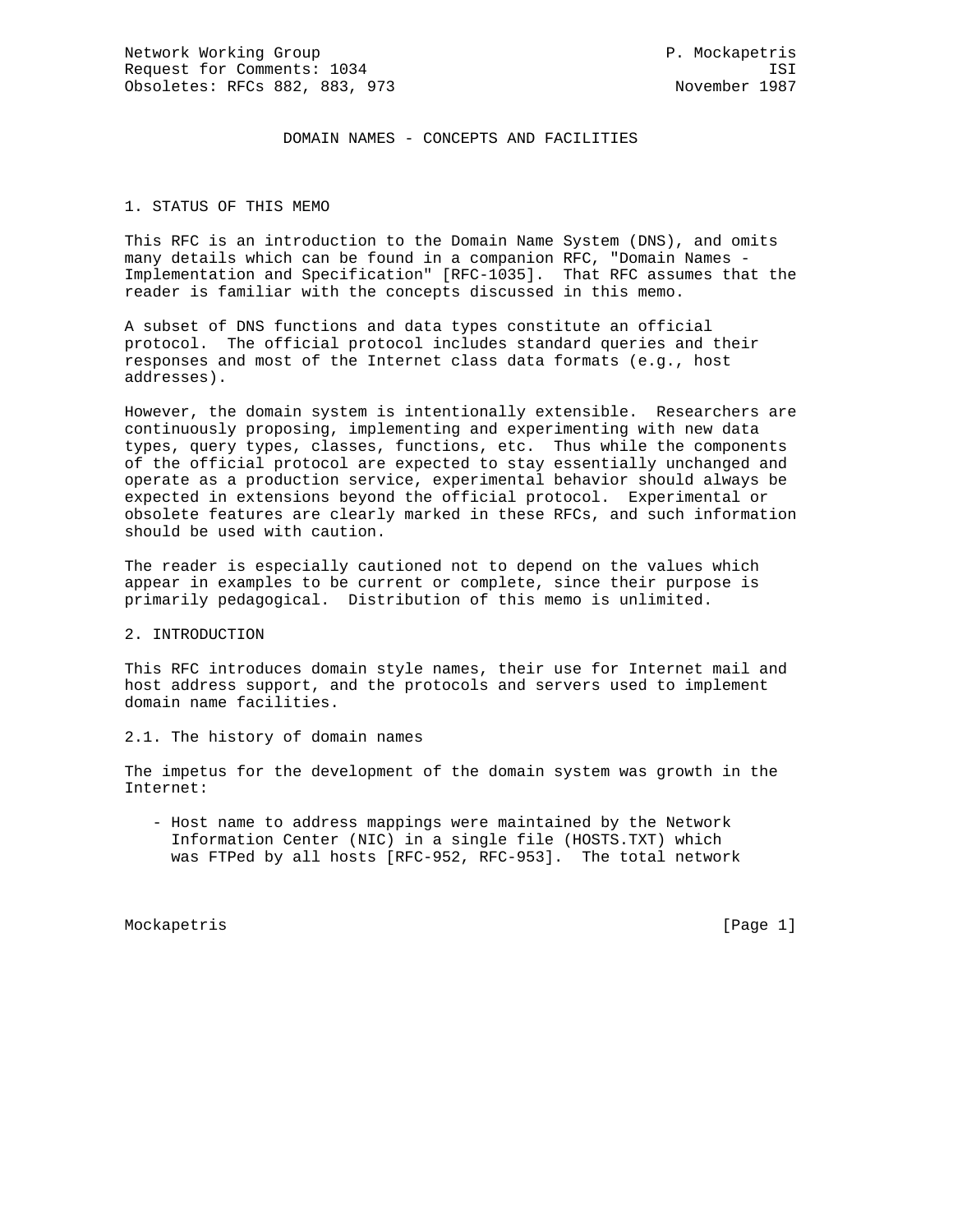Network Working Group P. Mockapetris
Request for Comments: 1034 ISI
Obsoletes: RFCs 882, 883, 973 November 1987

# DOMAIN NAMES - CONCEPTS AND FACILITIES

## 1. STATUS OF THIS MEMO

This RFC is an introduction to the Domain Name System (DNS), and omits many details which can be found in a companion RFC, "Domain Names - Implementation and Specification" [RFC-1035]. That RFC assumes that the reader is familiar with the concepts discussed in this memo.

A subset of DNS functions and data types constitute an official protocol. The official protocol includes standard queries and their responses and most of the Internet class data formats (e.g., host addresses).

However, the domain system is intentionally extensible. Researchers are continuously proposing, implementing and experimenting with new data types, query types, classes, functions, etc. Thus while the components of the official protocol are expected to stay essentially unchanged and operate as a production service, experimental behavior should always be expected in extensions beyond the official protocol. Experimental or obsolete features are clearly marked in these RFCs, and such information should be used with caution.

The reader is especially cautioned not to depend on the values which appear in examples to be current or complete, since their purpose is primarily pedagogical. Distribution of this memo is unlimited.

## 2. INTRODUCTION

This RFC introduces domain style names, their use for Internet mail and host address support, and the protocols and servers used to implement domain name facilities.

### 2.1. The history of domain names

The impetus for the development of the domain system was growth in the Internet:

- Host name to address mappings were maintained by the Network Information Center (NIC) in a single file (HOSTS.TXT) which was FTPed by all hosts [RFC-952, RFC-953]. The total network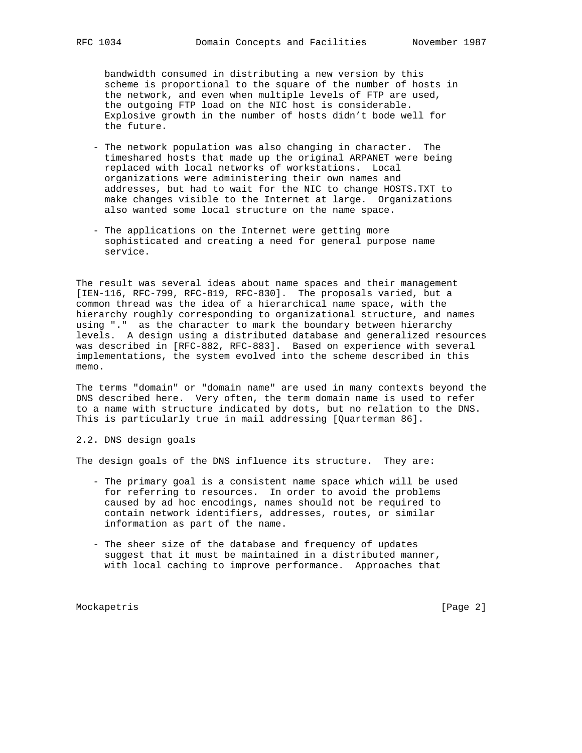bandwidth consumed in distributing a new version by this scheme is proportional to the square of the number of hosts in the network, and even when multiple levels of FTP are used, the outgoing FTP load on the NIC host is considerable. Explosive growth in the number of hosts didn't bode well for the future.

- The network population was also changing in character. The timeshared hosts that made up the original ARPANET were being replaced with local networks of workstations. Local organizations were administering their own names and addresses, but had to wait for the NIC to change HOSTS.TXT to make changes visible to the Internet at large. Organizations also wanted some local structure on the name space.

- The applications on the Internet were getting more sophisticated and creating a need for general purpose name service.

The result was several ideas about name spaces and their management [IEN-116, RFC-799, RFC-819, RFC-830]. The proposals varied, but a common thread was the idea of a hierarchical name space, with the hierarchy roughly corresponding to organizational structure, and names using "." as the character to mark the boundary between hierarchy levels. A design using a distributed database and generalized resources was described in [RFC-882, RFC-883]. Based on experience with several implementations, the system evolved into the scheme described in this memo.

The terms "domain" or "domain name" are used in many contexts beyond the DNS described here. Very often, the term domain name is used to refer to a name with structure indicated by dots, but no relation to the DNS. This is particularly true in mail addressing [Quarterman 86].

## 2.2. DNS design goals

The design goals of the DNS influence its structure. They are:

- The primary goal is a consistent name space which will be used for referring to resources. In order to avoid the problems caused by ad hoc encodings, names should not be required to contain network identifiers, addresses, routes, or similar information as part of the name.

- The sheer size of the database and frequency of updates suggest that it must be maintained in a distributed manner, with local caching to improve performance. Approaches that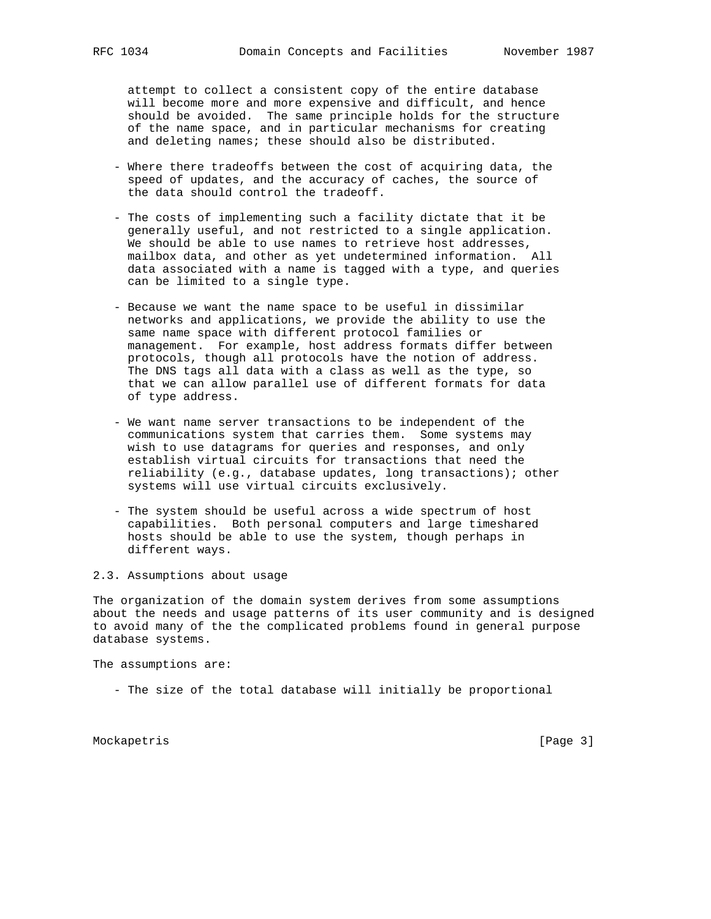attempt to collect a consistent copy of the entire database will become more and more expensive and difficult, and hence should be avoided. The same principle holds for the structure of the name space, and in particular mechanisms for creating and deleting names; these should also be distributed.

- Where there tradeoffs between the cost of acquiring data, the speed of updates, and the accuracy of caches, the source of the data should control the tradeoff.

- The costs of implementing such a facility dictate that it be generally useful, and not restricted to a single application. We should be able to use names to retrieve host addresses, mailbox data, and other as yet undetermined information. All data associated with a name is tagged with a type, and queries can be limited to a single type.

- Because we want the name space to be useful in dissimilar networks and applications, we provide the ability to use the same name space with different protocol families or management. For example, host address formats differ between protocols, though all protocols have the notion of address. The DNS tags all data with a class as well as the type, so that we can allow parallel use of different formats for data of type address.

- We want name server transactions to be independent of the communications system that carries them. Some systems may wish to use datagrams for queries and responses, and only establish virtual circuits for transactions that need the reliability (e.g., database updates, long transactions); other systems will use virtual circuits exclusively.

- The system should be useful across a wide spectrum of host capabilities. Both personal computers and large timeshared hosts should be able to use the system, though perhaps in different ways.

## 2.3. Assumptions about usage

The organization of the domain system derives from some assumptions about the needs and usage patterns of its user community and is designed to avoid many of the the complicated problems found in general purpose database systems.

The assumptions are:

- The size of the total database will initially be proportional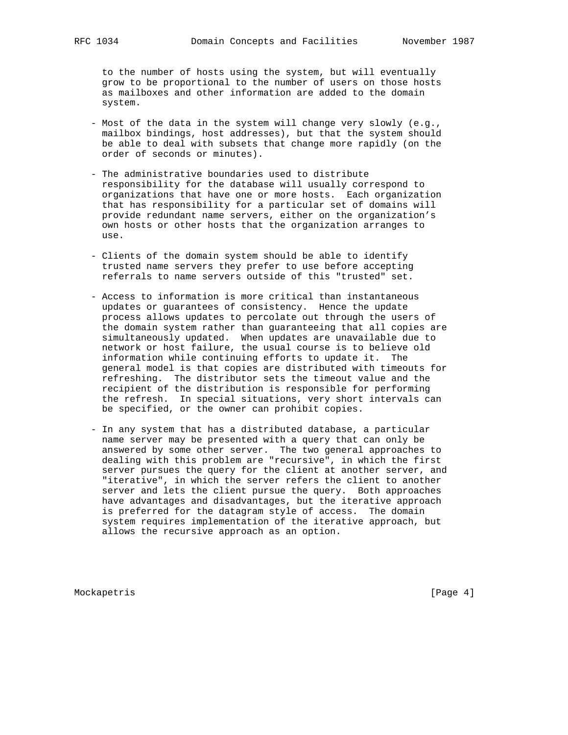to the number of hosts using the system, but will eventually grow to be proportional to the number of users on those hosts as mailboxes and other information are added to the domain system.

- Most of the data in the system will change very slowly (e.g., mailbox bindings, host addresses), but that the system should be able to deal with subsets that change more rapidly (on the order of seconds or minutes).

- The administrative boundaries used to distribute responsibility for the database will usually correspond to organizations that have one or more hosts. Each organization that has responsibility for a particular set of domains will provide redundant name servers, either on the organization's own hosts or other hosts that the organization arranges to use.

- Clients of the domain system should be able to identify trusted name servers they prefer to use before accepting referrals to name servers outside of this "trusted" set.

- Access to information is more critical than instantaneous updates or guarantees of consistency. Hence the update process allows updates to percolate out through the users of the domain system rather than guaranteeing that all copies are simultaneously updated. When updates are unavailable due to network or host failure, the usual course is to believe old information while continuing efforts to update it. The general model is that copies are distributed with timeouts for refreshing. The distributor sets the timeout value and the recipient of the distribution is responsible for performing the refresh. In special situations, very short intervals can be specified, or the owner can prohibit copies.

- In any system that has a distributed database, a particular name server may be presented with a query that can only be answered by some other server. The two general approaches to dealing with this problem are "recursive", in which the first server pursues the query for the client at another server, and "iterative", in which the server refers the client to another server and lets the client pursue the query. Both approaches have advantages and disadvantages, but the iterative approach is preferred for the datagram style of access. The domain system requires implementation of the iterative approach, but allows the recursive approach as an option.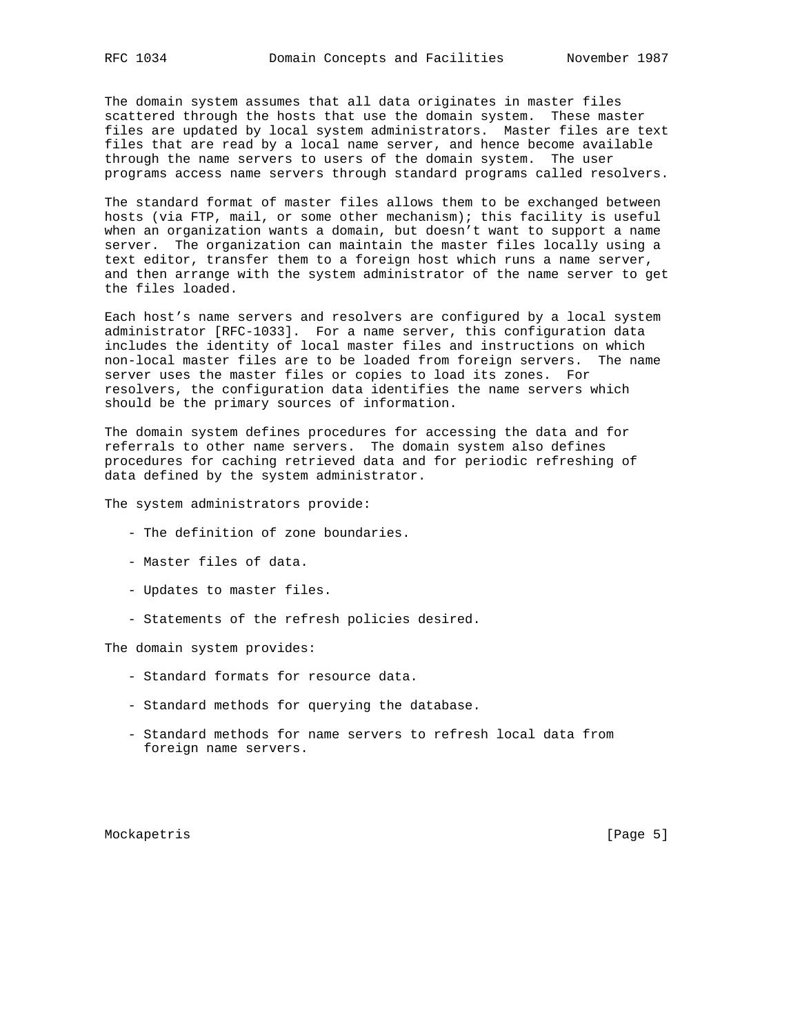The domain system assumes that all data originates in master files scattered through the hosts that use the domain system. These master files are updated by local system administrators. Master files are text files that are read by a local name server, and hence become available through the name servers to users of the domain system. The user programs access name servers through standard programs called resolvers.

The standard format of master files allows them to be exchanged between hosts (via FTP, mail, or some other mechanism); this facility is useful when an organization wants a domain, but doesn't want to support a name server. The organization can maintain the master files locally using a text editor, transfer them to a foreign host which runs a name server, and then arrange with the system administrator of the name server to get the files loaded.

Each host's name servers and resolvers are configured by a local system administrator [RFC-1033]. For a name server, this configuration data includes the identity of local master files and instructions on which non-local master files are to be loaded from foreign servers. The name server uses the master files or copies to load its zones. For resolvers, the configuration data identifies the name servers which should be the primary sources of information.

The domain system defines procedures for accessing the data and for referrals to other name servers. The domain system also defines procedures for caching retrieved data and for periodic refreshing of data defined by the system administrator.

The system administrators provide:

- The definition of zone boundaries.
- Master files of data.
- Updates to master files.
- Statements of the refresh policies desired.

The domain system provides:

- Standard formats for resource data.
- Standard methods for querying the database.
- Standard methods for name servers to refresh local data from foreign name servers.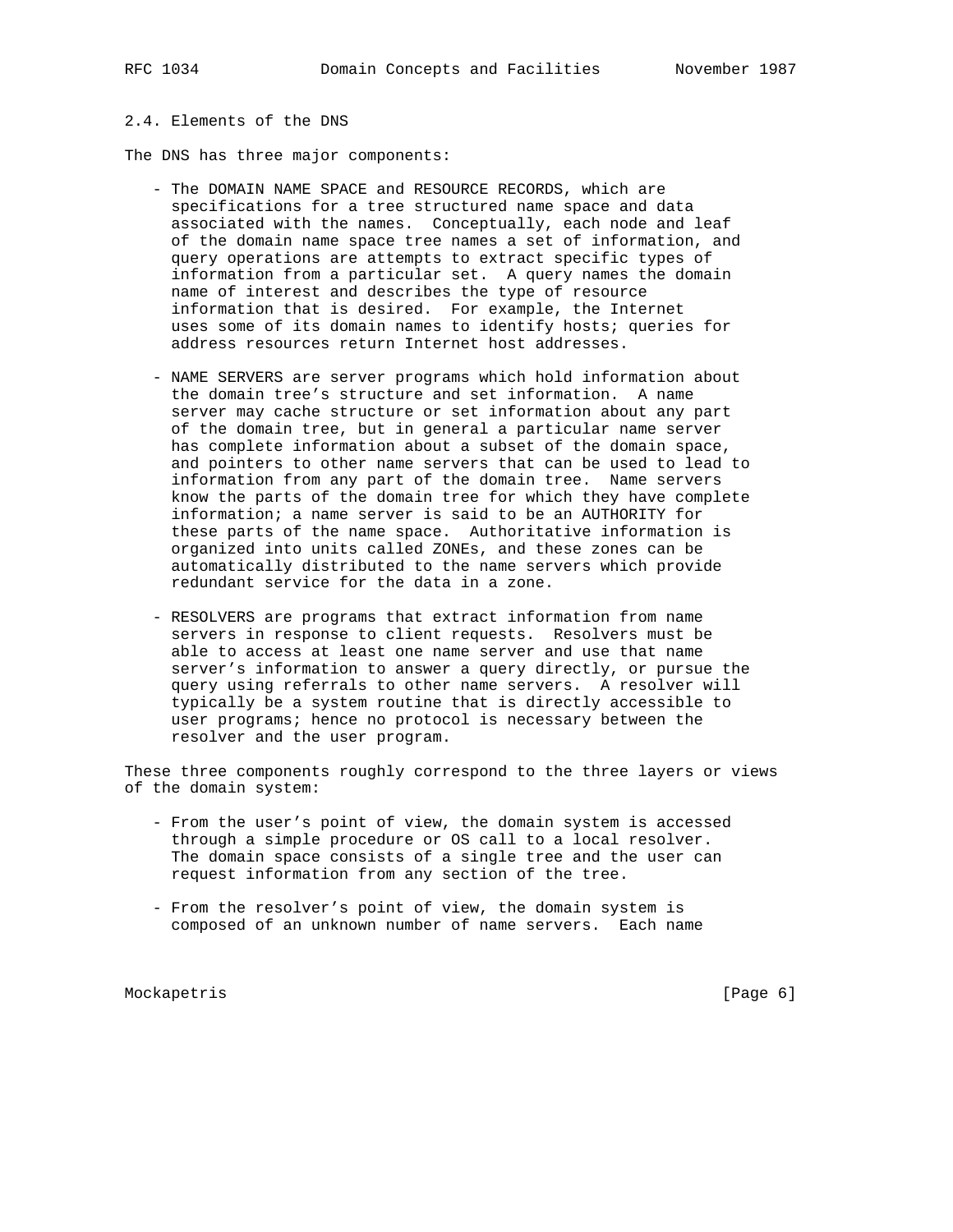## 2.4. Elements of the DNS

The DNS has three major components:

- The DOMAIN NAME SPACE and RESOURCE RECORDS, which are specifications for a tree structured name space and data associated with the names. Conceptually, each node and leaf of the domain name space tree names a set of information, and query operations are attempts to extract specific types of information from a particular set. A query names the domain name of interest and describes the type of resource information that is desired. For example, the Internet uses some of its domain names to identify hosts; queries for address resources return Internet host addresses.

- NAME SERVERS are server programs which hold information about the domain tree's structure and set information. A name server may cache structure or set information about any part of the domain tree, but in general a particular name server has complete information about a subset of the domain space, and pointers to other name servers that can be used to lead to information from any part of the domain tree. Name servers know the parts of the domain tree for which they have complete information; a name server is said to be an AUTHORITY for these parts of the name space. Authoritative information is organized into units called ZONEs, and these zones can be automatically distributed to the name servers which provide redundant service for the data in a zone.

- RESOLVERS are programs that extract information from name servers in response to client requests. Resolvers must be able to access at least one name server and use that name server's information to answer a query directly, or pursue the query using referrals to other name servers. A resolver will typically be a system routine that is directly accessible to user programs; hence no protocol is necessary between the resolver and the user program.

These three components roughly correspond to the three layers or views of the domain system:

- From the user's point of view, the domain system is accessed through a simple procedure or OS call to a local resolver. The domain space consists of a single tree and the user can request information from any section of the tree.

- From the resolver's point of view, the domain system is composed of an unknown number of name servers. Each name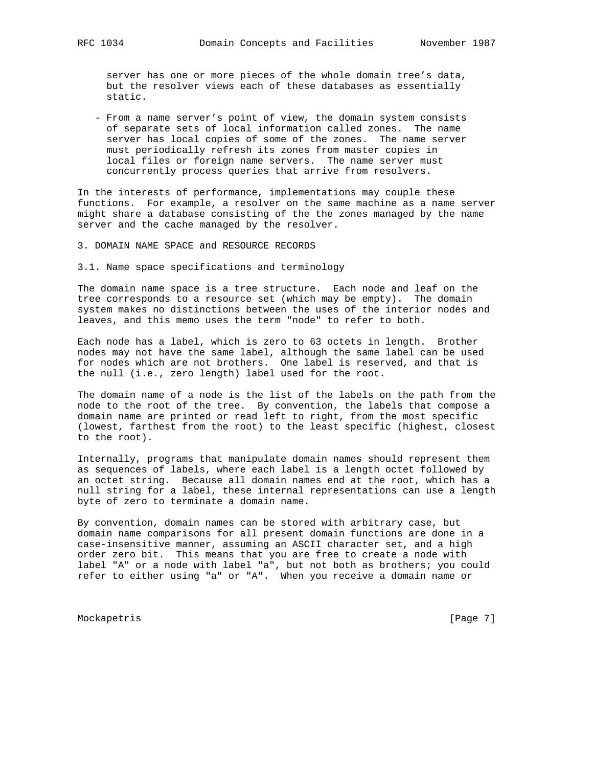server has one or more pieces of the whole domain tree's data, but the resolver views each of these databases as essentially static.

- From a name server's point of view, the domain system consists of separate sets of local information called zones. The name server has local copies of some of the zones. The name server must periodically refresh its zones from master copies in local files or foreign name servers. The name server must concurrently process queries that arrive from resolvers.

In the interests of performance, implementations may couple these functions. For example, a resolver on the same machine as a name server might share a database consisting of the the zones managed by the name server and the cache managed by the resolver.

## 3. DOMAIN NAME SPACE and RESOURCE RECORDS

### 3.1. Name space specifications and terminology

The domain name space is a tree structure. Each node and leaf on the tree corresponds to a resource set (which may be empty). The domain system makes no distinctions between the uses of the interior nodes and leaves, and this memo uses the term "node" to refer to both.

Each node has a label, which is zero to 63 octets in length. Brother nodes may not have the same label, although the same label can be used for nodes which are not brothers. One label is reserved, and that is the null (i.e., zero length) label used for the root.

The domain name of a node is the list of the labels on the path from the node to the root of the tree. By convention, the labels that compose a domain name are printed or read left to right, from the most specific (lowest, farthest from the root) to the least specific (highest, closest to the root).

Internally, programs that manipulate domain names should represent them as sequences of labels, where each label is a length octet followed by an octet string. Because all domain names end at the root, which has a null string for a label, these internal representations can use a length byte of zero to terminate a domain name.

By convention, domain names can be stored with arbitrary case, but domain name comparisons for all present domain functions are done in a case-insensitive manner, assuming an ASCII character set, and a high order zero bit. This means that you are free to create a node with label "A" or a node with label "a", but not both as brothers; you could refer to either using "a" or "A". When you receive a domain name or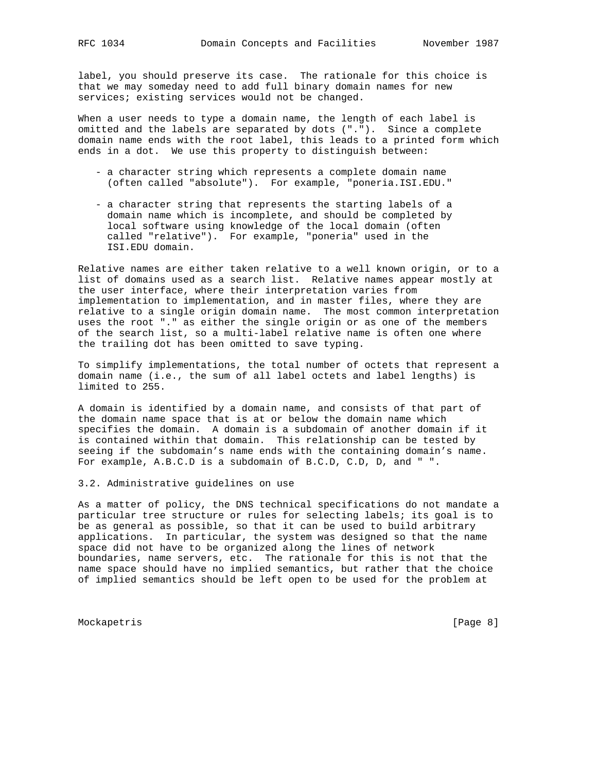label, you should preserve its case. The rationale for this choice is that we may someday need to add full binary domain names for new services; existing services would not be changed.

When a user needs to type a domain name, the length of each label is omitted and the labels are separated by dots ("."). Since a complete domain name ends with the root label, this leads to a printed form which ends in a dot. We use this property to distinguish between:

- a character string which represents a complete domain name (often called "absolute"). For example, "poneria.ISI.EDU."

- a character string that represents the starting labels of a domain name which is incomplete, and should be completed by local software using knowledge of the local domain (often called "relative"). For example, "poneria" used in the ISI.EDU domain.

Relative names are either taken relative to a well known origin, or to a list of domains used as a search list. Relative names appear mostly at the user interface, where their interpretation varies from implementation to implementation, and in master files, where they are relative to a single origin domain name. The most common interpretation uses the root "." as either the single origin or as one of the members of the search list, so a multi-label relative name is often one where the trailing dot has been omitted to save typing.

To simplify implementations, the total number of octets that represent a domain name (i.e., the sum of all label octets and label lengths) is limited to 255.

A domain is identified by a domain name, and consists of that part of the domain name space that is at or below the domain name which specifies the domain. A domain is a subdomain of another domain if it is contained within that domain. This relationship can be tested by seeing if the subdomain's name ends with the containing domain's name. For example, A.B.C.D is a subdomain of B.C.D, C.D, D, and " ".

## 3.2. Administrative guidelines on use

As a matter of policy, the DNS technical specifications do not mandate a particular tree structure or rules for selecting labels; its goal is to be as general as possible, so that it can be used to build arbitrary applications. In particular, the system was designed so that the name space did not have to be organized along the lines of network boundaries, name servers, etc. The rationale for this is not that the name space should have no implied semantics, but rather that the choice of implied semantics should be left open to be used for the problem at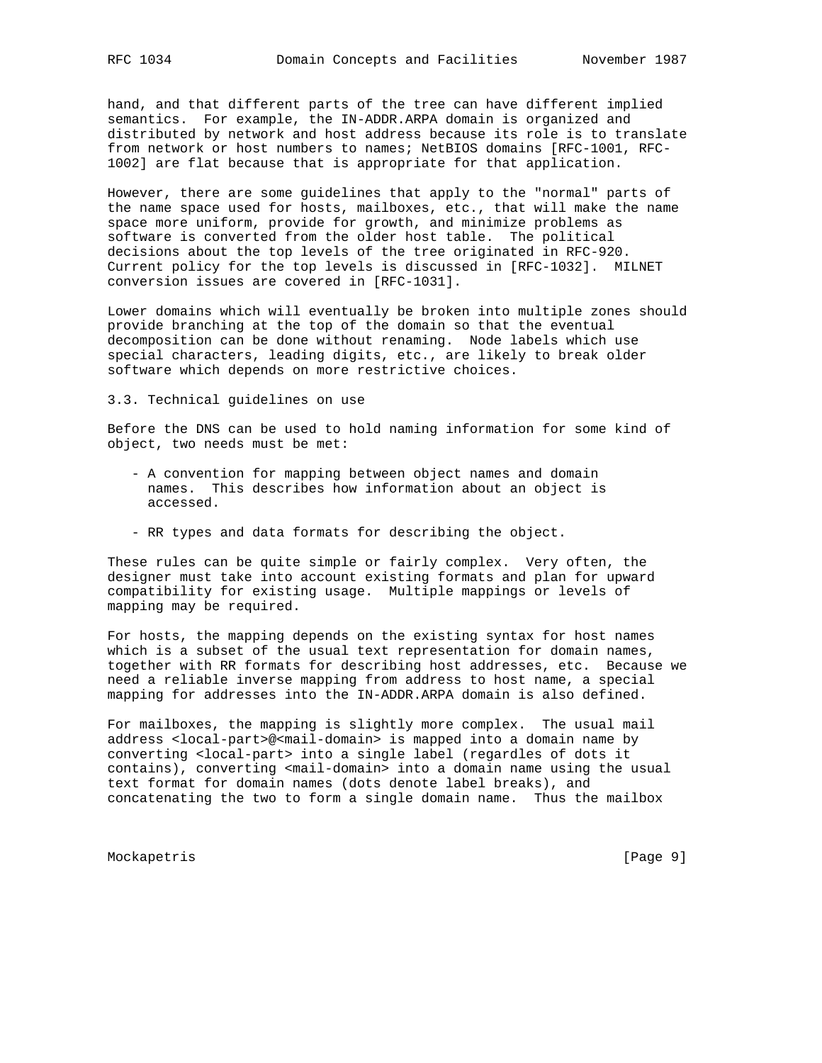hand, and that different parts of the tree can have different implied semantics. For example, the IN-ADDR.ARPA domain is organized and distributed by network and host address because its role is to translate from network or host numbers to names; NetBIOS domains [RFC-1001, RFC-1002] are flat because that is appropriate for that application.

However, there are some guidelines that apply to the "normal" parts of the name space used for hosts, mailboxes, etc., that will make the name space more uniform, provide for growth, and minimize problems as software is converted from the older host table. The political decisions about the top levels of the tree originated in RFC-920. Current policy for the top levels is discussed in [RFC-1032]. MILNET conversion issues are covered in [RFC-1031].

Lower domains which will eventually be broken into multiple zones should provide branching at the top of the domain so that the eventual decomposition can be done without renaming. Node labels which use special characters, leading digits, etc., are likely to break older software which depends on more restrictive choices.

### 3.3. Technical guidelines on use

Before the DNS can be used to hold naming information for some kind of object, two needs must be met:

- A convention for mapping between object names and domain names. This describes how information about an object is accessed.
- RR types and data formats for describing the object.

These rules can be quite simple or fairly complex. Very often, the designer must take into account existing formats and plan for upward compatibility for existing usage. Multiple mappings or levels of mapping may be required.

For hosts, the mapping depends on the existing syntax for host names which is a subset of the usual text representation for domain names, together with RR formats for describing host addresses, etc. Because we need a reliable inverse mapping from address to host name, a special mapping for addresses into the IN-ADDR.ARPA domain is also defined.

For mailboxes, the mapping is slightly more complex. The usual mail address <local-part>@<mail-domain> is mapped into a domain name by converting <local-part> into a single label (regardles of dots it contains), converting <mail-domain> into a domain name using the usual text format for domain names (dots denote label breaks), and concatenating the two to form a single domain name. Thus the mailbox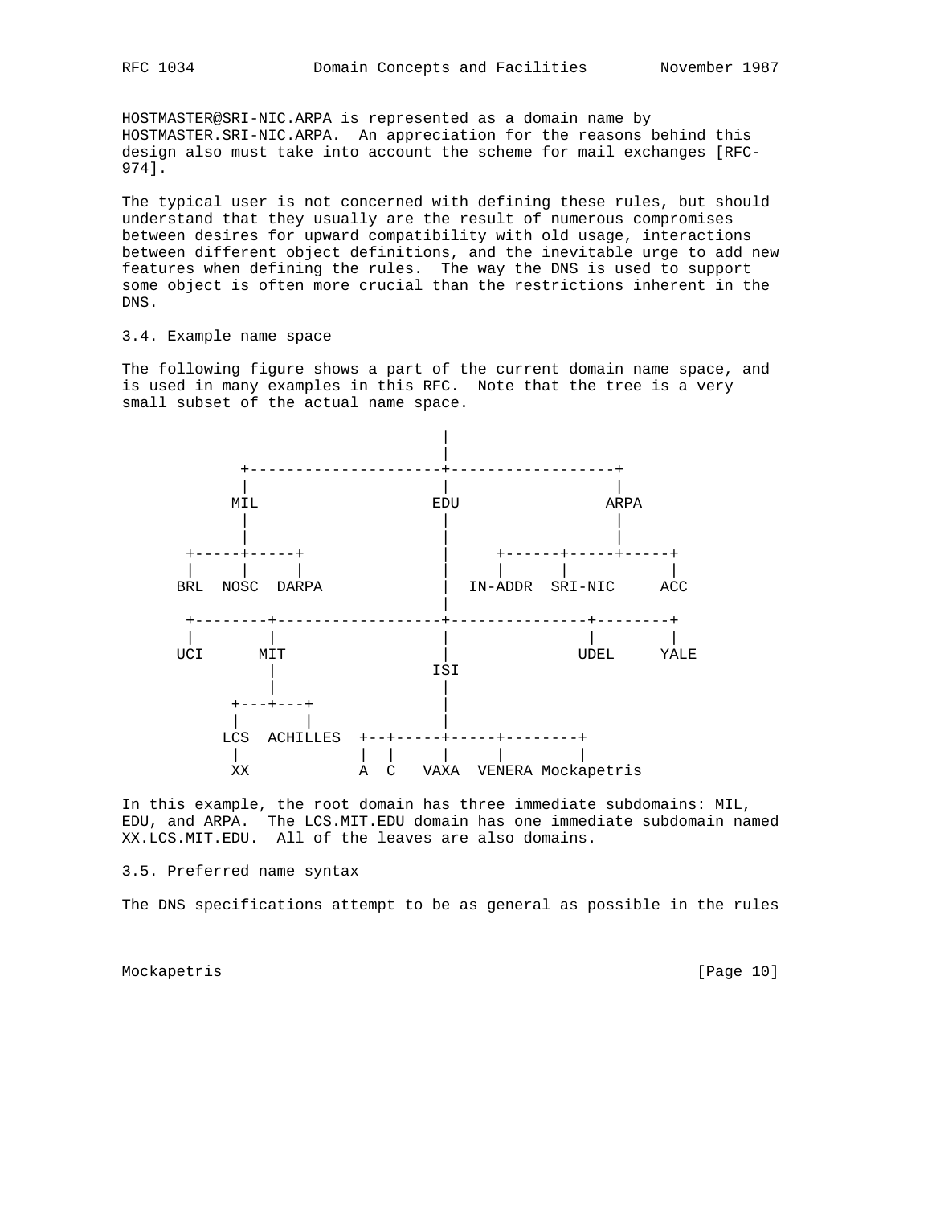HOSTMASTER@SRI-NIC.ARPA is represented as a domain name by HOSTMASTER.SRI-NIC.ARPA. An appreciation for the reasons behind this design also must take into account the scheme for mail exchanges [RFC-974].

The typical user is not concerned with defining these rules, but should understand that they usually are the result of numerous compromises between desires for upward compatibility with old usage, interactions between different object definitions, and the inevitable urge to add new features when defining the rules. The way the DNS is used to support some object is often more crucial than the restrictions inherent in the DNS.

### 3.4. Example name space

The following figure shows a part of the current domain name space, and is used in many examples in this RFC. Note that the tree is a very small subset of the actual name space.

```
                                   |
                                   |
             +---------------------+------------------+
             |                     |                  |
            MIL                   EDU                ARPA
             |                     |                  |
             |                     |                  |
       +-----+-----+               |     +------+-----+-----+
       |     |     |               |     |      |           |
      BRL  NOSC  DARPA             |  IN-ADDR  SRI-NIC     ACC
                                   |
       +--------+------------------+---------------+--------+
       |        |                  |               |        |
      UCI      MIT                 |              UDEL     YALE
                |                 ISI
                |                  |
            +---+---+              |
            |       |              |
           LCS  ACHILLES  +--+-----+-----+--------+
            |             |  |     |     |        |
           XX             A  C   VAXA  VENERA Mockapetris
```

In this example, the root domain has three immediate subdomains: MIL, EDU, and ARPA. The LCS.MIT.EDU domain has one immediate subdomain named XX.LCS.MIT.EDU. All of the leaves are also domains.

### 3.5. Preferred name syntax

The DNS specifications attempt to be as general as possible in the rules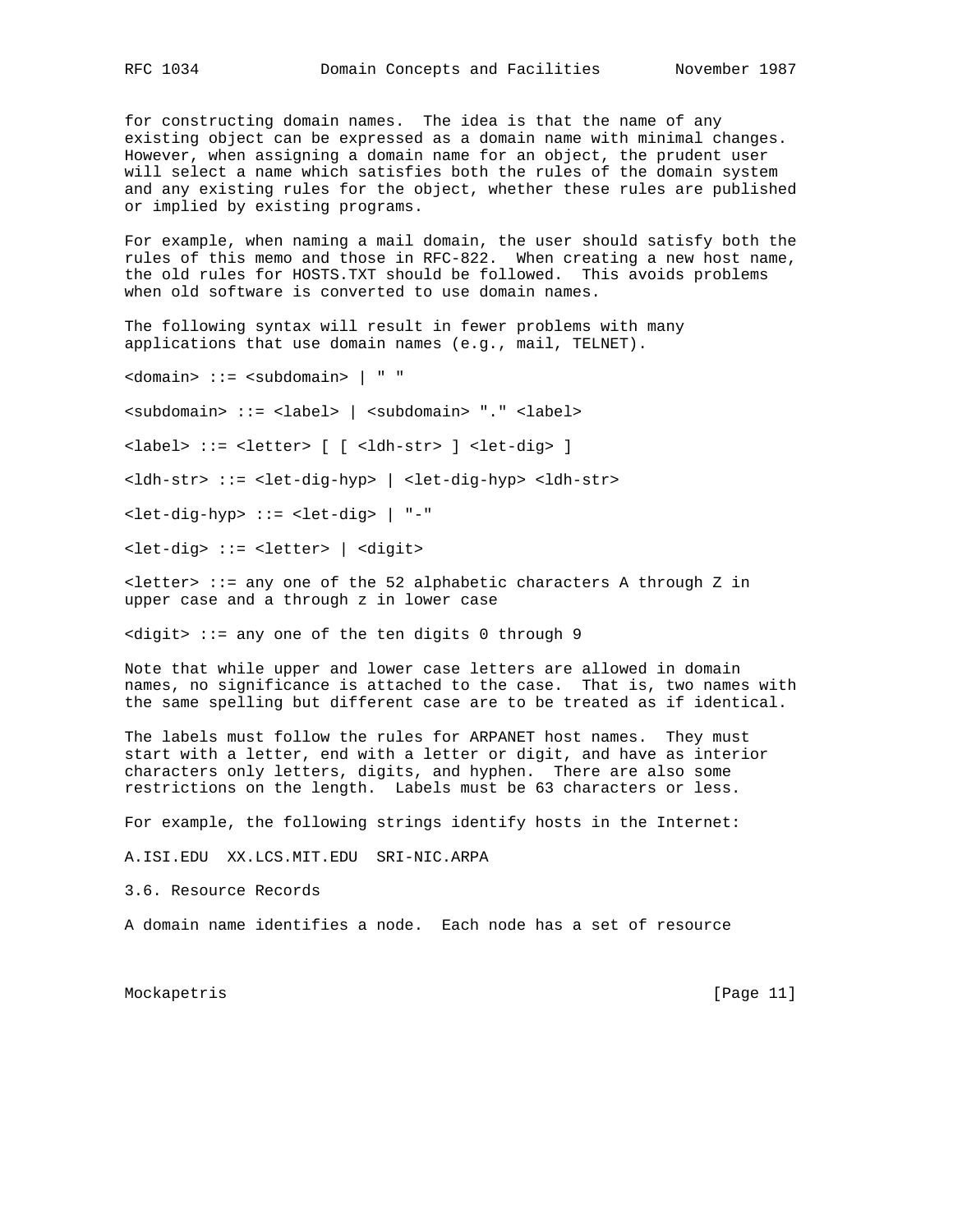for constructing domain names. The idea is that the name of any existing object can be expressed as a domain name with minimal changes. However, when assigning a domain name for an object, the prudent user will select a name which satisfies both the rules of the domain system and any existing rules for the object, whether these rules are published or implied by existing programs.

For example, when naming a mail domain, the user should satisfy both the rules of this memo and those in RFC-822. When creating a new host name, the old rules for HOSTS.TXT should be followed. This avoids problems when old software is converted to use domain names.

The following syntax will result in fewer problems with many applications that use domain names (e.g., mail, TELNET).

```
<domain> ::= <subdomain> | " "

<subdomain> ::= <label> | <subdomain> "." <label>

<label> ::= <letter> [ [ <ldh-str> ] <let-dig> ]

<ldh-str> ::= <let-dig-hyp> | <let-dig-hyp> <ldh-str>

<let-dig-hyp> ::= <let-dig> | "-"

<let-dig> ::= <letter> | <digit>

<letter> ::= any one of the 52 alphabetic characters A through Z in
upper case and a through z in lower case

<digit> ::= any one of the ten digits 0 through 9
```

Note that while upper and lower case letters are allowed in domain names, no significance is attached to the case. That is, two names with the same spelling but different case are to be treated as if identical.

The labels must follow the rules for ARPANET host names. They must start with a letter, end with a letter or digit, and have as interior characters only letters, digits, and hyphen. There are also some restrictions on the length. Labels must be 63 characters or less.

For example, the following strings identify hosts in the Internet:

A.ISI.EDU  XX.LCS.MIT.EDU  SRI-NIC.ARPA

## 3.6. Resource Records

A domain name identifies a node. Each node has a set of resource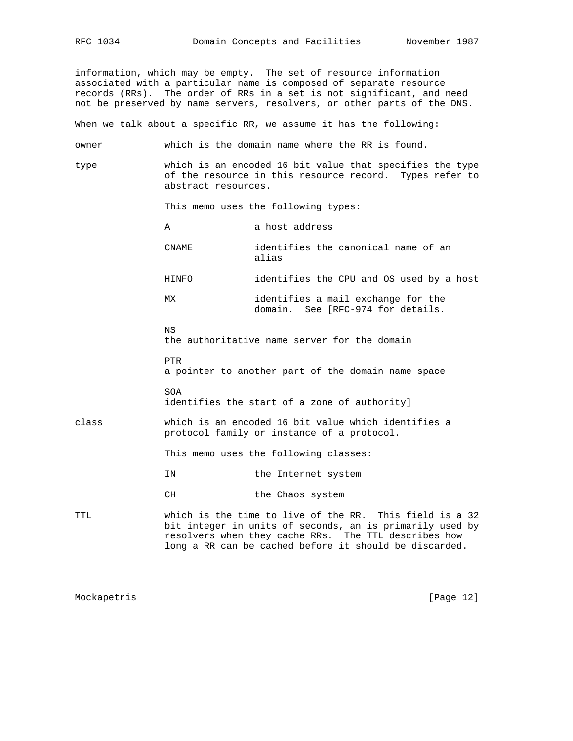information, which may be empty. The set of resource information associated with a particular name is composed of separate resource records (RRs). The order of RRs in a set is not significant, and need not be preserved by name servers, resolvers, or other parts of the DNS.

When we talk about a specific RR, we assume it has the following:

owner — which is the domain name where the RR is found.

type — which is an encoded 16 bit value that specifies the type of the resource in this resource record. Types refer to abstract resources.

This memo uses the following types:

- A — a host address
- CNAME — identifies the canonical name of an alias
- HINFO — identifies the CPU and OS used by a host
- MX — identifies a mail exchange for the domain. See [RFC-974 for details.
- NS — the authoritative name server for the domain
- PTR — a pointer to another part of the domain name space
- SOA — identifies the start of a zone of authority]

class — which is an encoded 16 bit value which identifies a protocol family or instance of a protocol.

This memo uses the following classes:

- IN — the Internet system
- CH — the Chaos system

TTL — which is the time to live of the RR. This field is a 32 bit integer in units of seconds, an is primarily used by resolvers when they cache RRs. The TTL describes how long a RR can be cached before it should be discarded.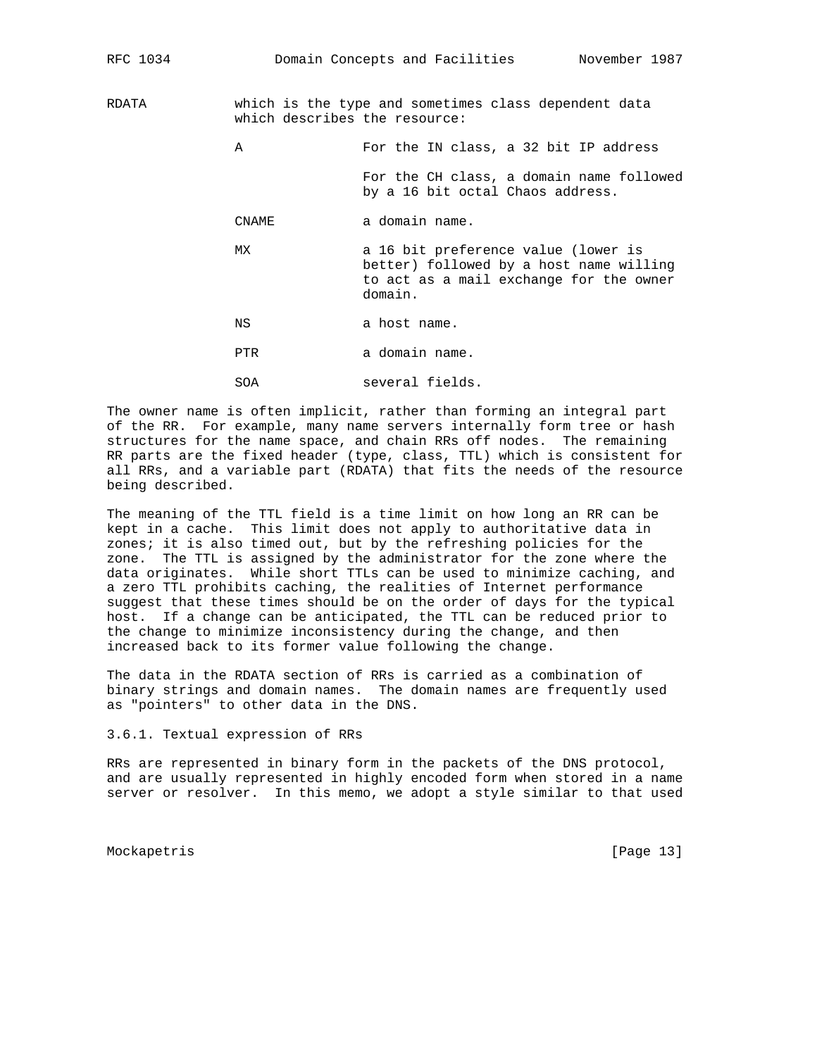RDATA which is the type and sometimes class dependent data which describes the resource:

| | |
|---|---|
| A | For the IN class, a 32 bit IP address<br><br>For the CH class, a domain name followed by a 16 bit octal Chaos address. |
| CNAME | a domain name. |
| MX | a 16 bit preference value (lower is better) followed by a host name willing to act as a mail exchange for the owner domain. |
| NS | a host name. |
| PTR | a domain name. |
| SOA | several fields. |

The owner name is often implicit, rather than forming an integral part of the RR. For example, many name servers internally form tree or hash structures for the name space, and chain RRs off nodes. The remaining RR parts are the fixed header (type, class, TTL) which is consistent for all RRs, and a variable part (RDATA) that fits the needs of the resource being described.

The meaning of the TTL field is a time limit on how long an RR can be kept in a cache. This limit does not apply to authoritative data in zones; it is also timed out, but by the refreshing policies for the zone. The TTL is assigned by the administrator for the zone where the data originates. While short TTLs can be used to minimize caching, and a zero TTL prohibits caching, the realities of Internet performance suggest that these times should be on the order of days for the typical host. If a change can be anticipated, the TTL can be reduced prior to the change to minimize inconsistency during the change, and then increased back to its former value following the change.

The data in the RDATA section of RRs is carried as a combination of binary strings and domain names. The domain names are frequently used as "pointers" to other data in the DNS.

### 3.6.1. Textual expression of RRs

RRs are represented in binary form in the packets of the DNS protocol, and are usually represented in highly encoded form when stored in a name server or resolver. In this memo, we adopt a style similar to that used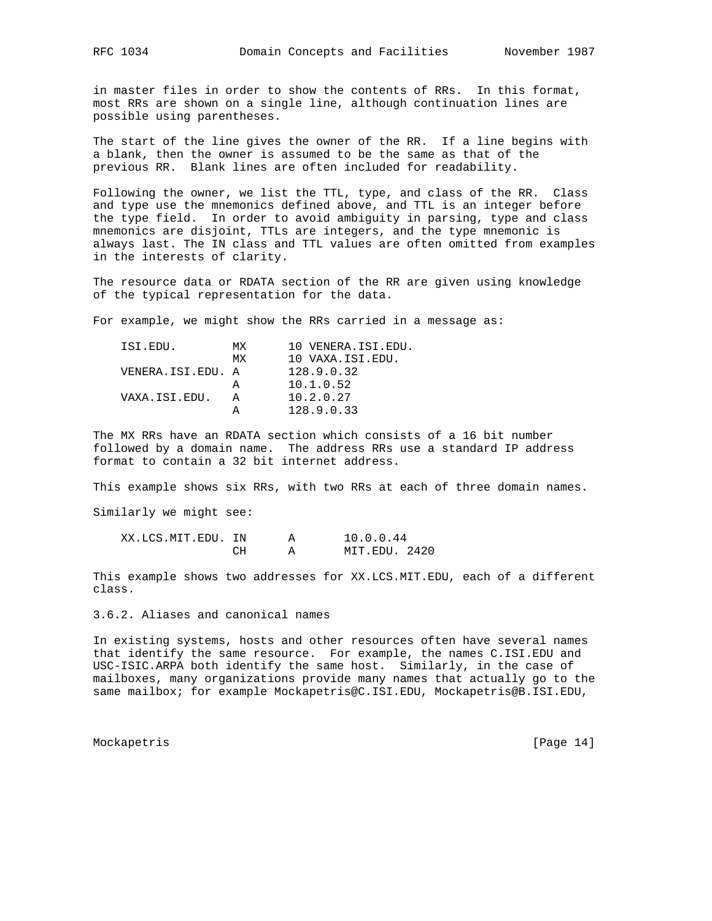in master files in order to show the contents of RRs. In this format, most RRs are shown on a single line, although continuation lines are possible using parentheses.

The start of the line gives the owner of the RR. If a line begins with a blank, then the owner is assumed to be the same as that of the previous RR. Blank lines are often included for readability.

Following the owner, we list the TTL, type, and class of the RR. Class and type use the mnemonics defined above, and TTL is an integer before the type field. In order to avoid ambiguity in parsing, type and class mnemonics are disjoint, TTLs are integers, and the type mnemonic is always last. The IN class and TTL values are often omitted from examples in the interests of clarity.

The resource data or RDATA section of the RR are given using knowledge of the typical representation for the data.

For example, we might show the RRs carried in a message as:

```
    ISI.EDU.        MX      10 VENERA.ISI.EDU.
                    MX      10 VAXA.ISI.EDU.
    VENERA.ISI.EDU. A       128.9.0.32
                    A       10.1.0.52
    VAXA.ISI.EDU.   A       10.2.0.27
                    A       128.9.0.33
```

The MX RRs have an RDATA section which consists of a 16 bit number followed by a domain name. The address RRs use a standard IP address format to contain a 32 bit internet address.

This example shows six RRs, with two RRs at each of three domain names.

Similarly we might see:

```
    XX.LCS.MIT.EDU. IN      A       10.0.0.44
                    CH      A       MIT.EDU. 2420
```

This example shows two addresses for XX.LCS.MIT.EDU, each of a different class.

3.6.2. Aliases and canonical names

In existing systems, hosts and other resources often have several names that identify the same resource. For example, the names C.ISI.EDU and USC-ISIC.ARPA both identify the same host. Similarly, in the case of mailboxes, many organizations provide many names that actually go to the same mailbox; for example Mockapetris@C.ISI.EDU, Mockapetris@B.ISI.EDU,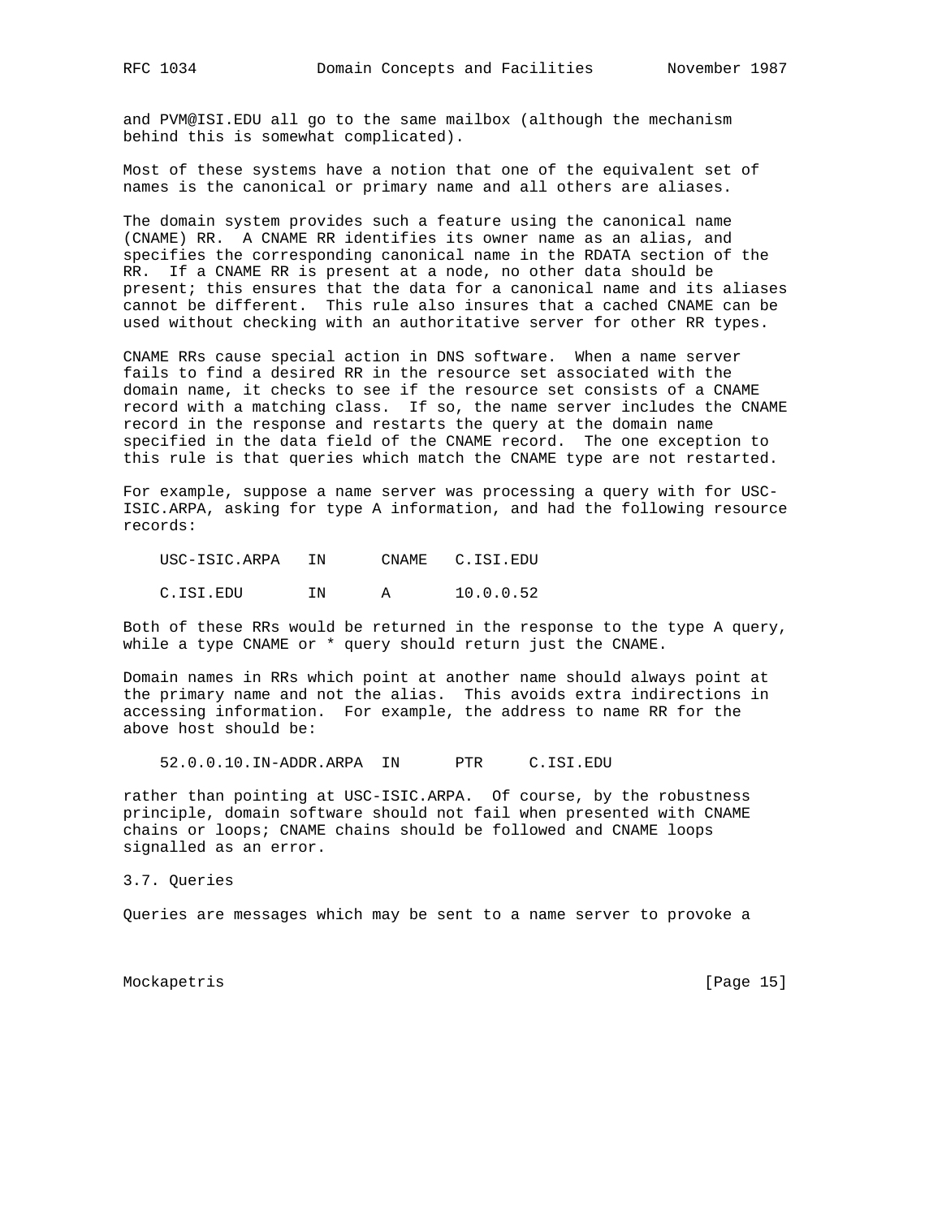and PVM@ISI.EDU all go to the same mailbox (although the mechanism behind this is somewhat complicated).

Most of these systems have a notion that one of the equivalent set of names is the canonical or primary name and all others are aliases.

The domain system provides such a feature using the canonical name (CNAME) RR. A CNAME RR identifies its owner name as an alias, and specifies the corresponding canonical name in the RDATA section of the RR. If a CNAME RR is present at a node, no other data should be present; this ensures that the data for a canonical name and its aliases cannot be different. This rule also insures that a cached CNAME can be used without checking with an authoritative server for other RR types.

CNAME RRs cause special action in DNS software. When a name server fails to find a desired RR in the resource set associated with the domain name, it checks to see if the resource set consists of a CNAME record with a matching class. If so, the name server includes the CNAME record in the response and restarts the query at the domain name specified in the data field of the CNAME record. The one exception to this rule is that queries which match the CNAME type are not restarted.

For example, suppose a name server was processing a query with for USC-ISIC.ARPA, asking for type A information, and had the following resource records:

```
USC-ISIC.ARPA   IN      CNAME   C.ISI.EDU

C.ISI.EDU       IN      A       10.0.0.52
```

Both of these RRs would be returned in the response to the type A query, while a type CNAME or * query should return just the CNAME.

Domain names in RRs which point at another name should always point at the primary name and not the alias. This avoids extra indirections in accessing information. For example, the address to name RR for the above host should be:

```
52.0.0.10.IN-ADDR.ARPA  IN      PTR     C.ISI.EDU
```

rather than pointing at USC-ISIC.ARPA. Of course, by the robustness principle, domain software should not fail when presented with CNAME chains or loops; CNAME chains should be followed and CNAME loops signalled as an error.

## 3.7. Queries

Queries are messages which may be sent to a name server to provoke a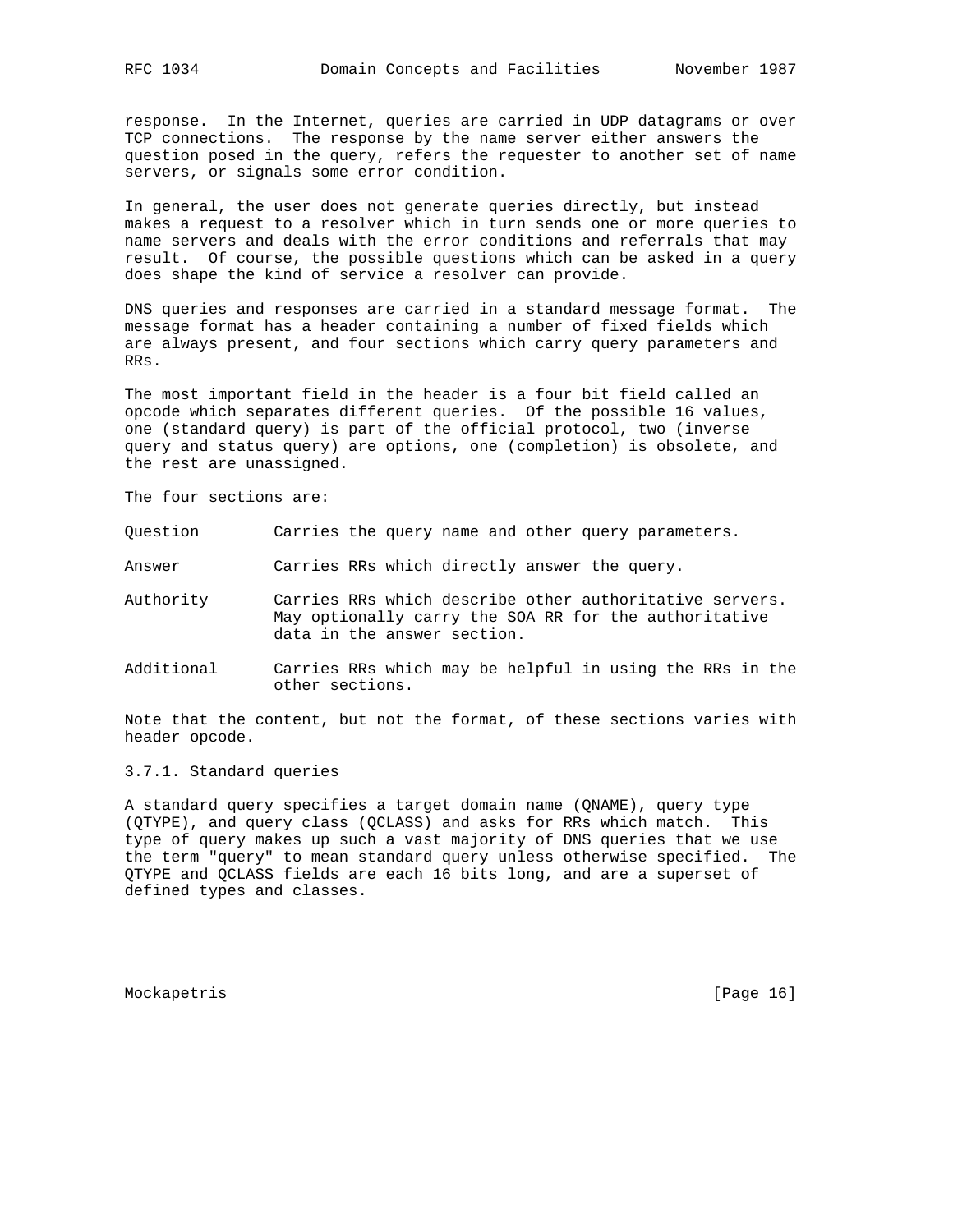response. In the Internet, queries are carried in UDP datagrams or over TCP connections. The response by the name server either answers the question posed in the query, refers the requester to another set of name servers, or signals some error condition.

In general, the user does not generate queries directly, but instead makes a request to a resolver which in turn sends one or more queries to name servers and deals with the error conditions and referrals that may result. Of course, the possible questions which can be asked in a query does shape the kind of service a resolver can provide.

DNS queries and responses are carried in a standard message format. The message format has a header containing a number of fixed fields which are always present, and four sections which carry query parameters and RRs.

The most important field in the header is a four bit field called an opcode which separates different queries. Of the possible 16 values, one (standard query) is part of the official protocol, two (inverse query and status query) are options, one (completion) is obsolete, and the rest are unassigned.

The four sections are:

- **Question** — Carries the query name and other query parameters.
- **Answer** — Carries RRs which directly answer the query.
- **Authority** — Carries RRs which describe other authoritative servers. May optionally carry the SOA RR for the authoritative data in the answer section.
- **Additional** — Carries RRs which may be helpful in using the RRs in the other sections.

Note that the content, but not the format, of these sections varies with header opcode.

### 3.7.1. Standard queries

A standard query specifies a target domain name (QNAME), query type (QTYPE), and query class (QCLASS) and asks for RRs which match. This type of query makes up such a vast majority of DNS queries that we use the term "query" to mean standard query unless otherwise specified. The QTYPE and QCLASS fields are each 16 bits long, and are a superset of defined types and classes.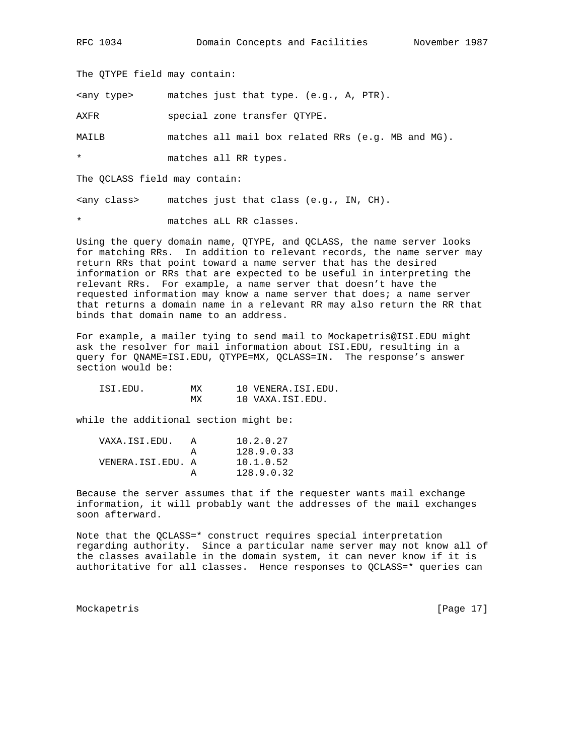The QTYPE field may contain:

```
<any type>      matches just that type. (e.g., A, PTR).

AXFR            special zone transfer QTYPE.

MAILB           matches all mail box related RRs (e.g. MB and MG).

*               matches all RR types.
```

The QCLASS field may contain:

```
<any class>     matches just that class (e.g., IN, CH).

*               matches aLL RR classes.
```

Using the query domain name, QTYPE, and QCLASS, the name server looks for matching RRs. In addition to relevant records, the name server may return RRs that point toward a name server that has the desired information or RRs that are expected to be useful in interpreting the relevant RRs. For example, a name server that doesn't have the requested information may know a name server that does; a name server that returns a domain name in a relevant RR may also return the RR that binds that domain name to an address.

For example, a mailer tying to send mail to Mockapetris@ISI.EDU might ask the resolver for mail information about ISI.EDU, resulting in a query for QNAME=ISI.EDU, QTYPE=MX, QCLASS=IN. The response's answer section would be:

```
    ISI.EDU.        MX      10 VENERA.ISI.EDU.
                    MX      10 VAXA.ISI.EDU.
```

while the additional section might be:

```
    VAXA.ISI.EDU.   A       10.2.0.27
                    A       128.9.0.33
    VENERA.ISI.EDU. A       10.1.0.52
                    A       128.9.0.32
```

Because the server assumes that if the requester wants mail exchange information, it will probably want the addresses of the mail exchanges soon afterward.

Note that the QCLASS=* construct requires special interpretation regarding authority. Since a particular name server may not know all of the classes available in the domain system, it can never know if it is authoritative for all classes. Hence responses to QCLASS=* queries can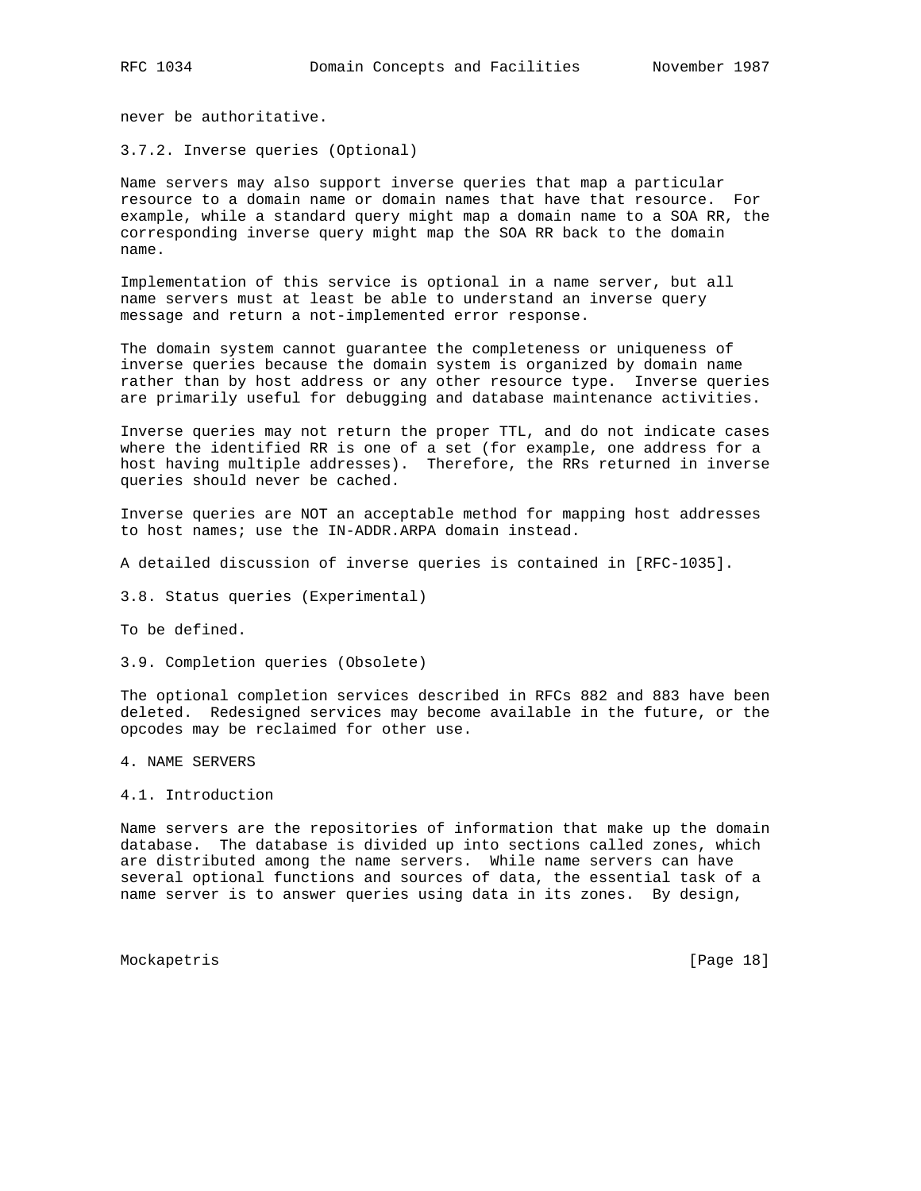never be authoritative.

### 3.7.2. Inverse queries (Optional)

Name servers may also support inverse queries that map a particular resource to a domain name or domain names that have that resource. For example, while a standard query might map a domain name to a SOA RR, the corresponding inverse query might map the SOA RR back to the domain name.

Implementation of this service is optional in a name server, but all name servers must at least be able to understand an inverse query message and return a not-implemented error response.

The domain system cannot guarantee the completeness or uniqueness of inverse queries because the domain system is organized by domain name rather than by host address or any other resource type. Inverse queries are primarily useful for debugging and database maintenance activities.

Inverse queries may not return the proper TTL, and do not indicate cases where the identified RR is one of a set (for example, one address for a host having multiple addresses). Therefore, the RRs returned in inverse queries should never be cached.

Inverse queries are NOT an acceptable method for mapping host addresses to host names; use the IN-ADDR.ARPA domain instead.

A detailed discussion of inverse queries is contained in [RFC-1035].

## 3.8. Status queries (Experimental)

To be defined.

## 3.9. Completion queries (Obsolete)

The optional completion services described in RFCs 882 and 883 have been deleted. Redesigned services may become available in the future, or the opcodes may be reclaimed for other use.

# 4. NAME SERVERS

## 4.1. Introduction

Name servers are the repositories of information that make up the domain database. The database is divided up into sections called zones, which are distributed among the name servers. While name servers can have several optional functions and sources of data, the essential task of a name server is to answer queries using data in its zones. By design,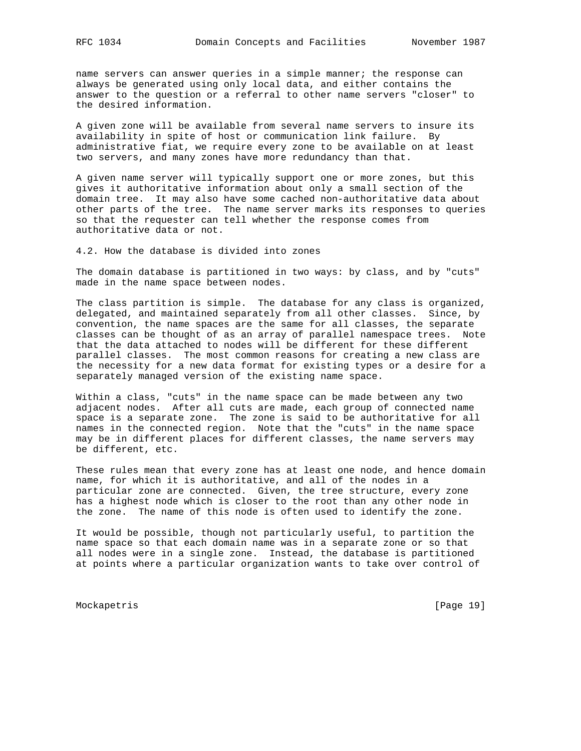name servers can answer queries in a simple manner; the response can always be generated using only local data, and either contains the answer to the question or a referral to other name servers "closer" to the desired information.

A given zone will be available from several name servers to insure its availability in spite of host or communication link failure. By administrative fiat, we require every zone to be available on at least two servers, and many zones have more redundancy than that.

A given name server will typically support one or more zones, but this gives it authoritative information about only a small section of the domain tree. It may also have some cached non-authoritative data about other parts of the tree. The name server marks its responses to queries so that the requester can tell whether the response comes from authoritative data or not.

## 4.2. How the database is divided into zones

The domain database is partitioned in two ways: by class, and by "cuts" made in the name space between nodes.

The class partition is simple. The database for any class is organized, delegated, and maintained separately from all other classes. Since, by convention, the name spaces are the same for all classes, the separate classes can be thought of as an array of parallel namespace trees. Note that the data attached to nodes will be different for these different parallel classes. The most common reasons for creating a new class are the necessity for a new data format for existing types or a desire for a separately managed version of the existing name space.

Within a class, "cuts" in the name space can be made between any two adjacent nodes. After all cuts are made, each group of connected name space is a separate zone. The zone is said to be authoritative for all names in the connected region. Note that the "cuts" in the name space may be in different places for different classes, the name servers may be different, etc.

These rules mean that every zone has at least one node, and hence domain name, for which it is authoritative, and all of the nodes in a particular zone are connected. Given, the tree structure, every zone has a highest node which is closer to the root than any other node in the zone. The name of this node is often used to identify the zone.

It would be possible, though not particularly useful, to partition the name space so that each domain name was in a separate zone or so that all nodes were in a single zone. Instead, the database is partitioned at points where a particular organization wants to take over control of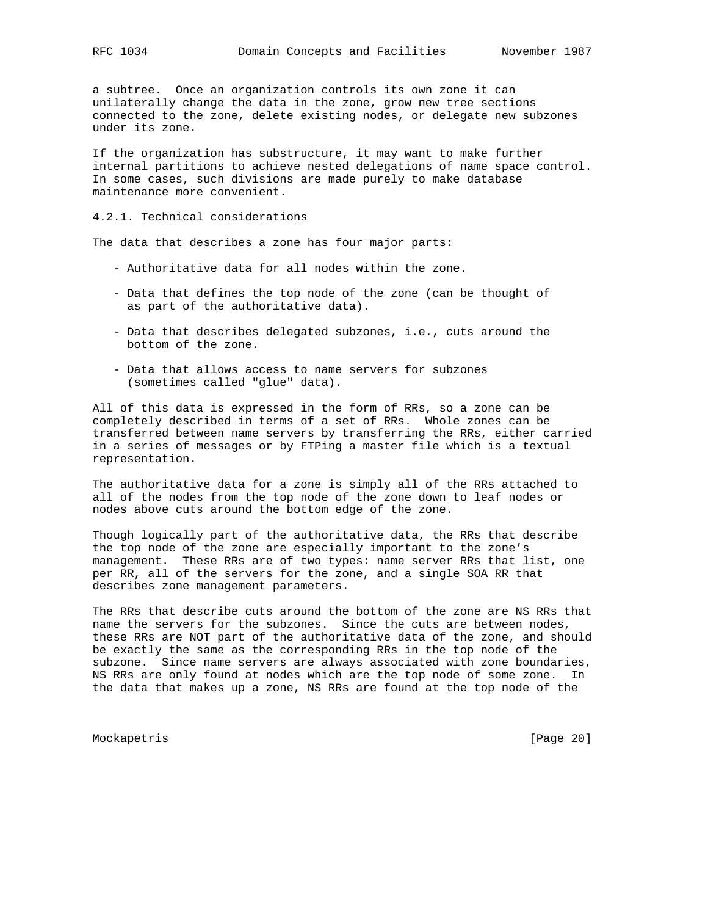a subtree. Once an organization controls its own zone it can unilaterally change the data in the zone, grow new tree sections connected to the zone, delete existing nodes, or delegate new subzones under its zone.

If the organization has substructure, it may want to make further internal partitions to achieve nested delegations of name space control. In some cases, such divisions are made purely to make database maintenance more convenient.

### 4.2.1. Technical considerations

The data that describes a zone has four major parts:

- Authoritative data for all nodes within the zone.
- Data that defines the top node of the zone (can be thought of as part of the authoritative data).
- Data that describes delegated subzones, i.e., cuts around the bottom of the zone.
- Data that allows access to name servers for subzones (sometimes called "glue" data).

All of this data is expressed in the form of RRs, so a zone can be completely described in terms of a set of RRs. Whole zones can be transferred between name servers by transferring the RRs, either carried in a series of messages or by FTPing a master file which is a textual representation.

The authoritative data for a zone is simply all of the RRs attached to all of the nodes from the top node of the zone down to leaf nodes or nodes above cuts around the bottom edge of the zone.

Though logically part of the authoritative data, the RRs that describe the top node of the zone are especially important to the zone's management. These RRs are of two types: name server RRs that list, one per RR, all of the servers for the zone, and a single SOA RR that describes zone management parameters.

The RRs that describe cuts around the bottom of the zone are NS RRs that name the servers for the subzones. Since the cuts are between nodes, these RRs are NOT part of the authoritative data of the zone, and should be exactly the same as the corresponding RRs in the top node of the subzone. Since name servers are always associated with zone boundaries, NS RRs are only found at nodes which are the top node of some zone. In the data that makes up a zone, NS RRs are found at the top node of the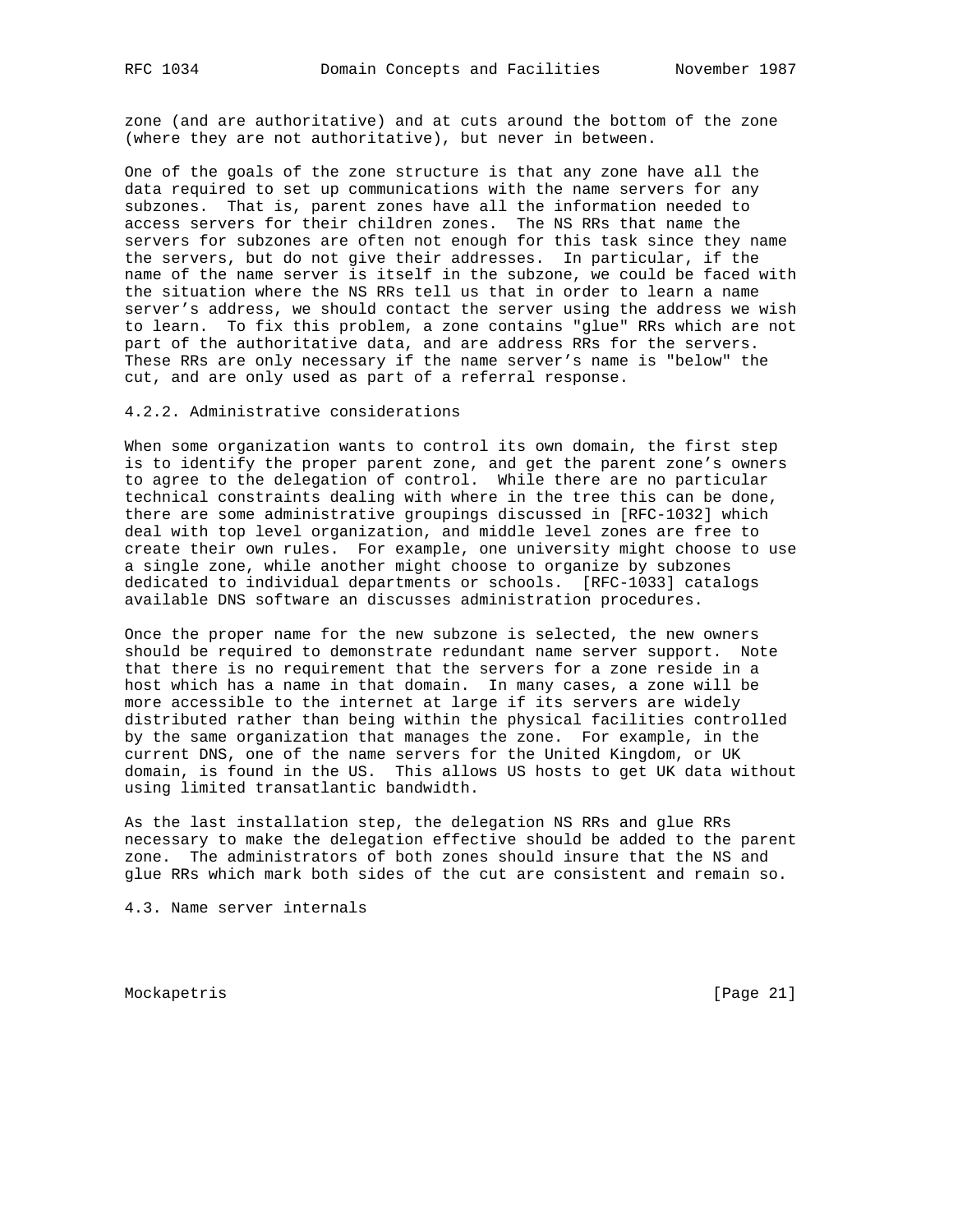zone (and are authoritative) and at cuts around the bottom of the zone (where they are not authoritative), but never in between.

One of the goals of the zone structure is that any zone have all the data required to set up communications with the name servers for any subzones. That is, parent zones have all the information needed to access servers for their children zones. The NS RRs that name the servers for subzones are often not enough for this task since they name the servers, but do not give their addresses. In particular, if the name of the name server is itself in the subzone, we could be faced with the situation where the NS RRs tell us that in order to learn a name server's address, we should contact the server using the address we wish to learn. To fix this problem, a zone contains "glue" RRs which are not part of the authoritative data, and are address RRs for the servers. These RRs are only necessary if the name server's name is "below" the cut, and are only used as part of a referral response.

### 4.2.2. Administrative considerations

When some organization wants to control its own domain, the first step is to identify the proper parent zone, and get the parent zone's owners to agree to the delegation of control. While there are no particular technical constraints dealing with where in the tree this can be done, there are some administrative groupings discussed in [RFC-1032] which deal with top level organization, and middle level zones are free to create their own rules. For example, one university might choose to use a single zone, while another might choose to organize by subzones dedicated to individual departments or schools. [RFC-1033] catalogs available DNS software an discusses administration procedures.

Once the proper name for the new subzone is selected, the new owners should be required to demonstrate redundant name server support. Note that there is no requirement that the servers for a zone reside in a host which has a name in that domain. In many cases, a zone will be more accessible to the internet at large if its servers are widely distributed rather than being within the physical facilities controlled by the same organization that manages the zone. For example, in the current DNS, one of the name servers for the United Kingdom, or UK domain, is found in the US. This allows US hosts to get UK data without using limited transatlantic bandwidth.

As the last installation step, the delegation NS RRs and glue RRs necessary to make the delegation effective should be added to the parent zone. The administrators of both zones should insure that the NS and glue RRs which mark both sides of the cut are consistent and remain so.

## 4.3. Name server internals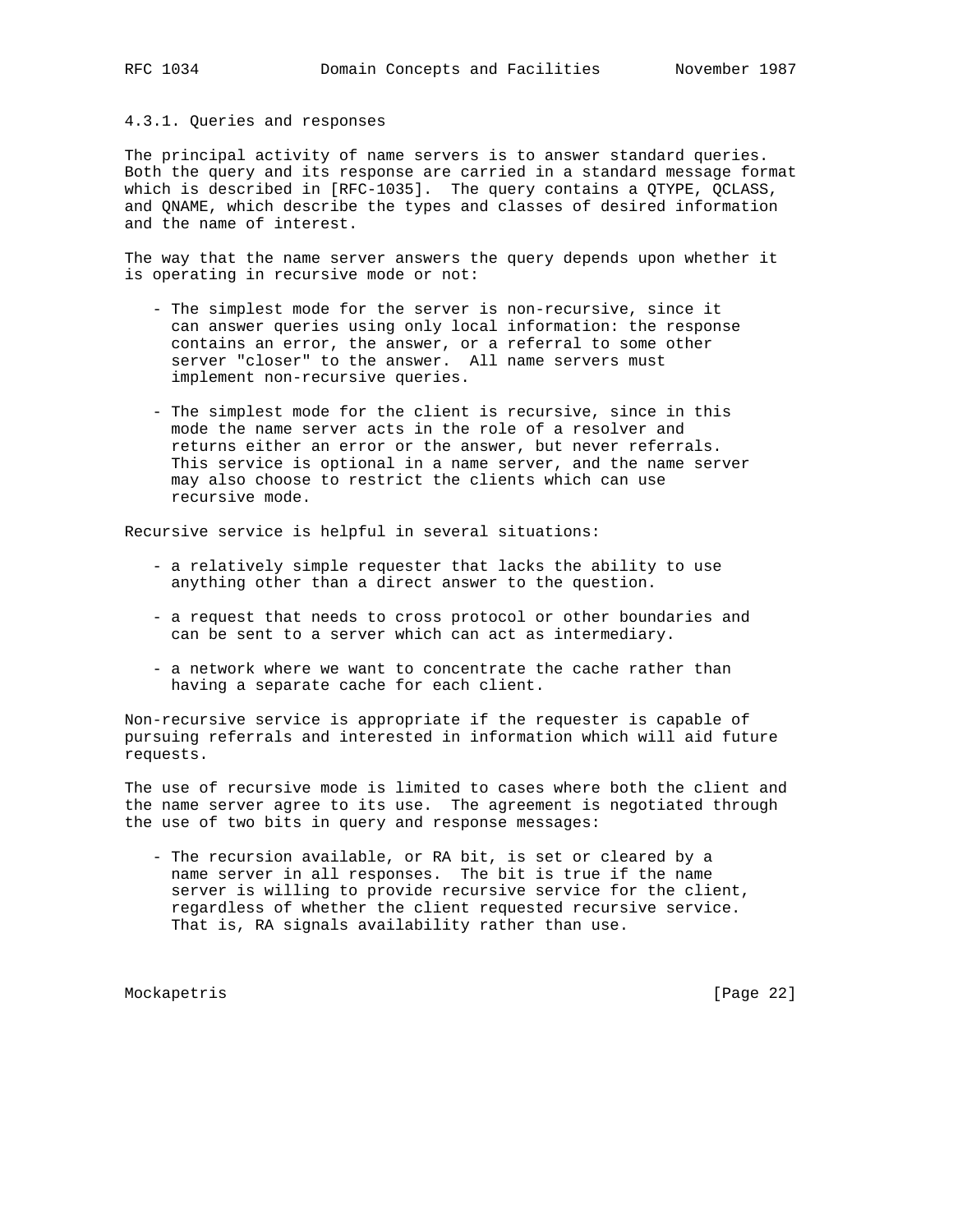### 4.3.1. Queries and responses

The principal activity of name servers is to answer standard queries. Both the query and its response are carried in a standard message format which is described in [RFC-1035]. The query contains a QTYPE, QCLASS, and QNAME, which describe the types and classes of desired information and the name of interest.

The way that the name server answers the query depends upon whether it is operating in recursive mode or not:

- The simplest mode for the server is non-recursive, since it can answer queries using only local information: the response contains an error, the answer, or a referral to some other server "closer" to the answer. All name servers must implement non-recursive queries.

- The simplest mode for the client is recursive, since in this mode the name server acts in the role of a resolver and returns either an error or the answer, but never referrals. This service is optional in a name server, and the name server may also choose to restrict the clients which can use recursive mode.

Recursive service is helpful in several situations:

- a relatively simple requester that lacks the ability to use anything other than a direct answer to the question.

- a request that needs to cross protocol or other boundaries and can be sent to a server which can act as intermediary.

- a network where we want to concentrate the cache rather than having a separate cache for each client.

Non-recursive service is appropriate if the requester is capable of pursuing referrals and interested in information which will aid future requests.

The use of recursive mode is limited to cases where both the client and the name server agree to its use. The agreement is negotiated through the use of two bits in query and response messages:

- The recursion available, or RA bit, is set or cleared by a name server in all responses. The bit is true if the name server is willing to provide recursive service for the client, regardless of whether the client requested recursive service. That is, RA signals availability rather than use.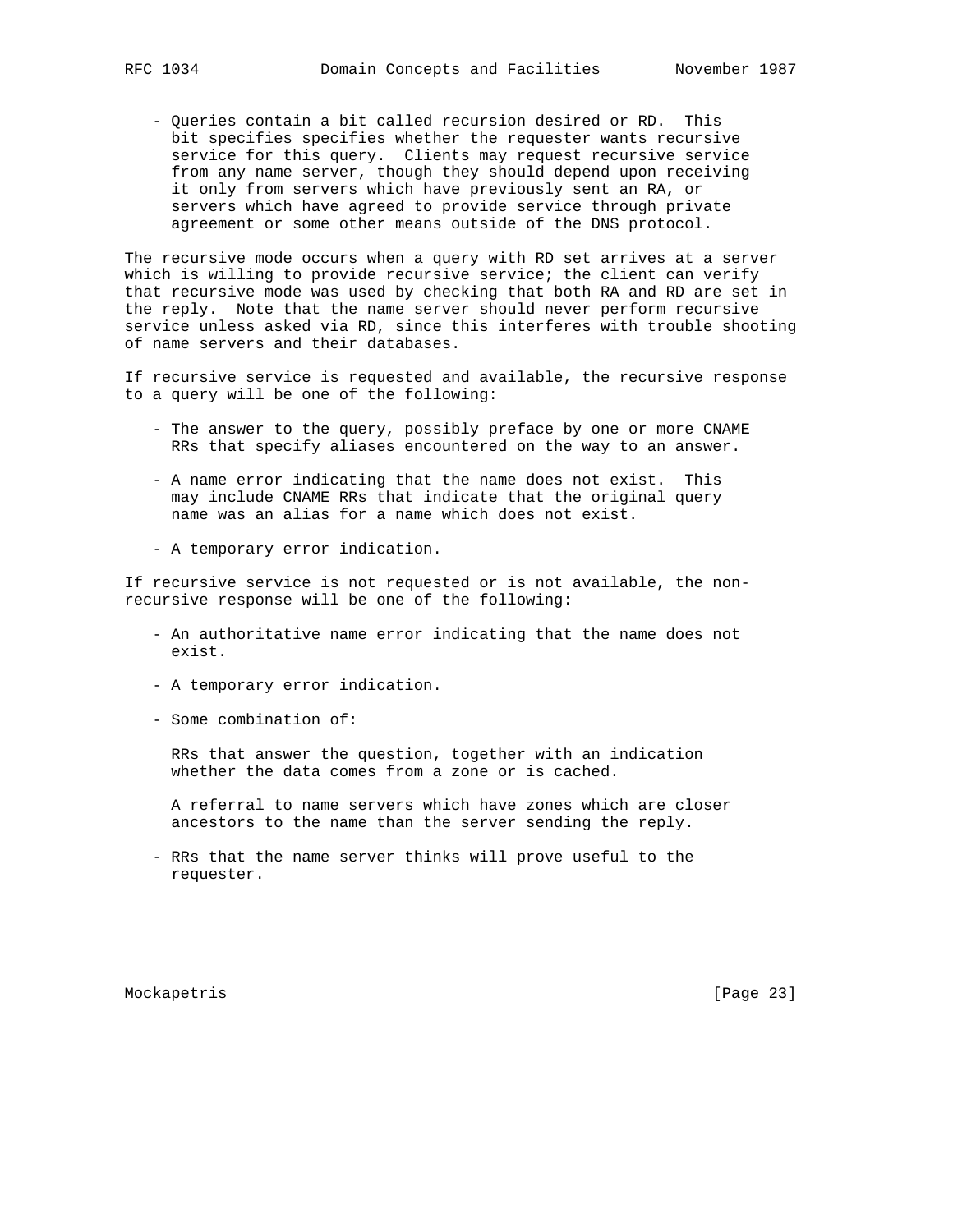- Queries contain a bit called recursion desired or RD. This bit specifies specifies whether the requester wants recursive service for this query. Clients may request recursive service from any name server, though they should depend upon receiving it only from servers which have previously sent an RA, or servers which have agreed to provide service through private agreement or some other means outside of the DNS protocol.

The recursive mode occurs when a query with RD set arrives at a server which is willing to provide recursive service; the client can verify that recursive mode was used by checking that both RA and RD are set in the reply. Note that the name server should never perform recursive service unless asked via RD, since this interferes with trouble shooting of name servers and their databases.

If recursive service is requested and available, the recursive response to a query will be one of the following:

- The answer to the query, possibly preface by one or more CNAME RRs that specify aliases encountered on the way to an answer.

- A name error indicating that the name does not exist. This may include CNAME RRs that indicate that the original query name was an alias for a name which does not exist.

- A temporary error indication.

If recursive service is not requested or is not available, the non-recursive response will be one of the following:

- An authoritative name error indicating that the name does not exist.

- A temporary error indication.

- Some combination of:

  RRs that answer the question, together with an indication whether the data comes from a zone or is cached.

  A referral to name servers which have zones which are closer ancestors to the name than the server sending the reply.

- RRs that the name server thinks will prove useful to the requester.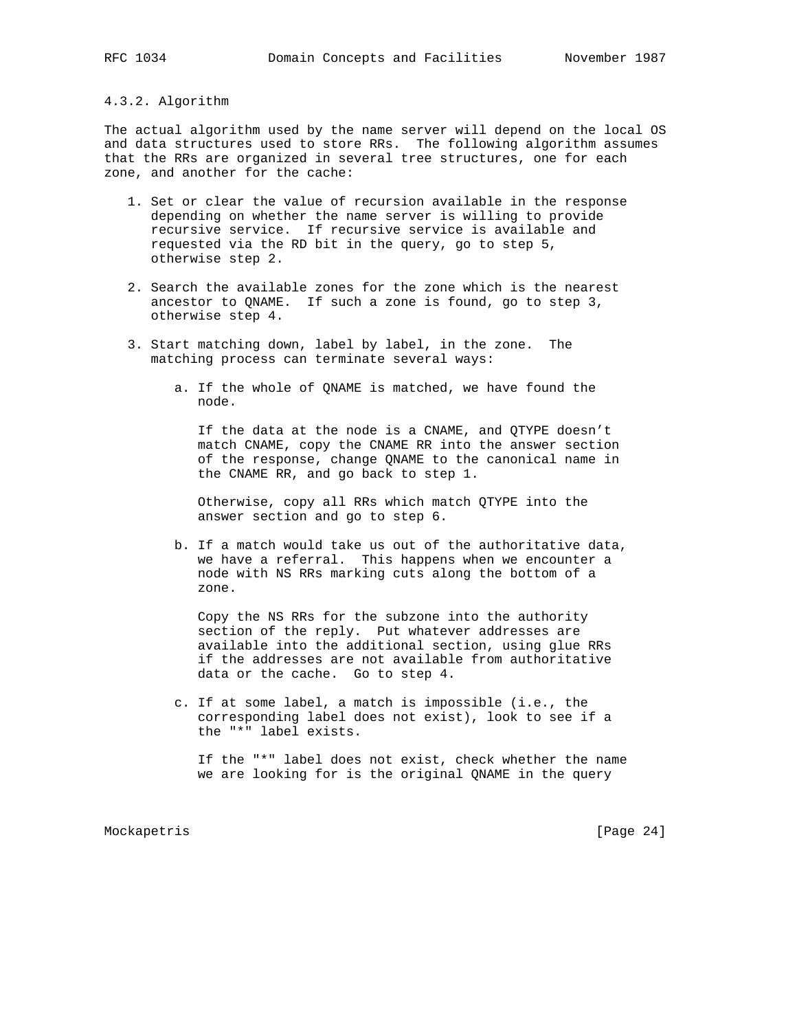### 4.3.2. Algorithm

The actual algorithm used by the name server will depend on the local OS and data structures used to store RRs. The following algorithm assumes that the RRs are organized in several tree structures, one for each zone, and another for the cache:

1. Set or clear the value of recursion available in the response depending on whether the name server is willing to provide recursive service. If recursive service is available and requested via the RD bit in the query, go to step 5, otherwise step 2.

2. Search the available zones for the zone which is the nearest ancestor to QNAME. If such a zone is found, go to step 3, otherwise step 4.

3. Start matching down, label by label, in the zone. The matching process can terminate several ways:

   a. If the whole of QNAME is matched, we have found the node.

      If the data at the node is a CNAME, and QTYPE doesn't match CNAME, copy the CNAME RR into the answer section of the response, change QNAME to the canonical name in the CNAME RR, and go back to step 1.

      Otherwise, copy all RRs which match QTYPE into the answer section and go to step 6.

   b. If a match would take us out of the authoritative data, we have a referral. This happens when we encounter a node with NS RRs marking cuts along the bottom of a zone.

      Copy the NS RRs for the subzone into the authority section of the reply. Put whatever addresses are available into the additional section, using glue RRs if the addresses are not available from authoritative data or the cache. Go to step 4.

   c. If at some label, a match is impossible (i.e., the corresponding label does not exist), look to see if a the "*" label exists.

      If the "*" label does not exist, check whether the name we are looking for is the original QNAME in the query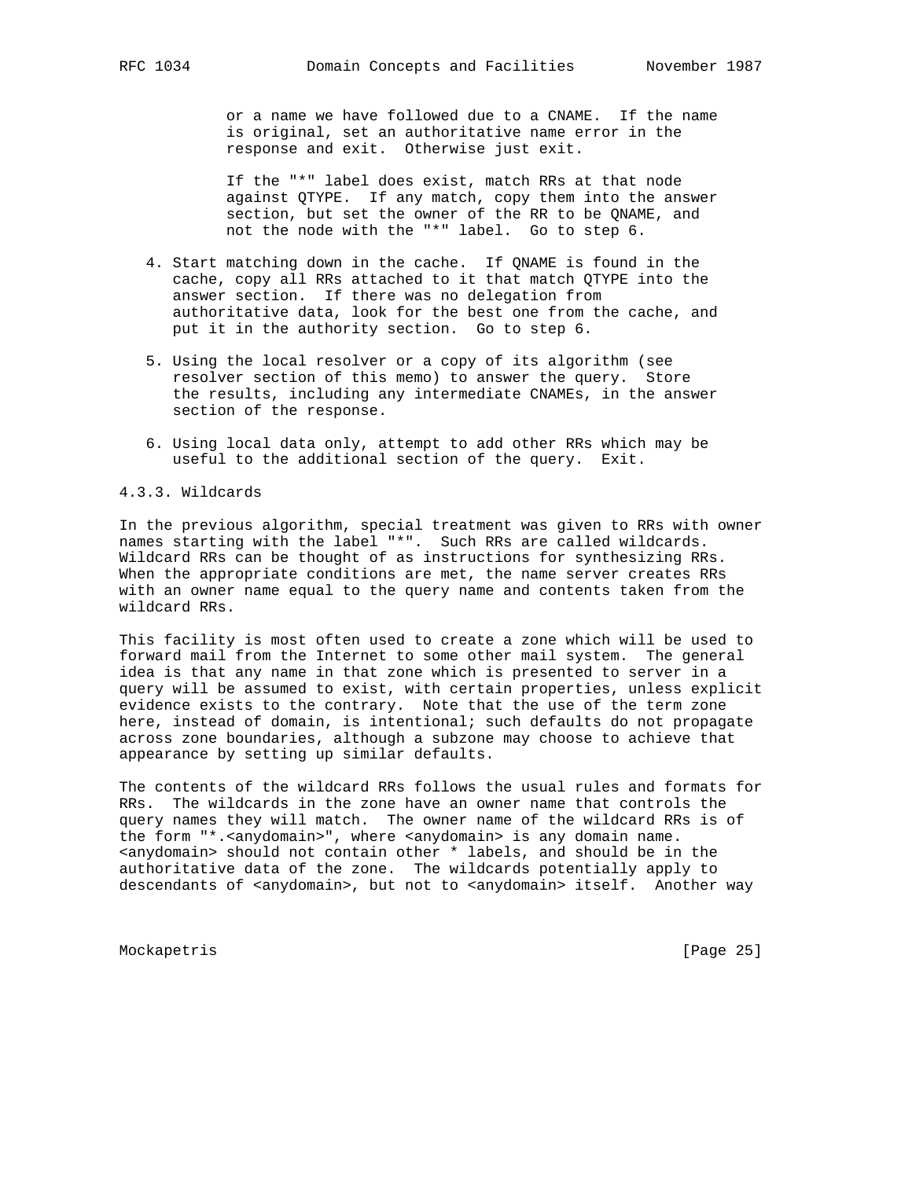or a name we have followed due to a CNAME. If the name is original, set an authoritative name error in the response and exit. Otherwise just exit.

If the "*" label does exist, match RRs at that node against QTYPE. If any match, copy them into the answer section, but set the owner of the RR to be QNAME, and not the node with the "*" label. Go to step 6.

4. Start matching down in the cache. If QNAME is found in the cache, copy all RRs attached to it that match QTYPE into the answer section. If there was no delegation from authoritative data, look for the best one from the cache, and put it in the authority section. Go to step 6.

5. Using the local resolver or a copy of its algorithm (see resolver section of this memo) to answer the query. Store the results, including any intermediate CNAMEs, in the answer section of the response.

6. Using local data only, attempt to add other RRs which may be useful to the additional section of the query. Exit.

### 4.3.3. Wildcards

In the previous algorithm, special treatment was given to RRs with owner names starting with the label "*". Such RRs are called wildcards. Wildcard RRs can be thought of as instructions for synthesizing RRs. When the appropriate conditions are met, the name server creates RRs with an owner name equal to the query name and contents taken from the wildcard RRs.

This facility is most often used to create a zone which will be used to forward mail from the Internet to some other mail system. The general idea is that any name in that zone which is presented to server in a query will be assumed to exist, with certain properties, unless explicit evidence exists to the contrary. Note that the use of the term zone here, instead of domain, is intentional; such defaults do not propagate across zone boundaries, although a subzone may choose to achieve that appearance by setting up similar defaults.

The contents of the wildcard RRs follows the usual rules and formats for RRs. The wildcards in the zone have an owner name that controls the query names they will match. The owner name of the wildcard RRs is of the form "*.<anydomain>", where <anydomain> is any domain name. <anydomain> should not contain other * labels, and should be in the authoritative data of the zone. The wildcards potentially apply to descendants of <anydomain>, but not to <anydomain> itself. Another way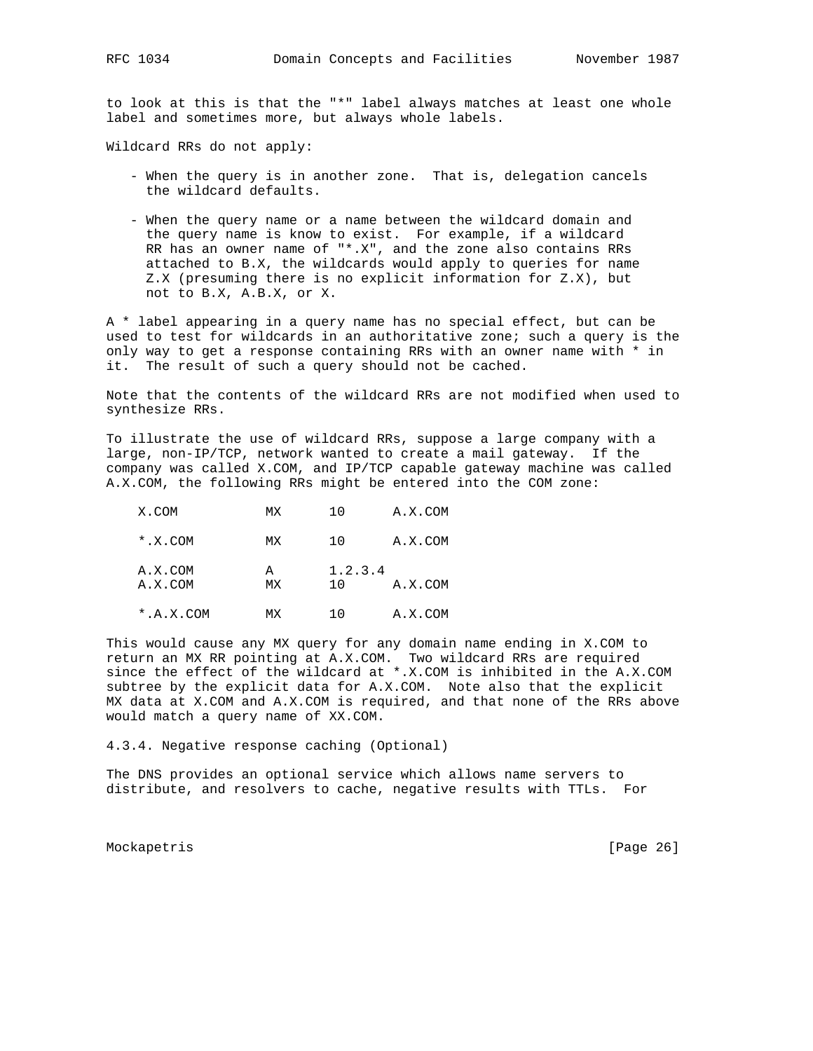to look at this is that the "*" label always matches at least one whole label and sometimes more, but always whole labels.

Wildcard RRs do not apply:

- When the query is in another zone. That is, delegation cancels the wildcard defaults.

- When the query name or a name between the wildcard domain and the query name is know to exist. For example, if a wildcard RR has an owner name of "*.X", and the zone also contains RRs attached to B.X, the wildcards would apply to queries for name Z.X (presuming there is no explicit information for Z.X), but not to B.X, A.B.X, or X.

A * label appearing in a query name has no special effect, but can be used to test for wildcards in an authoritative zone; such a query is the only way to get a response containing RRs with an owner name with * in it. The result of such a query should not be cached.

Note that the contents of the wildcard RRs are not modified when used to synthesize RRs.

To illustrate the use of wildcard RRs, suppose a large company with a large, non-IP/TCP, network wanted to create a mail gateway. If the company was called X.COM, and IP/TCP capable gateway machine was called A.X.COM, the following RRs might be entered into the COM zone:

```
    X.COM           MX      10      A.X.COM

    *.X.COM         MX      10      A.X.COM

    A.X.COM         A       1.2.3.4
    A.X.COM         MX      10      A.X.COM

    *.A.X.COM       MX      10      A.X.COM
```

This would cause any MX query for any domain name ending in X.COM to return an MX RR pointing at A.X.COM. Two wildcard RRs are required since the effect of the wildcard at *.X.COM is inhibited in the A.X.COM subtree by the explicit data for A.X.COM. Note also that the explicit MX data at X.COM and A.X.COM is required, and that none of the RRs above would match a query name of XX.COM.

4.3.4. Negative response caching (Optional)

The DNS provides an optional service which allows name servers to distribute, and resolvers to cache, negative results with TTLs. For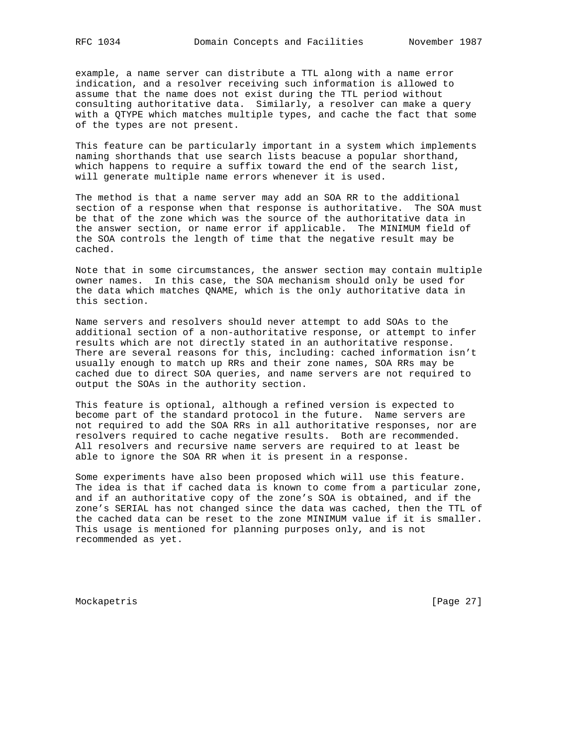example, a name server can distribute a TTL along with a name error indication, and a resolver receiving such information is allowed to assume that the name does not exist during the TTL period without consulting authoritative data. Similarly, a resolver can make a query with a QTYPE which matches multiple types, and cache the fact that some of the types are not present.

This feature can be particularly important in a system which implements naming shorthands that use search lists beacuse a popular shorthand, which happens to require a suffix toward the end of the search list, will generate multiple name errors whenever it is used.

The method is that a name server may add an SOA RR to the additional section of a response when that response is authoritative. The SOA must be that of the zone which was the source of the authoritative data in the answer section, or name error if applicable. The MINIMUM field of the SOA controls the length of time that the negative result may be cached.

Note that in some circumstances, the answer section may contain multiple owner names. In this case, the SOA mechanism should only be used for the data which matches QNAME, which is the only authoritative data in this section.

Name servers and resolvers should never attempt to add SOAs to the additional section of a non-authoritative response, or attempt to infer results which are not directly stated in an authoritative response. There are several reasons for this, including: cached information isn't usually enough to match up RRs and their zone names, SOA RRs may be cached due to direct SOA queries, and name servers are not required to output the SOAs in the authority section.

This feature is optional, although a refined version is expected to become part of the standard protocol in the future. Name servers are not required to add the SOA RRs in all authoritative responses, nor are resolvers required to cache negative results. Both are recommended. All resolvers and recursive name servers are required to at least be able to ignore the SOA RR when it is present in a response.

Some experiments have also been proposed which will use this feature. The idea is that if cached data is known to come from a particular zone, and if an authoritative copy of the zone's SOA is obtained, and if the zone's SERIAL has not changed since the data was cached, then the TTL of the cached data can be reset to the zone MINIMUM value if it is smaller. This usage is mentioned for planning purposes only, and is not recommended as yet.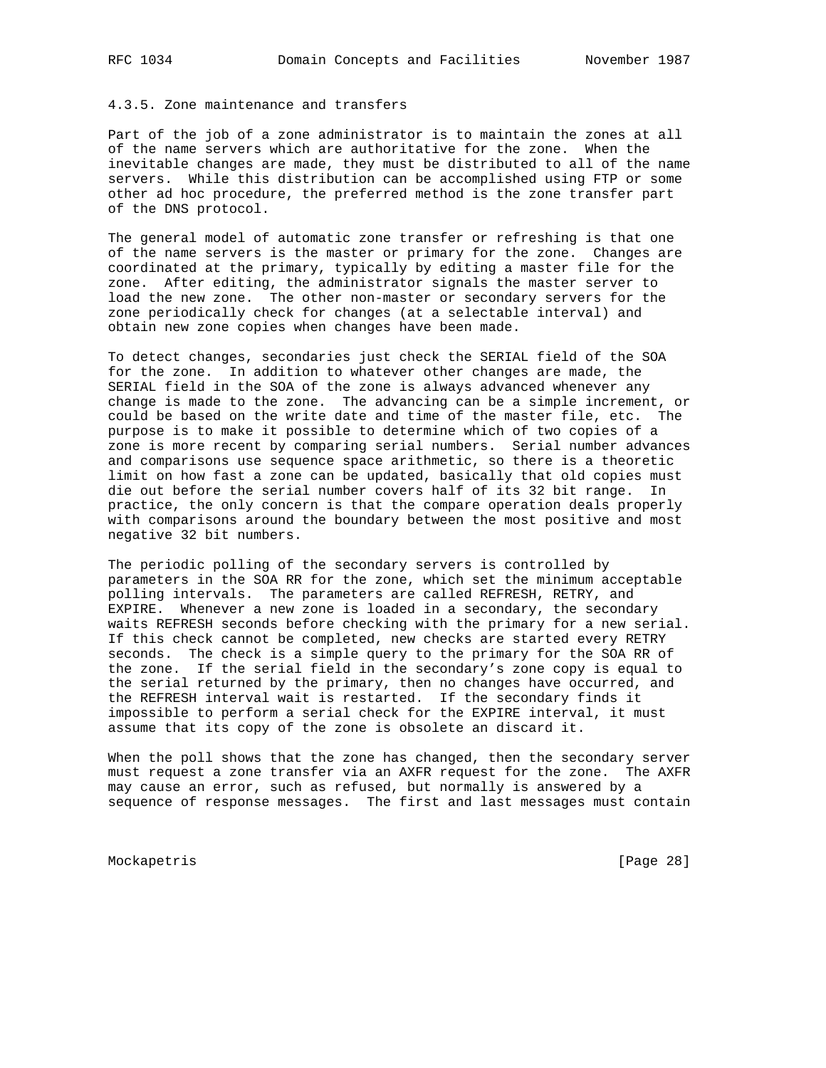### 4.3.5. Zone maintenance and transfers

Part of the job of a zone administrator is to maintain the zones at all of the name servers which are authoritative for the zone. When the inevitable changes are made, they must be distributed to all of the name servers. While this distribution can be accomplished using FTP or some other ad hoc procedure, the preferred method is the zone transfer part of the DNS protocol.

The general model of automatic zone transfer or refreshing is that one of the name servers is the master or primary for the zone. Changes are coordinated at the primary, typically by editing a master file for the zone. After editing, the administrator signals the master server to load the new zone. The other non-master or secondary servers for the zone periodically check for changes (at a selectable interval) and obtain new zone copies when changes have been made.

To detect changes, secondaries just check the SERIAL field of the SOA for the zone. In addition to whatever other changes are made, the SERIAL field in the SOA of the zone is always advanced whenever any change is made to the zone. The advancing can be a simple increment, or could be based on the write date and time of the master file, etc. The purpose is to make it possible to determine which of two copies of a zone is more recent by comparing serial numbers. Serial number advances and comparisons use sequence space arithmetic, so there is a theoretic limit on how fast a zone can be updated, basically that old copies must die out before the serial number covers half of its 32 bit range. In practice, the only concern is that the compare operation deals properly with comparisons around the boundary between the most positive and most negative 32 bit numbers.

The periodic polling of the secondary servers is controlled by parameters in the SOA RR for the zone, which set the minimum acceptable polling intervals. The parameters are called REFRESH, RETRY, and EXPIRE. Whenever a new zone is loaded in a secondary, the secondary waits REFRESH seconds before checking with the primary for a new serial. If this check cannot be completed, new checks are started every RETRY seconds. The check is a simple query to the primary for the SOA RR of the zone. If the serial field in the secondary's zone copy is equal to the serial returned by the primary, then no changes have occurred, and the REFRESH interval wait is restarted. If the secondary finds it impossible to perform a serial check for the EXPIRE interval, it must assume that its copy of the zone is obsolete an discard it.

When the poll shows that the zone has changed, then the secondary server must request a zone transfer via an AXFR request for the zone. The AXFR may cause an error, such as refused, but normally is answered by a sequence of response messages. The first and last messages must contain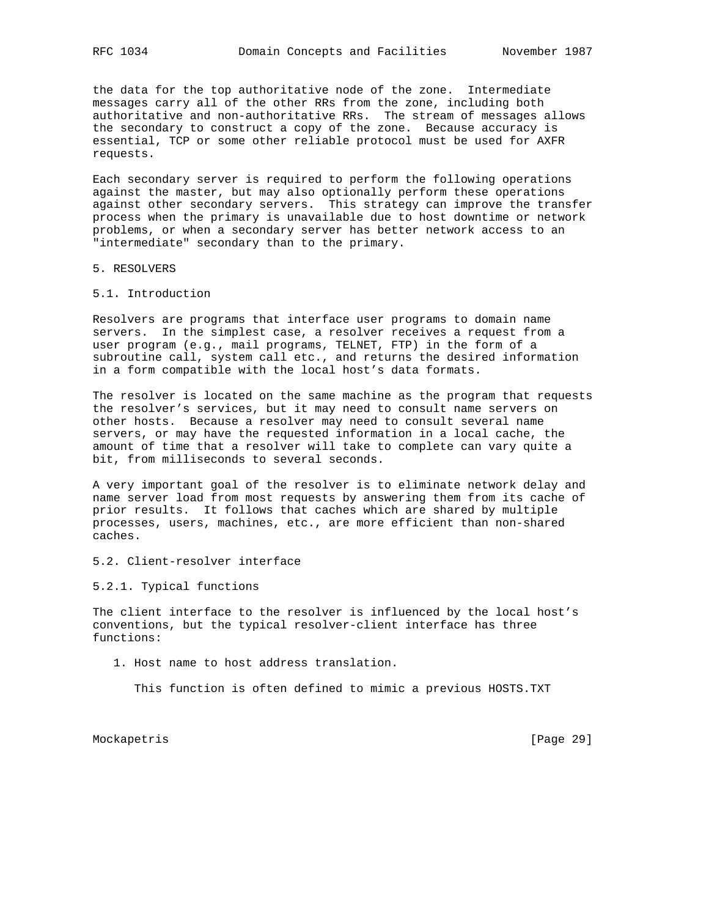the data for the top authoritative node of the zone. Intermediate messages carry all of the other RRs from the zone, including both authoritative and non-authoritative RRs. The stream of messages allows the secondary to construct a copy of the zone. Because accuracy is essential, TCP or some other reliable protocol must be used for AXFR requests.

Each secondary server is required to perform the following operations against the master, but may also optionally perform these operations against other secondary servers. This strategy can improve the transfer process when the primary is unavailable due to host downtime or network problems, or when a secondary server has better network access to an "intermediate" secondary than to the primary.

# 5. RESOLVERS

## 5.1. Introduction

Resolvers are programs that interface user programs to domain name servers. In the simplest case, a resolver receives a request from a user program (e.g., mail programs, TELNET, FTP) in the form of a subroutine call, system call etc., and returns the desired information in a form compatible with the local host's data formats.

The resolver is located on the same machine as the program that requests the resolver's services, but it may need to consult name servers on other hosts. Because a resolver may need to consult several name servers, or may have the requested information in a local cache, the amount of time that a resolver will take to complete can vary quite a bit, from milliseconds to several seconds.

A very important goal of the resolver is to eliminate network delay and name server load from most requests by answering them from its cache of prior results. It follows that caches which are shared by multiple processes, users, machines, etc., are more efficient than non-shared caches.

## 5.2. Client-resolver interface

### 5.2.1. Typical functions

The client interface to the resolver is influenced by the local host's conventions, but the typical resolver-client interface has three functions:

1. Host name to host address translation.

   This function is often defined to mimic a previous HOSTS.TXT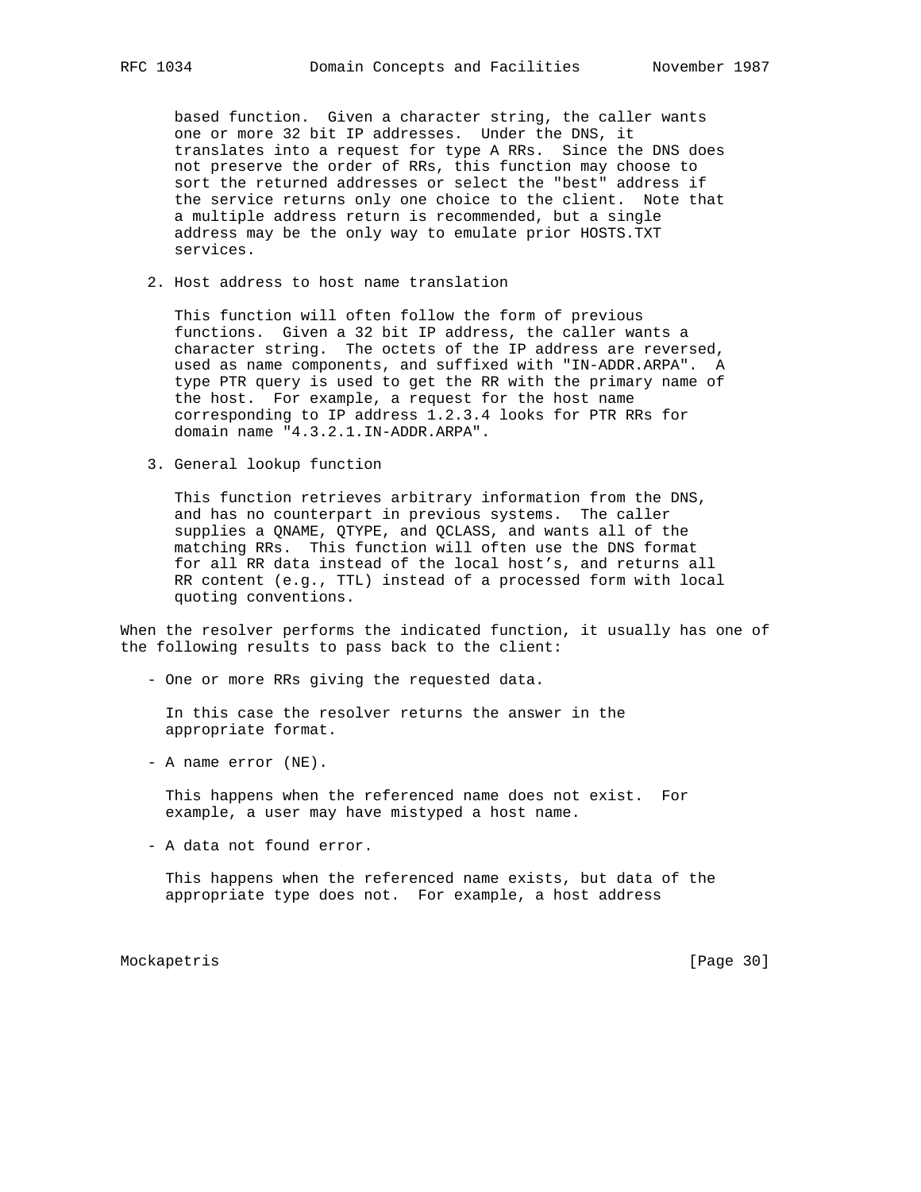based function. Given a character string, the caller wants one or more 32 bit IP addresses. Under the DNS, it translates into a request for type A RRs. Since the DNS does not preserve the order of RRs, this function may choose to sort the returned addresses or select the "best" address if the service returns only one choice to the client. Note that a multiple address return is recommended, but a single address may be the only way to emulate prior HOSTS.TXT services.

2. Host address to host name translation

   This function will often follow the form of previous functions. Given a 32 bit IP address, the caller wants a character string. The octets of the IP address are reversed, used as name components, and suffixed with "IN-ADDR.ARPA". A type PTR query is used to get the RR with the primary name of the host. For example, a request for the host name corresponding to IP address 1.2.3.4 looks for PTR RRs for domain name "4.3.2.1.IN-ADDR.ARPA".

3. General lookup function

   This function retrieves arbitrary information from the DNS, and has no counterpart in previous systems. The caller supplies a QNAME, QTYPE, and QCLASS, and wants all of the matching RRs. This function will often use the DNS format for all RR data instead of the local host's, and returns all RR content (e.g., TTL) instead of a processed form with local quoting conventions.

When the resolver performs the indicated function, it usually has one of the following results to pass back to the client:

- One or more RRs giving the requested data.

  In this case the resolver returns the answer in the appropriate format.

- A name error (NE).

  This happens when the referenced name does not exist. For example, a user may have mistyped a host name.

- A data not found error.

  This happens when the referenced name exists, but data of the appropriate type does not. For example, a host address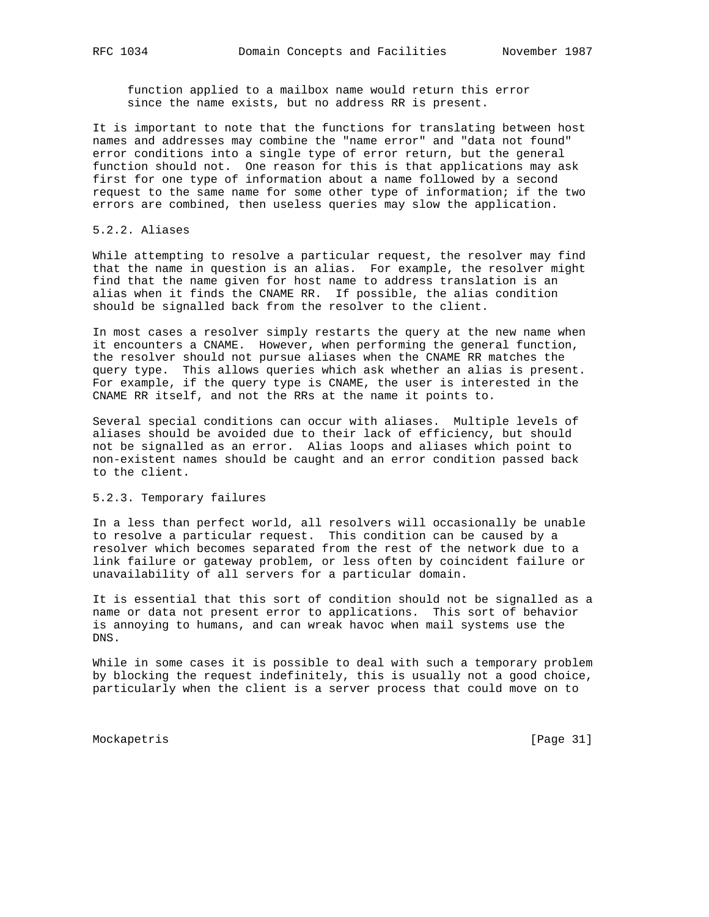function applied to a mailbox name would return this error since the name exists, but no address RR is present.

It is important to note that the functions for translating between host names and addresses may combine the "name error" and "data not found" error conditions into a single type of error return, but the general function should not. One reason for this is that applications may ask first for one type of information about a name followed by a second request to the same name for some other type of information; if the two errors are combined, then useless queries may slow the application.

### 5.2.2. Aliases

While attempting to resolve a particular request, the resolver may find that the name in question is an alias. For example, the resolver might find that the name given for host name to address translation is an alias when it finds the CNAME RR. If possible, the alias condition should be signalled back from the resolver to the client.

In most cases a resolver simply restarts the query at the new name when it encounters a CNAME. However, when performing the general function, the resolver should not pursue aliases when the CNAME RR matches the query type. This allows queries which ask whether an alias is present. For example, if the query type is CNAME, the user is interested in the CNAME RR itself, and not the RRs at the name it points to.

Several special conditions can occur with aliases. Multiple levels of aliases should be avoided due to their lack of efficiency, but should not be signalled as an error. Alias loops and aliases which point to non-existent names should be caught and an error condition passed back to the client.

### 5.2.3. Temporary failures

In a less than perfect world, all resolvers will occasionally be unable to resolve a particular request. This condition can be caused by a resolver which becomes separated from the rest of the network due to a link failure or gateway problem, or less often by coincident failure or unavailability of all servers for a particular domain.

It is essential that this sort of condition should not be signalled as a name or data not present error to applications. This sort of behavior is annoying to humans, and can wreak havoc when mail systems use the DNS.

While in some cases it is possible to deal with such a temporary problem by blocking the request indefinitely, this is usually not a good choice, particularly when the client is a server process that could move on to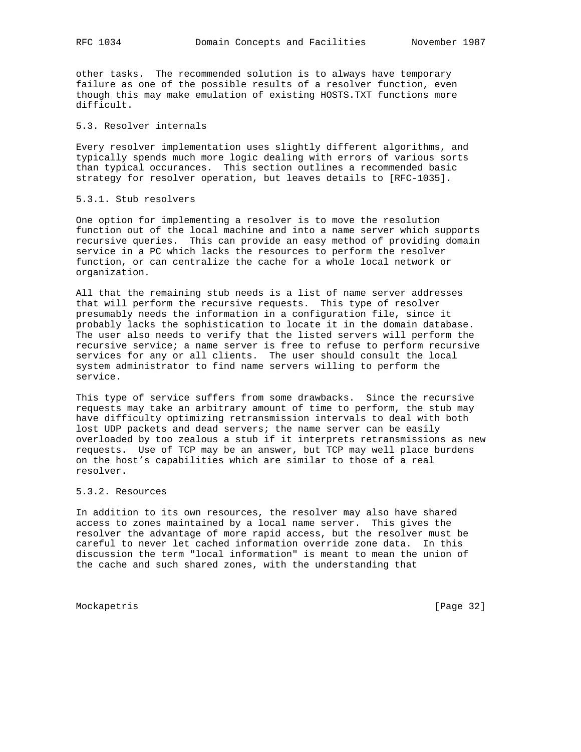other tasks. The recommended solution is to always have temporary failure as one of the possible results of a resolver function, even though this may make emulation of existing HOSTS.TXT functions more difficult.

### 5.3. Resolver internals

Every resolver implementation uses slightly different algorithms, and typically spends much more logic dealing with errors of various sorts than typical occurances. This section outlines a recommended basic strategy for resolver operation, but leaves details to [RFC-1035].

#### 5.3.1. Stub resolvers

One option for implementing a resolver is to move the resolution function out of the local machine and into a name server which supports recursive queries. This can provide an easy method of providing domain service in a PC which lacks the resources to perform the resolver function, or can centralize the cache for a whole local network or organization.

All that the remaining stub needs is a list of name server addresses that will perform the recursive requests. This type of resolver presumably needs the information in a configuration file, since it probably lacks the sophistication to locate it in the domain database. The user also needs to verify that the listed servers will perform the recursive service; a name server is free to refuse to perform recursive services for any or all clients. The user should consult the local system administrator to find name servers willing to perform the service.

This type of service suffers from some drawbacks. Since the recursive requests may take an arbitrary amount of time to perform, the stub may have difficulty optimizing retransmission intervals to deal with both lost UDP packets and dead servers; the name server can be easily overloaded by too zealous a stub if it interprets retransmissions as new requests. Use of TCP may be an answer, but TCP may well place burdens on the host's capabilities which are similar to those of a real resolver.

#### 5.3.2. Resources

In addition to its own resources, the resolver may also have shared access to zones maintained by a local name server. This gives the resolver the advantage of more rapid access, but the resolver must be careful to never let cached information override zone data. In this discussion the term "local information" is meant to mean the union of the cache and such shared zones, with the understanding that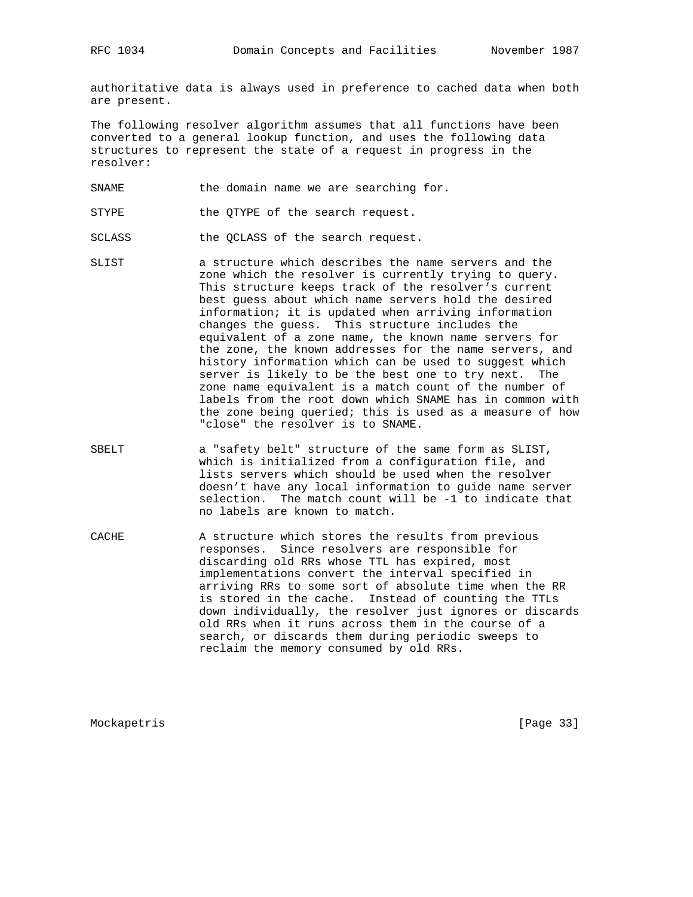authoritative data is always used in preference to cached data when both are present.

The following resolver algorithm assumes that all functions have been converted to a general lookup function, and uses the following data structures to represent the state of a request in progress in the resolver:

SNAME the domain name we are searching for.

STYPE the QTYPE of the search request.

SCLASS the QCLASS of the search request.

SLIST a structure which describes the name servers and the zone which the resolver is currently trying to query. This structure keeps track of the resolver's current best guess about which name servers hold the desired information; it is updated when arriving information changes the guess. This structure includes the equivalent of a zone name, the known name servers for the zone, the known addresses for the name servers, and history information which can be used to suggest which server is likely to be the best one to try next. The zone name equivalent is a match count of the number of labels from the root down which SNAME has in common with the zone being queried; this is used as a measure of how "close" the resolver is to SNAME.

SBELT a "safety belt" structure of the same form as SLIST, which is initialized from a configuration file, and lists servers which should be used when the resolver doesn't have any local information to guide name server selection. The match count will be -1 to indicate that no labels are known to match.

CACHE A structure which stores the results from previous responses. Since resolvers are responsible for discarding old RRs whose TTL has expired, most implementations convert the interval specified in arriving RRs to some sort of absolute time when the RR is stored in the cache. Instead of counting the TTLs down individually, the resolver just ignores or discards old RRs when it runs across them in the course of a search, or discards them during periodic sweeps to reclaim the memory consumed by old RRs.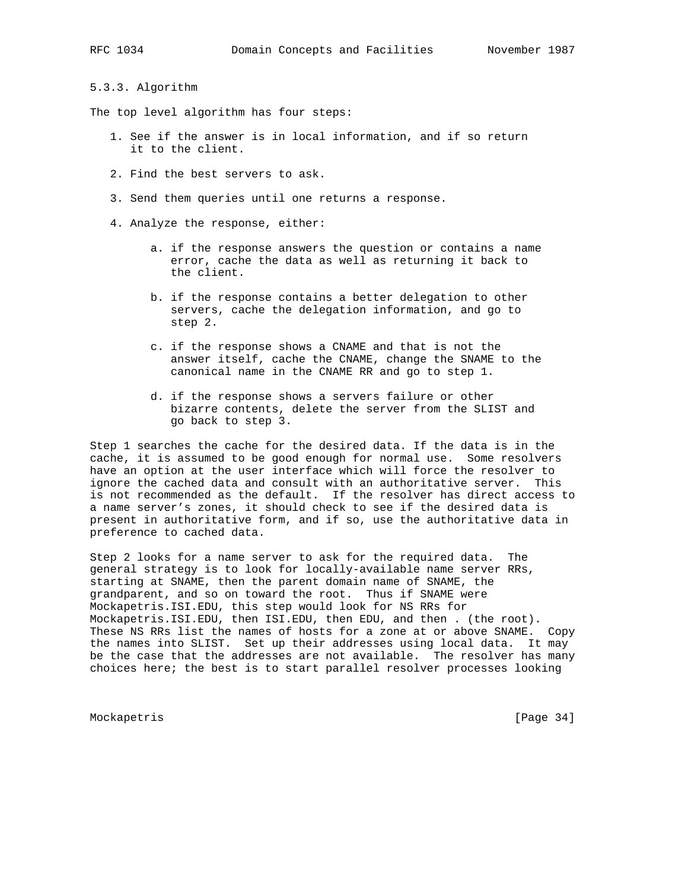### 5.3.3. Algorithm

The top level algorithm has four steps:

1. See if the answer is in local information, and if so return it to the client.

2. Find the best servers to ask.

3. Send them queries until one returns a response.

4. Analyze the response, either:

   a. if the response answers the question or contains a name error, cache the data as well as returning it back to the client.

   b. if the response contains a better delegation to other servers, cache the delegation information, and go to step 2.

   c. if the response shows a CNAME and that is not the answer itself, cache the CNAME, change the SNAME to the canonical name in the CNAME RR and go to step 1.

   d. if the response shows a servers failure or other bizarre contents, delete the server from the SLIST and go back to step 3.

Step 1 searches the cache for the desired data. If the data is in the cache, it is assumed to be good enough for normal use. Some resolvers have an option at the user interface which will force the resolver to ignore the cached data and consult with an authoritative server. This is not recommended as the default. If the resolver has direct access to a name server's zones, it should check to see if the desired data is present in authoritative form, and if so, use the authoritative data in preference to cached data.

Step 2 looks for a name server to ask for the required data. The general strategy is to look for locally-available name server RRs, starting at SNAME, then the parent domain name of SNAME, the grandparent, and so on toward the root. Thus if SNAME were Mockapetris.ISI.EDU, this step would look for NS RRs for Mockapetris.ISI.EDU, then ISI.EDU, then EDU, and then . (the root). These NS RRs list the names of hosts for a zone at or above SNAME. Copy the names into SLIST. Set up their addresses using local data. It may be the case that the addresses are not available. The resolver has many choices here; the best is to start parallel resolver processes looking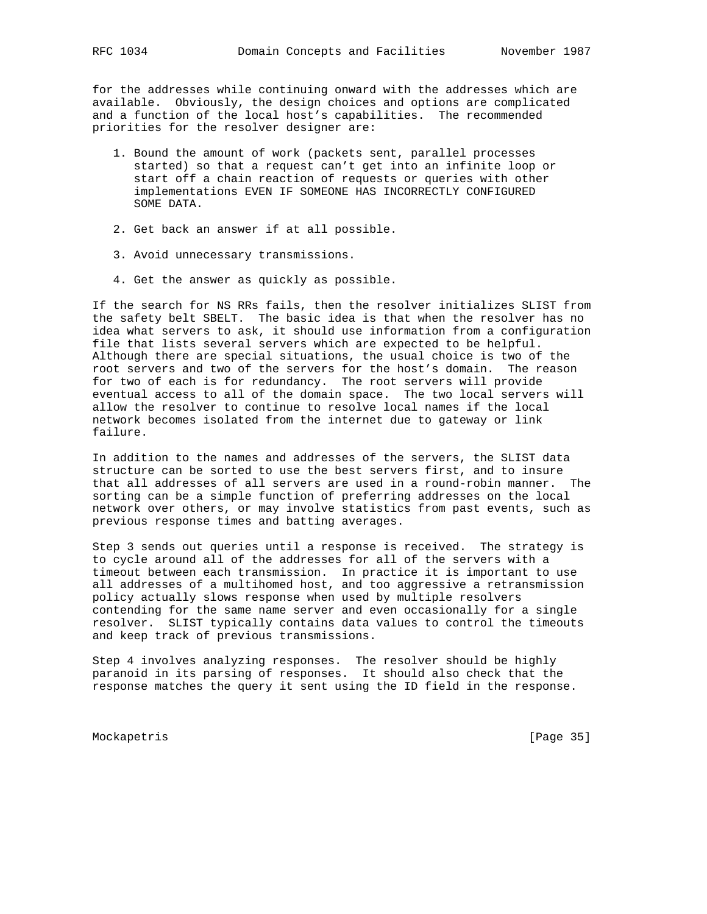for the addresses while continuing onward with the addresses which are available. Obviously, the design choices and options are complicated and a function of the local host's capabilities. The recommended priorities for the resolver designer are:

1. Bound the amount of work (packets sent, parallel processes started) so that a request can't get into an infinite loop or start off a chain reaction of requests or queries with other implementations EVEN IF SOMEONE HAS INCORRECTLY CONFIGURED SOME DATA.

2. Get back an answer if at all possible.

3. Avoid unnecessary transmissions.

4. Get the answer as quickly as possible.

If the search for NS RRs fails, then the resolver initializes SLIST from the safety belt SBELT. The basic idea is that when the resolver has no idea what servers to ask, it should use information from a configuration file that lists several servers which are expected to be helpful. Although there are special situations, the usual choice is two of the root servers and two of the servers for the host's domain. The reason for two of each is for redundancy. The root servers will provide eventual access to all of the domain space. The two local servers will allow the resolver to continue to resolve local names if the local network becomes isolated from the internet due to gateway or link failure.

In addition to the names and addresses of the servers, the SLIST data structure can be sorted to use the best servers first, and to insure that all addresses of all servers are used in a round-robin manner. The sorting can be a simple function of preferring addresses on the local network over others, or may involve statistics from past events, such as previous response times and batting averages.

Step 3 sends out queries until a response is received. The strategy is to cycle around all of the addresses for all of the servers with a timeout between each transmission. In practice it is important to use all addresses of a multihomed host, and too aggressive a retransmission policy actually slows response when used by multiple resolvers contending for the same name server and even occasionally for a single resolver. SLIST typically contains data values to control the timeouts and keep track of previous transmissions.

Step 4 involves analyzing responses. The resolver should be highly paranoid in its parsing of responses. It should also check that the response matches the query it sent using the ID field in the response.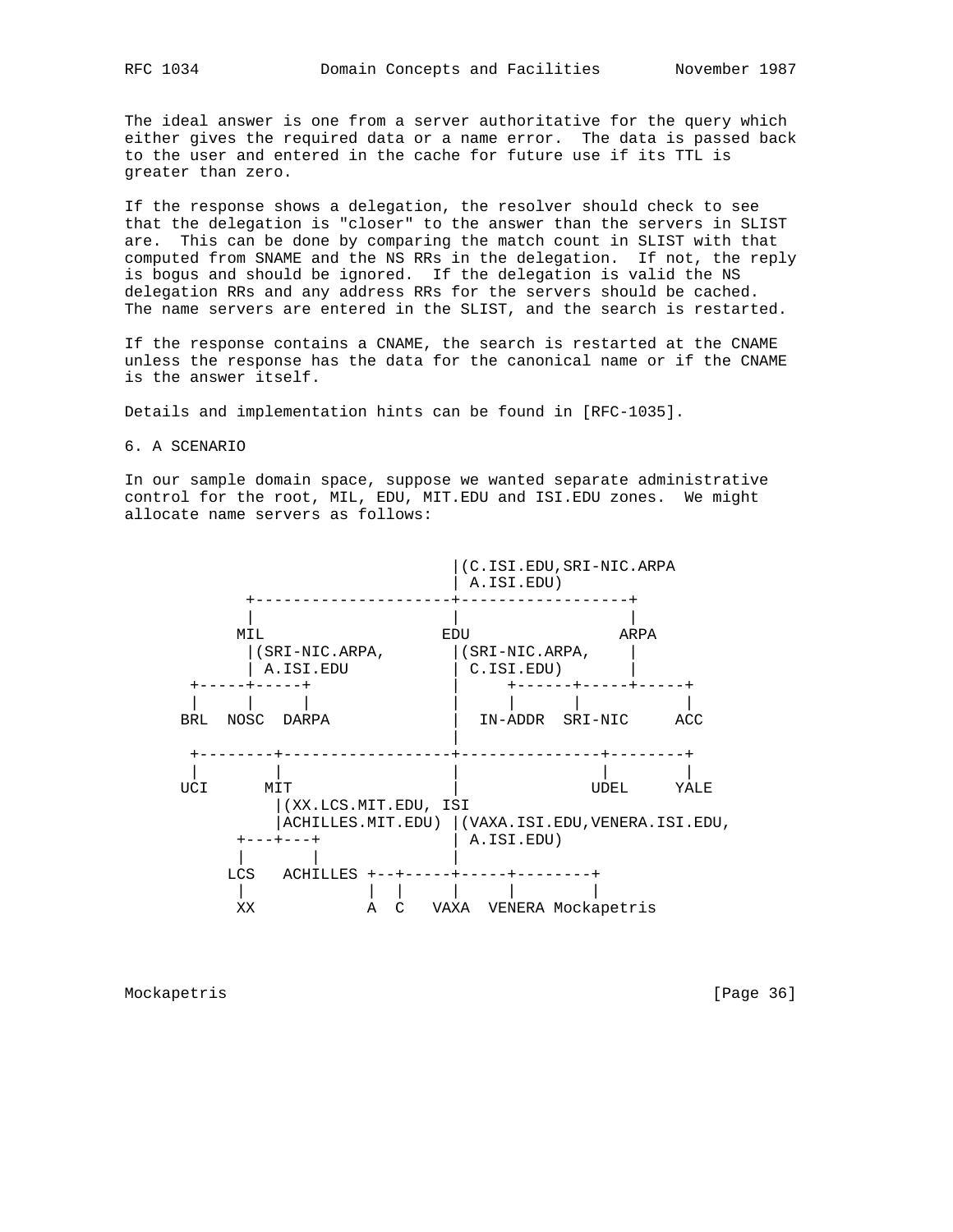The ideal answer is one from a server authoritative for the query which either gives the required data or a name error. The data is passed back to the user and entered in the cache for future use if its TTL is greater than zero.

If the response shows a delegation, the resolver should check to see that the delegation is "closer" to the answer than the servers in SLIST are. This can be done by comparing the match count in SLIST with that computed from SNAME and the NS RRs in the delegation. If not, the reply is bogus and should be ignored. If the delegation is valid the NS delegation RRs and any address RRs for the servers should be cached. The name servers are entered in the SLIST, and the search is restarted.

If the response contains a CNAME, the search is restarted at the CNAME unless the response has the data for the canonical name or if the CNAME is the answer itself.

Details and implementation hints can be found in [RFC-1035].

## 6. A SCENARIO

In our sample domain space, suppose we wanted separate administrative control for the root, MIL, EDU, MIT.EDU and ISI.EDU zones. We might allocate name servers as follows:

```
                             |(C.ISI.EDU,SRI-NIC.ARPA
                             | A.ISI.EDU)
       +---------------------+------------------+
       |                     |                  |
      MIL                   EDU                ARPA
       |(SRI-NIC.ARPA,       |(SRI-NIC.ARPA,    |
       | A.ISI.EDU           | C.ISI.EDU)       |
 +-----+-----+               |     +------+-----+-----+
 |     |     |               |     |      |           |
BRL  NOSC  DARPA             |  IN-ADDR  SRI-NIC     ACC
                             |
 +--------+------------------+---------------+--------+
 |        |                  |               |        |
UCI      MIT                 |              UDEL     YALE
          |(XX.LCS.MIT.EDU, ISI
          |ACHILLES.MIT.EDU) |(VAXA.ISI.EDU,VENERA.ISI.EDU,
      +---+---+              | A.ISI.EDU)
      |       |              |
     LCS   ACHILLES +--+-----+-----+--------+
      |             |  |     |     |        |
      XX            A  C   VAXA  VENERA Mockapetris
```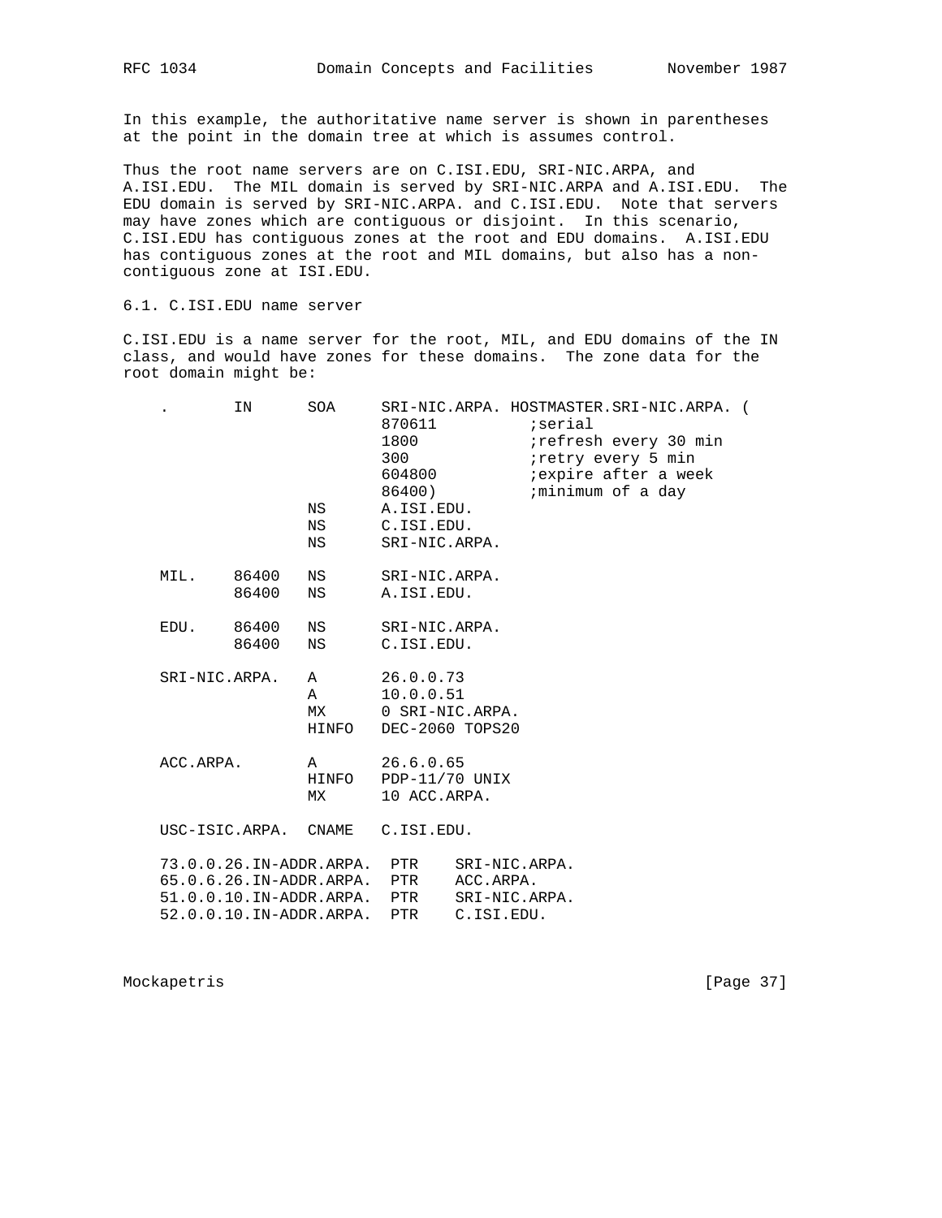In this example, the authoritative name server is shown in parentheses at the point in the domain tree at which is assumes control.

Thus the root name servers are on C.ISI.EDU, SRI-NIC.ARPA, and A.ISI.EDU. The MIL domain is served by SRI-NIC.ARPA and A.ISI.EDU. The EDU domain is served by SRI-NIC.ARPA. and C.ISI.EDU. Note that servers may have zones which are contiguous or disjoint. In this scenario, C.ISI.EDU has contiguous zones at the root and EDU domains. A.ISI.EDU has contiguous zones at the root and MIL domains, but also has a non-contiguous zone at ISI.EDU.

## 6.1. C.ISI.EDU name server

C.ISI.EDU is a name server for the root, MIL, and EDU domains of the IN class, and would have zones for these domains. The zone data for the root domain might be:

```
    .       IN      SOA     SRI-NIC.ARPA. HOSTMASTER.SRI-NIC.ARPA. (
                            870611          ;serial
                            1800            ;refresh every 30 min
                            300             ;retry every 5 min
                            604800          ;expire after a week
                            86400)          ;minimum of a day
                    NS      A.ISI.EDU.
                    NS      C.ISI.EDU.
                    NS      SRI-NIC.ARPA.

    MIL.    86400   NS      SRI-NIC.ARPA.
            86400   NS      A.ISI.EDU.

    EDU.    86400   NS      SRI-NIC.ARPA.
            86400   NS      C.ISI.EDU.

    SRI-NIC.ARPA.   A       26.0.0.73
                    A       10.0.0.51
                    MX      0 SRI-NIC.ARPA.
                    HINFO   DEC-2060 TOPS20

    ACC.ARPA.       A       26.6.0.65
                    HINFO   PDP-11/70 UNIX
                    MX      10 ACC.ARPA.

    USC-ISIC.ARPA.  CNAME   C.ISI.EDU.

    73.0.0.26.IN-ADDR.ARPA.  PTR    SRI-NIC.ARPA.
    65.0.6.26.IN-ADDR.ARPA.  PTR    ACC.ARPA.
    51.0.0.10.IN-ADDR.ARPA.  PTR    SRI-NIC.ARPA.
    52.0.0.10.IN-ADDR.ARPA.  PTR    C.ISI.EDU.
```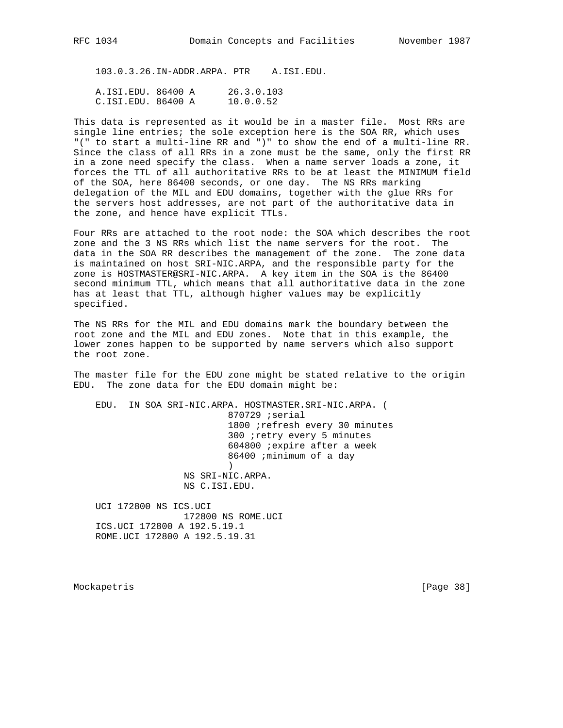```
103.0.3.26.IN-ADDR.ARPA. PTR    A.ISI.EDU.

A.ISI.EDU. 86400 A      26.3.0.103
C.ISI.EDU. 86400 A      10.0.0.52
```

This data is represented as it would be in a master file. Most RRs are single line entries; the sole exception here is the SOA RR, which uses "(" to start a multi-line RR and ")" to show the end of a multi-line RR. Since the class of all RRs in a zone must be the same, only the first RR in a zone need specify the class. When a name server loads a zone, it forces the TTL of all authoritative RRs to be at least the MINIMUM field of the SOA, here 86400 seconds, or one day. The NS RRs marking delegation of the MIL and EDU domains, together with the glue RRs for the servers host addresses, are not part of the authoritative data in the zone, and hence have explicit TTLs.

Four RRs are attached to the root node: the SOA which describes the root zone and the 3 NS RRs which list the name servers for the root. The data in the SOA RR describes the management of the zone. The zone data is maintained on host SRI-NIC.ARPA, and the responsible party for the zone is HOSTMASTER@SRI-NIC.ARPA. A key item in the SOA is the 86400 second minimum TTL, which means that all authoritative data in the zone has at least that TTL, although higher values may be explicitly specified.

The NS RRs for the MIL and EDU domains mark the boundary between the root zone and the MIL and EDU zones. Note that in this example, the lower zones happen to be supported by name servers which also support the root zone.

The master file for the EDU zone might be stated relative to the origin EDU. The zone data for the EDU domain might be:

```
EDU.  IN SOA SRI-NIC.ARPA. HOSTMASTER.SRI-NIC.ARPA. (
                        870729 ;serial
                        1800 ;refresh every 30 minutes
                        300 ;retry every 5 minutes
                        604800 ;expire after a week
                        86400 ;minimum of a day
                        )
                NS SRI-NIC.ARPA.
                NS C.ISI.EDU.

UCI 172800 NS ICS.UCI
                172800 NS ROME.UCI
ICS.UCI 172800 A 192.5.19.1
ROME.UCI 172800 A 192.5.19.31
```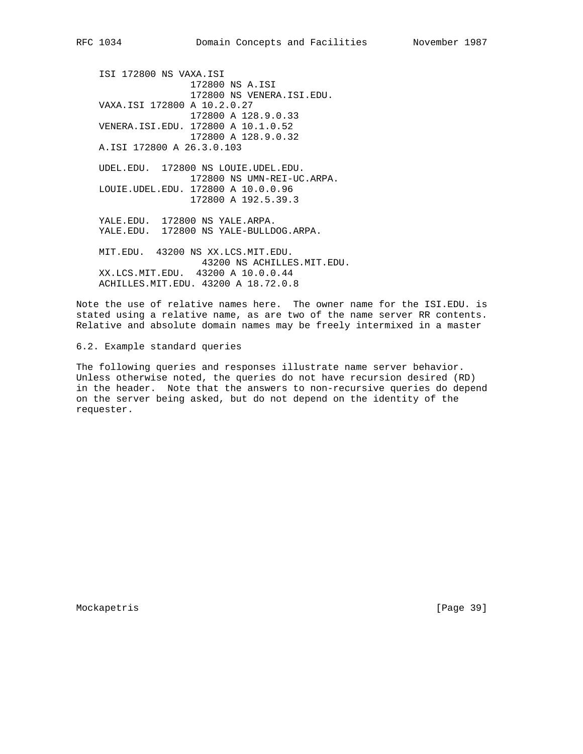```
ISI 172800 NS VAXA.ISI
            172800 NS A.ISI
            172800 NS VENERA.ISI.EDU.
VAXA.ISI 172800 A 10.2.0.27
            172800 A 128.9.0.33
VENERA.ISI.EDU. 172800 A 10.1.0.52
            172800 A 128.9.0.32
A.ISI 172800 A 26.3.0.103

UDEL.EDU.  172800 NS LOUIE.UDEL.EDU.
            172800 NS UMN-REI-UC.ARPA.
LOUIE.UDEL.EDU. 172800 A 10.0.0.96
            172800 A 192.5.39.3

YALE.EDU.  172800 NS YALE.ARPA.
YALE.EDU.  172800 NS YALE-BULLDOG.ARPA.

MIT.EDU.  43200 NS XX.LCS.MIT.EDU.
             43200 NS ACHILLES.MIT.EDU.
XX.LCS.MIT.EDU.  43200 A 10.0.0.44
ACHILLES.MIT.EDU. 43200 A 18.72.0.8
```

Note the use of relative names here. The owner name for the ISI.EDU. is stated using a relative name, as are two of the name server RR contents. Relative and absolute domain names may be freely intermixed in a master

## 6.2. Example standard queries

The following queries and responses illustrate name server behavior. Unless otherwise noted, the queries do not have recursion desired (RD) in the header. Note that the answers to non-recursive queries do depend on the server being asked, but do not depend on the identity of the requester.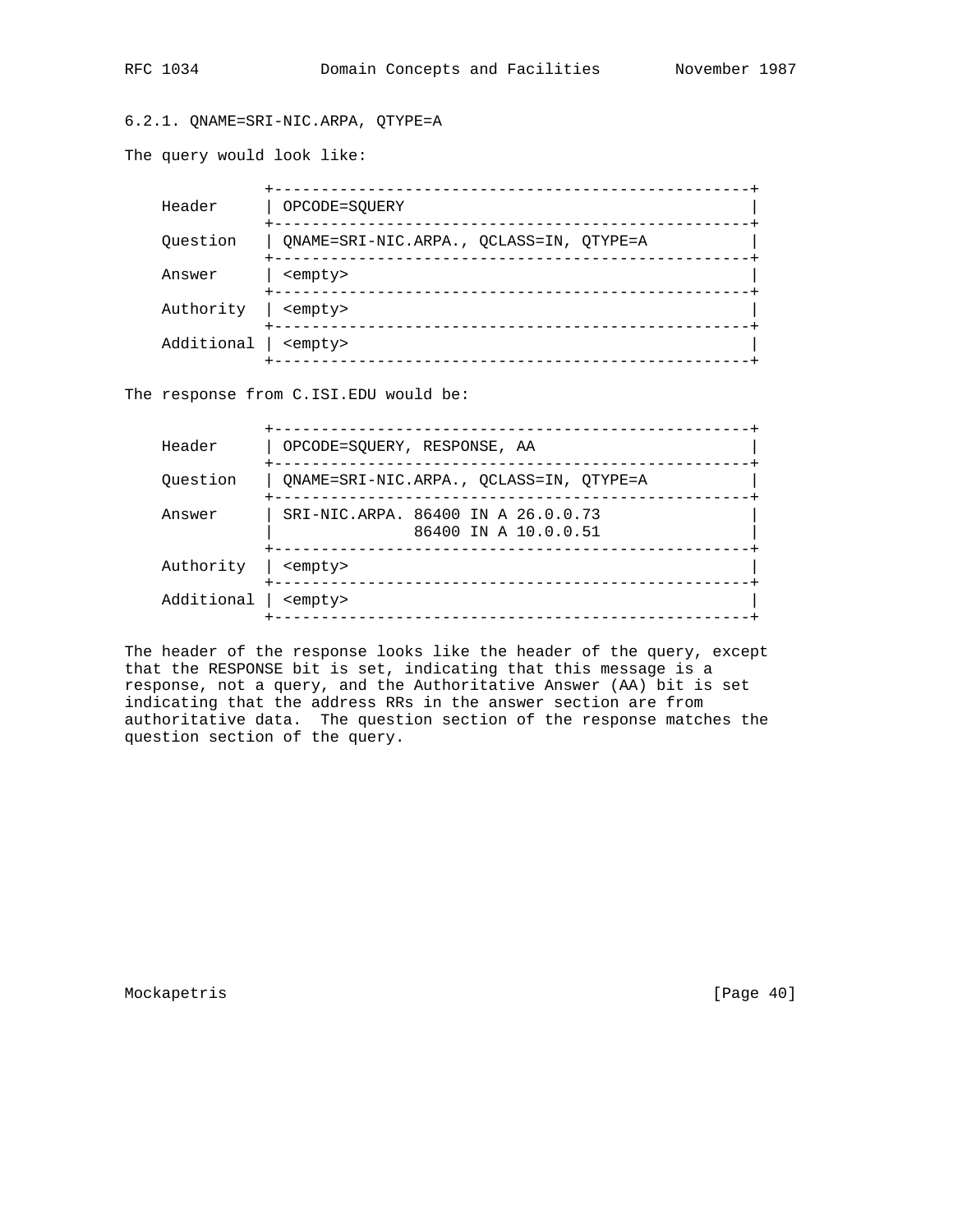### 6.2.1. QNAME=SRI-NIC.ARPA, QTYPE=A

The query would look like:

```
           +---------------------------------------------------+
Header     | OPCODE=SQUERY                                     |
           +---------------------------------------------------+
Question   | QNAME=SRI-NIC.ARPA., QCLASS=IN, QTYPE=A           |
           +---------------------------------------------------+
Answer     | <empty>                                           |
           +---------------------------------------------------+
Authority  | <empty>                                           |
           +---------------------------------------------------+
Additional | <empty>                                           |
           +---------------------------------------------------+
```

The response from C.ISI.EDU would be:

```
           +---------------------------------------------------+
Header     | OPCODE=SQUERY, RESPONSE, AA                       |
           +---------------------------------------------------+
Question   | QNAME=SRI-NIC.ARPA., QCLASS=IN, QTYPE=A           |
           +---------------------------------------------------+
Answer     | SRI-NIC.ARPA. 86400 IN A 26.0.0.73                |
           |               86400 IN A 10.0.0.51                |
           +---------------------------------------------------+
Authority  | <empty>                                           |
           +---------------------------------------------------+
Additional | <empty>                                           |
           +---------------------------------------------------+
```

The header of the response looks like the header of the query, except that the RESPONSE bit is set, indicating that this message is a response, not a query, and the Authoritative Answer (AA) bit is set indicating that the address RRs in the answer section are from authoritative data. The question section of the response matches the question section of the query.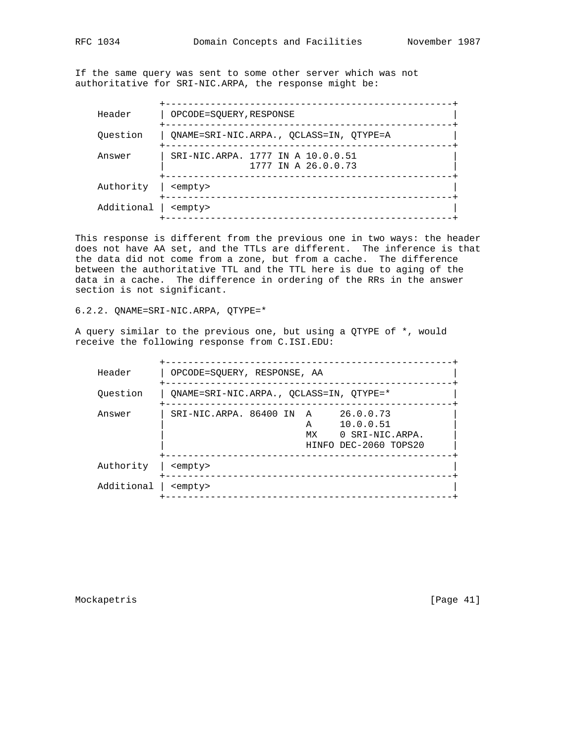If the same query was sent to some other server which was not authoritative for SRI-NIC.ARPA, the response might be:

```
               +---------------------------------------------------+
    Header     | OPCODE=SQUERY,RESPONSE                            |
               +---------------------------------------------------+
    Question   | QNAME=SRI-NIC.ARPA., QCLASS=IN, QTYPE=A           |
               +---------------------------------------------------+
    Answer     | SRI-NIC.ARPA. 1777 IN A 10.0.0.51                 |
               |               1777 IN A 26.0.0.73                 |
               +---------------------------------------------------+
    Authority  | <empty>                                           |
               +---------------------------------------------------+
    Additional | <empty>                                           |
               +---------------------------------------------------+
```

This response is different from the previous one in two ways: the header does not have AA set, and the TTLs are different. The inference is that the data did not come from a zone, but from a cache. The difference between the authoritative TTL and the TTL here is due to aging of the data in a cache. The difference in ordering of the RRs in the answer section is not significant.

6.2.2. QNAME=SRI-NIC.ARPA, QTYPE=*

A query similar to the previous one, but using a QTYPE of *, would receive the following response from C.ISI.EDU:

```
               +---------------------------------------------------+
    Header     | OPCODE=SQUERY, RESPONSE, AA                       |
               +---------------------------------------------------+
    Question   | QNAME=SRI-NIC.ARPA., QCLASS=IN, QTYPE=*           |
               +---------------------------------------------------+
    Answer     | SRI-NIC.ARPA. 86400 IN  A     26.0.0.73           |
               |                         A     10.0.0.51           |
               |                         MX    0 SRI-NIC.ARPA.     |
               |                         HINFO DEC-2060 TOPS20     |
               +---------------------------------------------------+
    Authority  | <empty>                                           |
               +---------------------------------------------------+
    Additional | <empty>                                           |
               +---------------------------------------------------+
```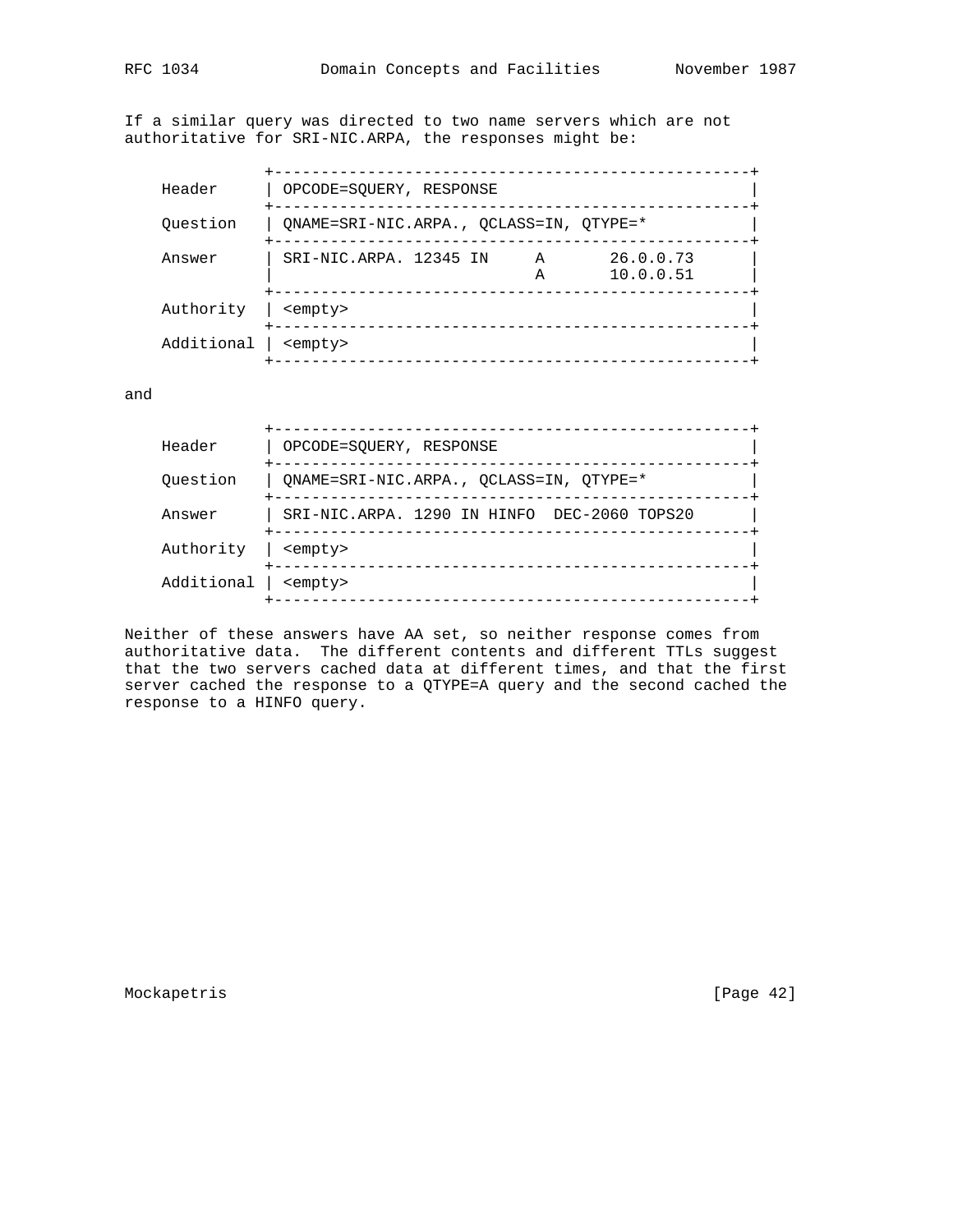If a similar query was directed to two name servers which are not authoritative for SRI-NIC.ARPA, the responses might be:

```
            +---------------------------------------------------+
Header      | OPCODE=SQUERY, RESPONSE                           |
            +---------------------------------------------------+
Question    | QNAME=SRI-NIC.ARPA., QCLASS=IN, QTYPE=*           |
            +---------------------------------------------------+
Answer      | SRI-NIC.ARPA. 12345 IN     A       26.0.0.73      |
            |                            A       10.0.0.51      |
            +---------------------------------------------------+
Authority   | <empty>                                           |
            +---------------------------------------------------+
Additional  | <empty>                                           |
            +---------------------------------------------------+
```

and

```
            +---------------------------------------------------+
Header      | OPCODE=SQUERY, RESPONSE                           |
            +---------------------------------------------------+
Question    | QNAME=SRI-NIC.ARPA., QCLASS=IN, QTYPE=*           |
            +---------------------------------------------------+
Answer      | SRI-NIC.ARPA. 1290 IN HINFO  DEC-2060 TOPS20      |
            +---------------------------------------------------+
Authority   | <empty>                                           |
            +---------------------------------------------------+
Additional  | <empty>                                           |
            +---------------------------------------------------+
```

Neither of these answers have AA set, so neither response comes from authoritative data. The different contents and different TTLs suggest that the two servers cached data at different times, and that the first server cached the response to a QTYPE=A query and the second cached the response to a HINFO query.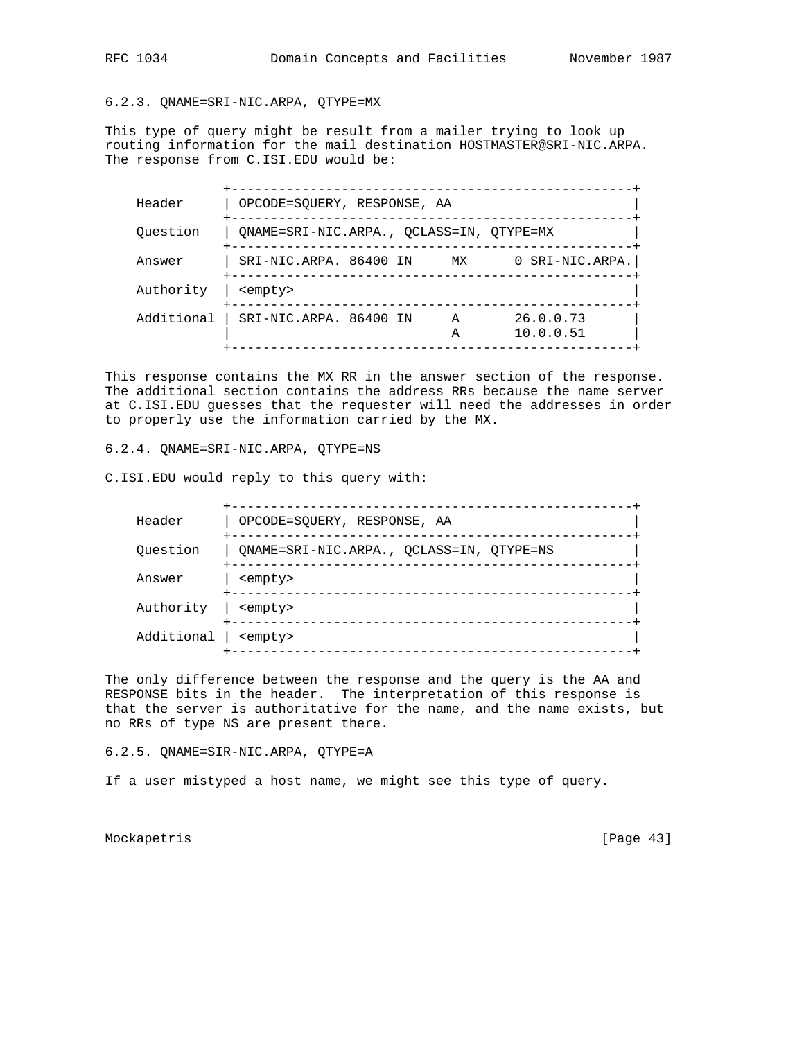6.2.3. QNAME=SRI-NIC.ARPA, QTYPE=MX

This type of query might be result from a mailer trying to look up routing information for the mail destination HOSTMASTER@SRI-NIC.ARPA. The response from C.ISI.EDU would be:

```
           +---------------------------------------------------+
Header     | OPCODE=SQUERY, RESPONSE, AA                       |
           +---------------------------------------------------+
Question   | QNAME=SRI-NIC.ARPA., QCLASS=IN, QTYPE=MX          |
           +---------------------------------------------------+
Answer     | SRI-NIC.ARPA. 86400 IN     MX      0 SRI-NIC.ARPA.|
           +---------------------------------------------------+
Authority  | <empty>                                           |
           +---------------------------------------------------+
Additional | SRI-NIC.ARPA. 86400 IN     A       26.0.0.73      |
           |                            A       10.0.0.51      |
           +---------------------------------------------------+
```

This response contains the MX RR in the answer section of the response. The additional section contains the address RRs because the name server at C.ISI.EDU guesses that the requester will need the addresses in order to properly use the information carried by the MX.

6.2.4. QNAME=SRI-NIC.ARPA, QTYPE=NS

C.ISI.EDU would reply to this query with:

```
           +---------------------------------------------------+
Header     | OPCODE=SQUERY, RESPONSE, AA                       |
           +---------------------------------------------------+
Question   | QNAME=SRI-NIC.ARPA., QCLASS=IN, QTYPE=NS          |
           +---------------------------------------------------+
Answer     | <empty>                                           |
           +---------------------------------------------------+
Authority  | <empty>                                           |
           +---------------------------------------------------+
Additional | <empty>                                           |
           +---------------------------------------------------+
```

The only difference between the response and the query is the AA and RESPONSE bits in the header. The interpretation of this response is that the server is authoritative for the name, and the name exists, but no RRs of type NS are present there.

6.2.5. QNAME=SIR-NIC.ARPA, QTYPE=A

If a user mistyped a host name, we might see this type of query.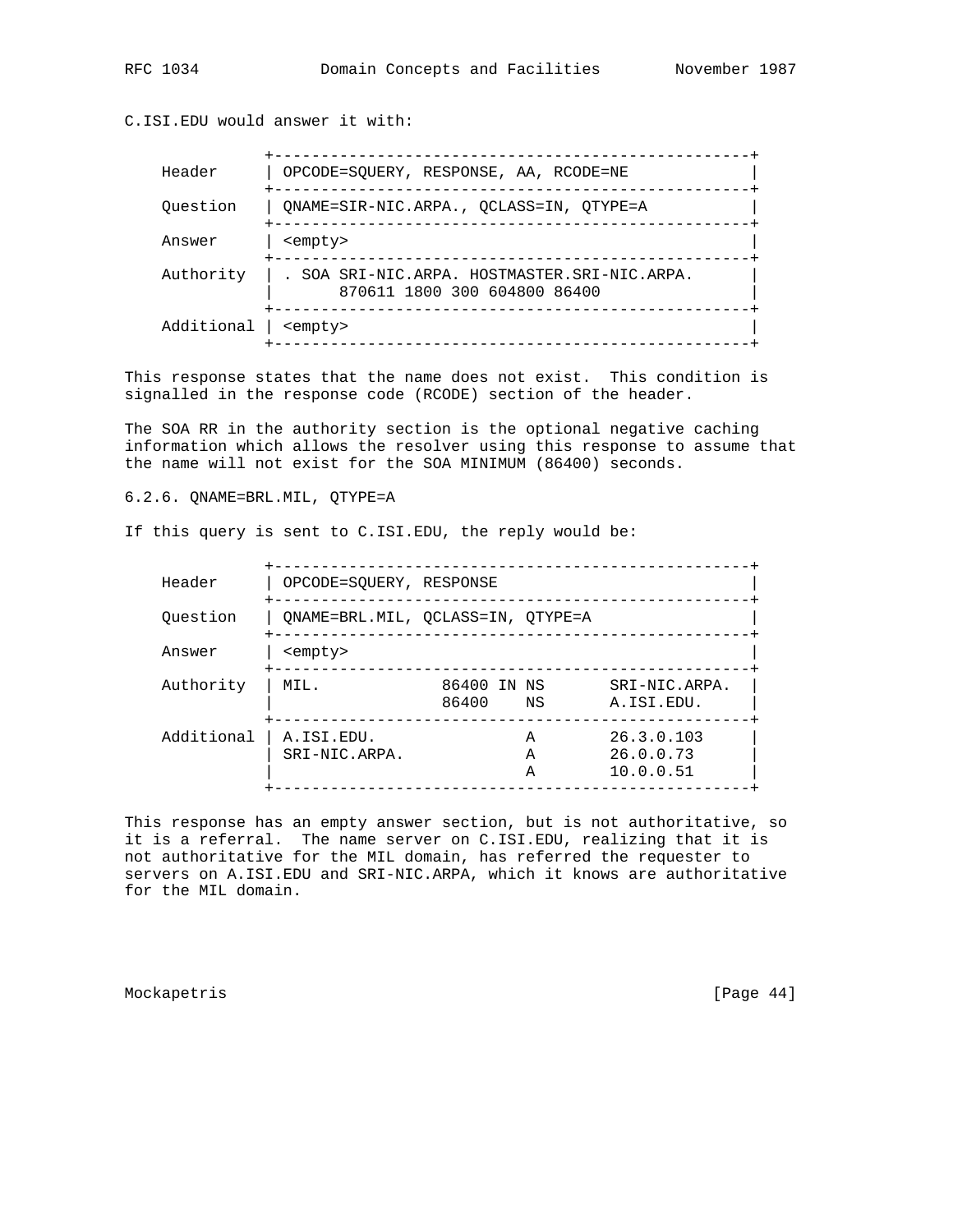C.ISI.EDU would answer it with:

```
               +---------------------------------------------------+
    Header     | OPCODE=SQUERY, RESPONSE, AA, RCODE=NE             |
               +---------------------------------------------------+
    Question   | QNAME=SIR-NIC.ARPA., QCLASS=IN, QTYPE=A           |
               +---------------------------------------------------+
    Answer     | <empty>                                           |
               +---------------------------------------------------+
    Authority  | . SOA SRI-NIC.ARPA. HOSTMASTER.SRI-NIC.ARPA.      |
               |       870611 1800 300 604800 86400                |
               +---------------------------------------------------+
    Additional | <empty>                                           |
               +---------------------------------------------------+
```

This response states that the name does not exist. This condition is signalled in the response code (RCODE) section of the header.

The SOA RR in the authority section is the optional negative caching information which allows the resolver using this response to assume that the name will not exist for the SOA MINIMUM (86400) seconds.

6.2.6. QNAME=BRL.MIL, QTYPE=A

If this query is sent to C.ISI.EDU, the reply would be:

```
               +---------------------------------------------------+
    Header     | OPCODE=SQUERY, RESPONSE                           |
               +---------------------------------------------------+
    Question   | QNAME=BRL.MIL, QCLASS=IN, QTYPE=A                 |
               +---------------------------------------------------+
    Answer     | <empty>                                           |
               +---------------------------------------------------+
    Authority  | MIL.             86400 IN NS       SRI-NIC.ARPA.  |
               |                  86400    NS       A.ISI.EDU.     |
               +---------------------------------------------------+
    Additional | A.ISI.EDU.                A        26.3.0.103     |
               | SRI-NIC.ARPA.             A        26.0.0.73      |
               |                           A        10.0.0.51      |
               +---------------------------------------------------+
```

This response has an empty answer section, but is not authoritative, so it is a referral. The name server on C.ISI.EDU, realizing that it is not authoritative for the MIL domain, has referred the requester to servers on A.ISI.EDU and SRI-NIC.ARPA, which it knows are authoritative for the MIL domain.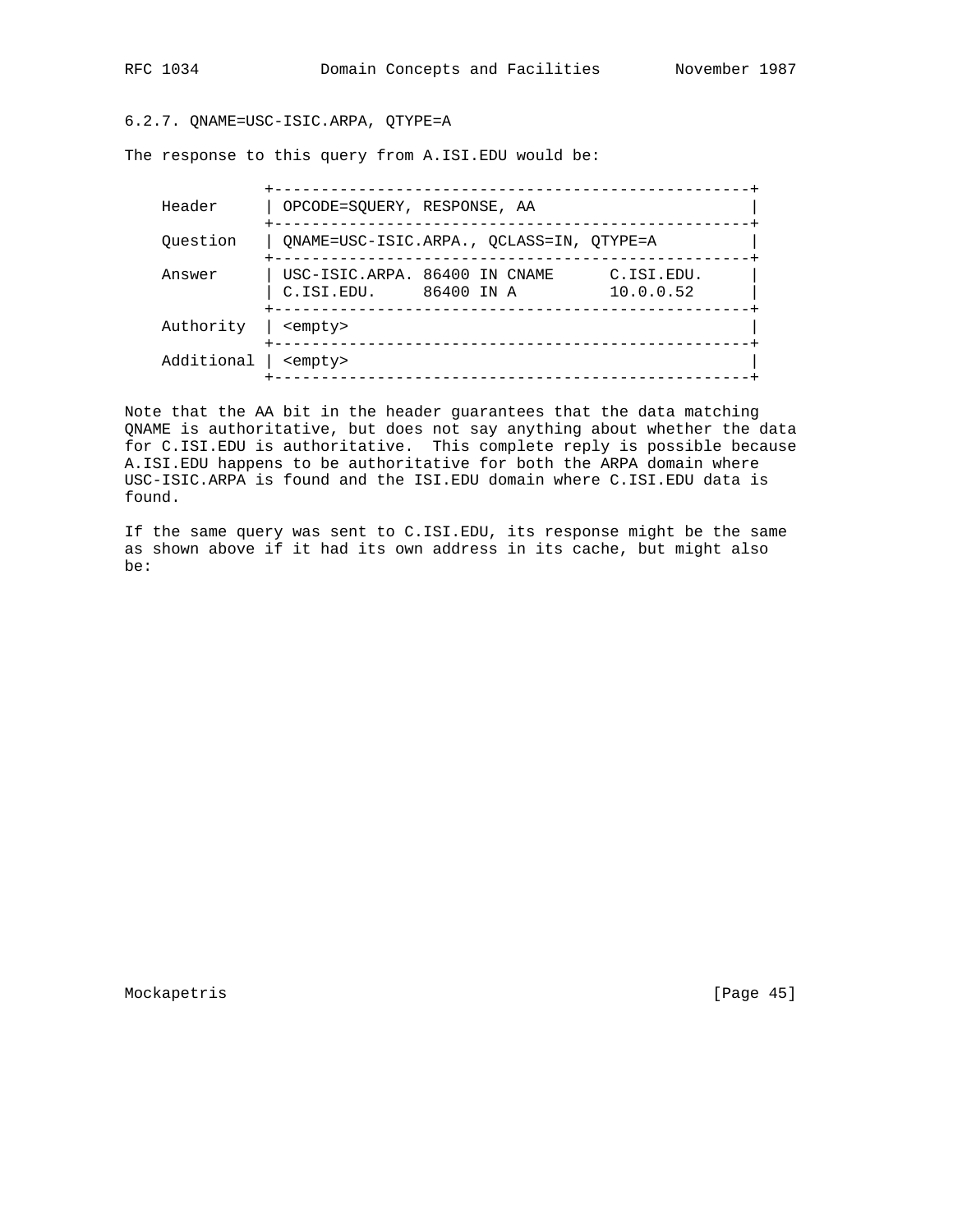### 6.2.7. QNAME=USC-ISIC.ARPA, QTYPE=A

The response to this query from A.ISI.EDU would be:

```
               +---------------------------------------------------+
    Header     | OPCODE=SQUERY, RESPONSE, AA                       |
               +---------------------------------------------------+
    Question   | QNAME=USC-ISIC.ARPA., QCLASS=IN, QTYPE=A          |
               +---------------------------------------------------+
    Answer     | USC-ISIC.ARPA. 86400 IN CNAME      C.ISI.EDU.     |
               | C.ISI.EDU.     86400 IN A          10.0.0.52      |
               +---------------------------------------------------+
    Authority  | <empty>                                           |
               +---------------------------------------------------+
    Additional | <empty>                                           |
               +---------------------------------------------------+
```

Note that the AA bit in the header guarantees that the data matching QNAME is authoritative, but does not say anything about whether the data for C.ISI.EDU is authoritative. This complete reply is possible because A.ISI.EDU happens to be authoritative for both the ARPA domain where USC-ISIC.ARPA is found and the ISI.EDU domain where C.ISI.EDU data is found.

If the same query was sent to C.ISI.EDU, its response might be the same as shown above if it had its own address in its cache, but might also be: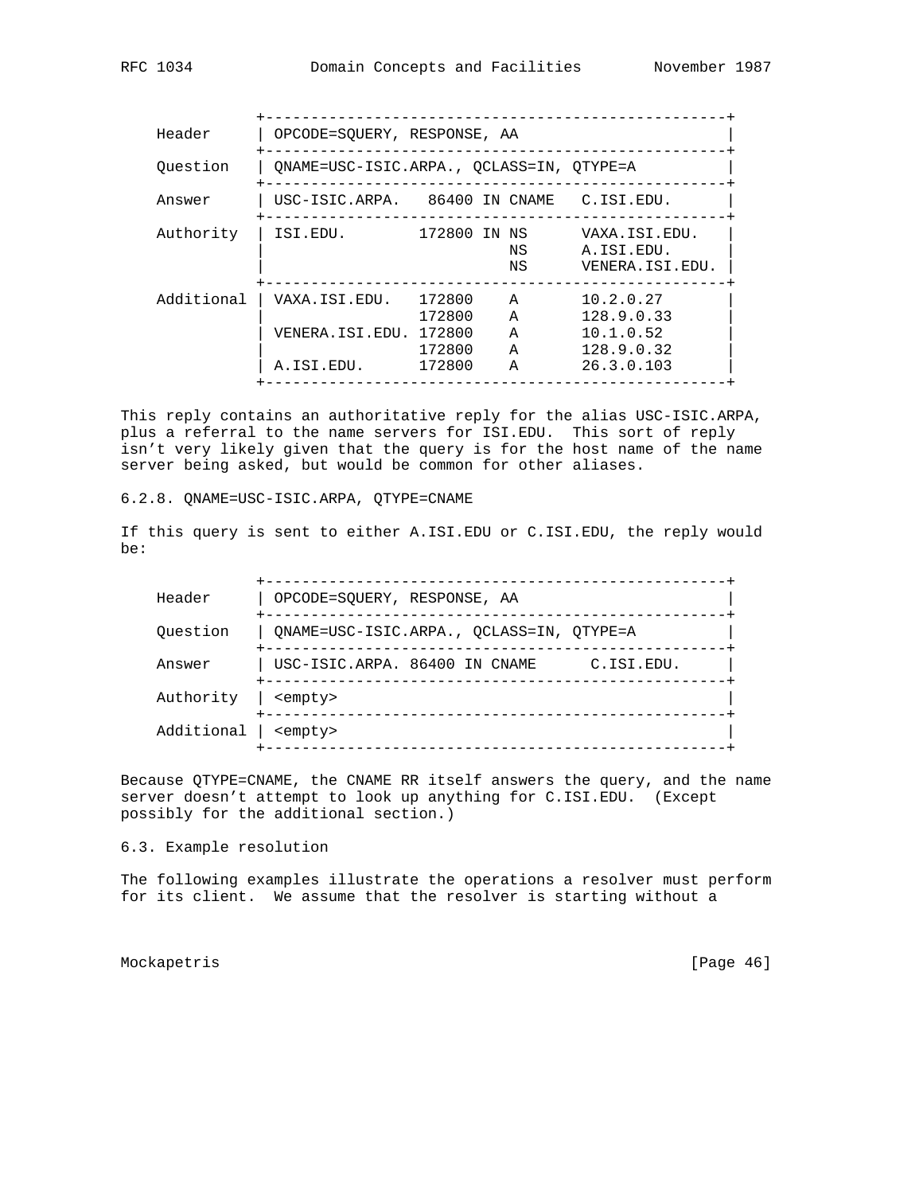```
               +---------------------------------------------------+
    Header     | OPCODE=SQUERY, RESPONSE, AA                       |
               +---------------------------------------------------+
    Question   | QNAME=USC-ISIC.ARPA., QCLASS=IN, QTYPE=A          |
               +---------------------------------------------------+
    Answer     | USC-ISIC.ARPA.   86400 IN CNAME   C.ISI.EDU.      |
               +---------------------------------------------------+
    Authority  | ISI.EDU.        172800 IN NS      VAXA.ISI.EDU.   |
               |                           NS      A.ISI.EDU.      |
               |                           NS      VENERA.ISI.EDU. |
               +---------------------------------------------------+
    Additional | VAXA.ISI.EDU.   172800    A       10.2.0.27       |
               |                 172800    A       128.9.0.33      |
               | VENERA.ISI.EDU. 172800    A       10.1.0.52       |
               |                 172800    A       128.9.0.32      |
               | A.ISI.EDU.      172800    A       26.3.0.103      |
               +---------------------------------------------------+
```

This reply contains an authoritative reply for the alias USC-ISIC.ARPA, plus a referral to the name servers for ISI.EDU. This sort of reply isn't very likely given that the query is for the host name of the name server being asked, but would be common for other aliases.

6.2.8. QNAME=USC-ISIC.ARPA, QTYPE=CNAME

If this query is sent to either A.ISI.EDU or C.ISI.EDU, the reply would be:

```
               +---------------------------------------------------+
    Header     | OPCODE=SQUERY, RESPONSE, AA                       |
               +---------------------------------------------------+
    Question   | QNAME=USC-ISIC.ARPA., QCLASS=IN, QTYPE=A          |
               +---------------------------------------------------+
    Answer     | USC-ISIC.ARPA. 86400 IN CNAME      C.ISI.EDU.     |
               +---------------------------------------------------+
    Authority  | <empty>                                           |
               +---------------------------------------------------+
    Additional | <empty>                                           |
               +---------------------------------------------------+
```

Because QTYPE=CNAME, the CNAME RR itself answers the query, and the name server doesn't attempt to look up anything for C.ISI.EDU. (Except possibly for the additional section.)

6.3. Example resolution

The following examples illustrate the operations a resolver must perform for its client. We assume that the resolver is starting without a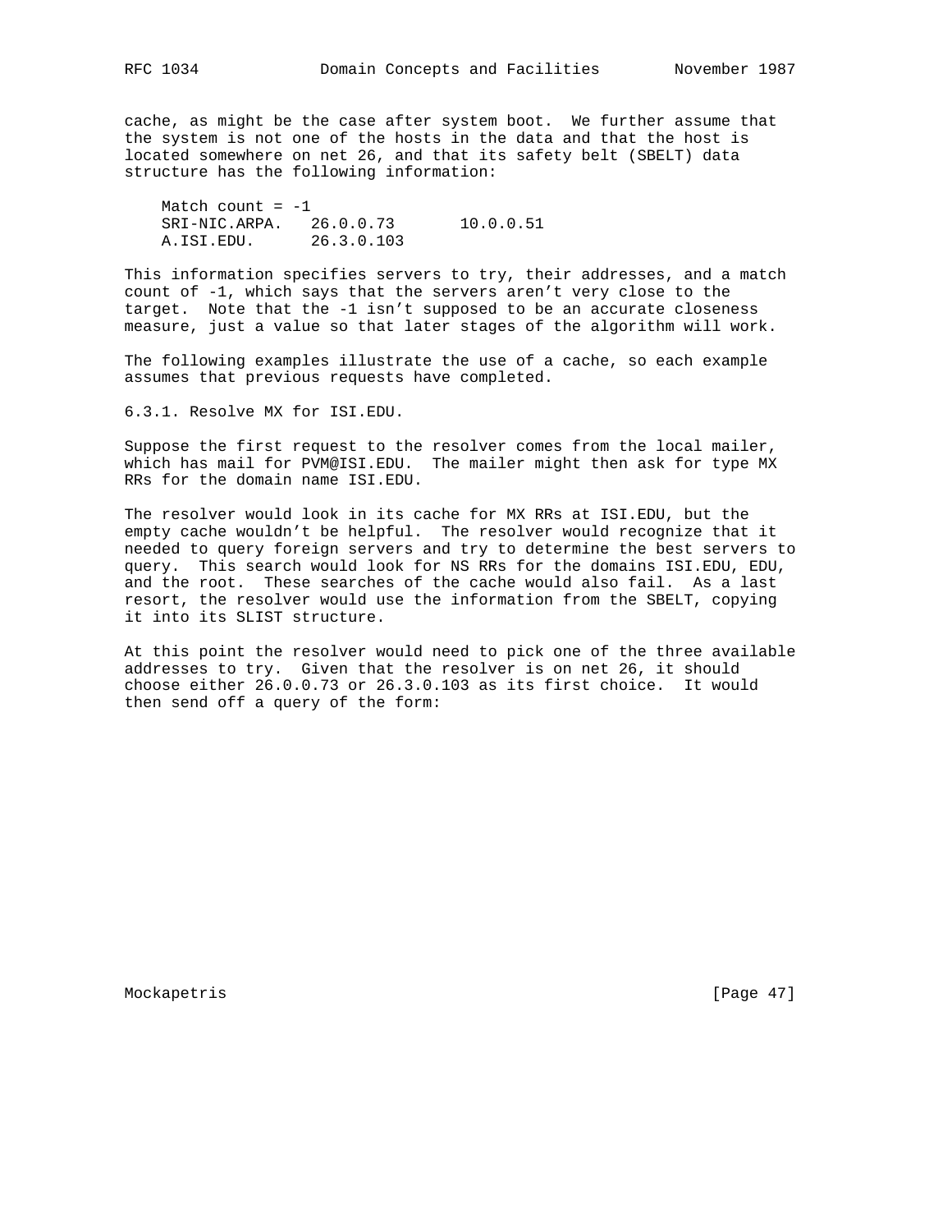cache, as might be the case after system boot. We further assume that the system is not one of the hosts in the data and that the host is located somewhere on net 26, and that its safety belt (SBELT) data structure has the following information:

```
Match count = -1
SRI-NIC.ARPA.   26.0.0.73       10.0.0.51
A.ISI.EDU.      26.3.0.103
```

This information specifies servers to try, their addresses, and a match count of -1, which says that the servers aren't very close to the target. Note that the -1 isn't supposed to be an accurate closeness measure, just a value so that later stages of the algorithm will work.

The following examples illustrate the use of a cache, so each example assumes that previous requests have completed.

### 6.3.1. Resolve MX for ISI.EDU.

Suppose the first request to the resolver comes from the local mailer, which has mail for PVM@ISI.EDU. The mailer might then ask for type MX RRs for the domain name ISI.EDU.

The resolver would look in its cache for MX RRs at ISI.EDU, but the empty cache wouldn't be helpful. The resolver would recognize that it needed to query foreign servers and try to determine the best servers to query. This search would look for NS RRs for the domains ISI.EDU, EDU, and the root. These searches of the cache would also fail. As a last resort, the resolver would use the information from the SBELT, copying it into its SLIST structure.

At this point the resolver would need to pick one of the three available addresses to try. Given that the resolver is on net 26, it should choose either 26.0.0.73 or 26.3.0.103 as its first choice. It would then send off a query of the form: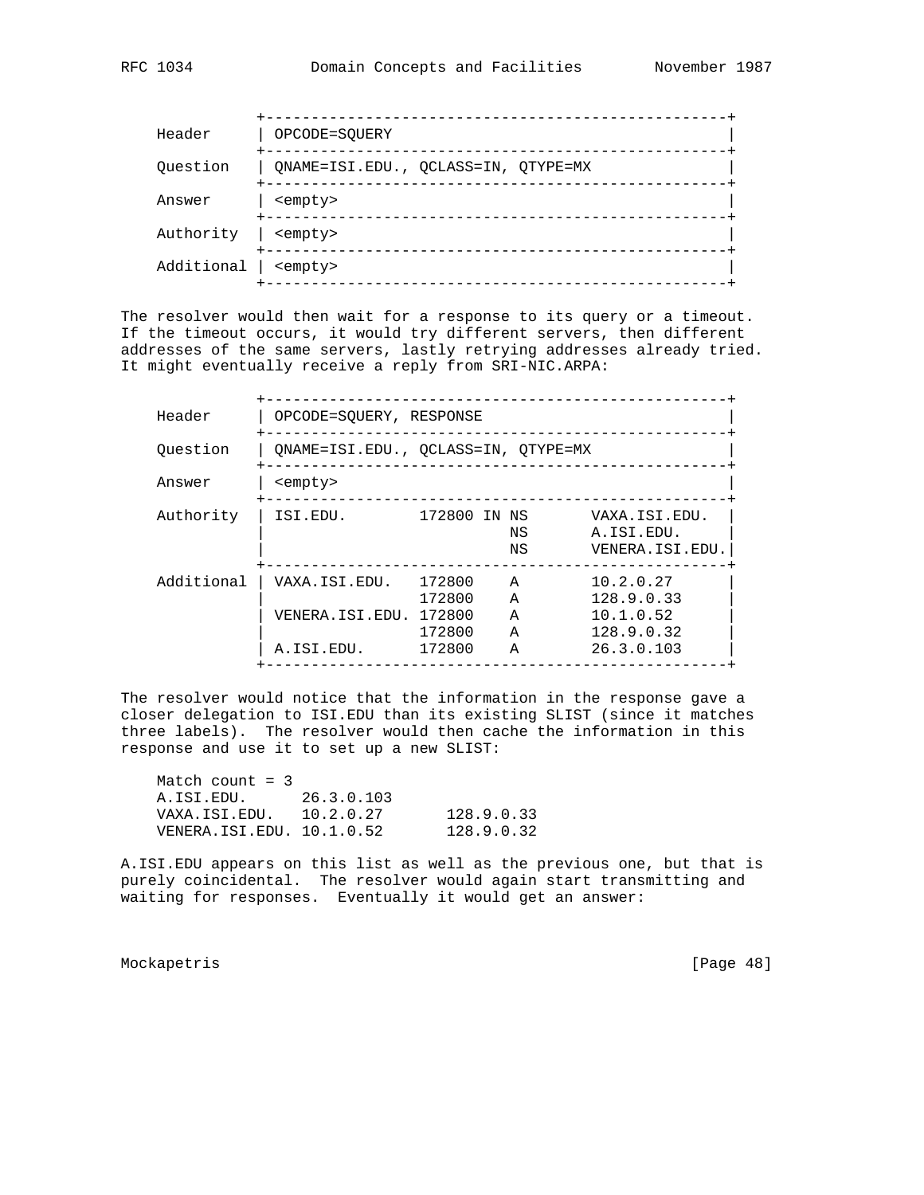```
            +---------------------------------------------------+
    Header     | OPCODE=SQUERY                                     |
            +---------------------------------------------------+
    Question   | QNAME=ISI.EDU., QCLASS=IN, QTYPE=MX               |
            +---------------------------------------------------+
    Answer     | <empty>                                           |
            +---------------------------------------------------+
    Authority  | <empty>                                           |
            +---------------------------------------------------+
    Additional | <empty>                                           |
            +---------------------------------------------------+
```

The resolver would then wait for a response to its query or a timeout. If the timeout occurs, it would try different servers, then different addresses of the same servers, lastly retrying addresses already tried. It might eventually receive a reply from SRI-NIC.ARPA:

```
            +---------------------------------------------------+
    Header     | OPCODE=SQUERY, RESPONSE                           |
            +---------------------------------------------------+
    Question   | QNAME=ISI.EDU., QCLASS=IN, QTYPE=MX               |
            +---------------------------------------------------+
    Answer     | <empty>                                           |
            +---------------------------------------------------+
    Authority  | ISI.EDU.        172800 IN NS       VAXA.ISI.EDU.  |
               |                           NS       A.ISI.EDU.     |
               |                           NS       VENERA.ISI.EDU.|
            +---------------------------------------------------+
    Additional | VAXA.ISI.EDU.   172800    A        10.2.0.27      |
               |                 172800    A        128.9.0.33     |
               | VENERA.ISI.EDU. 172800    A        10.1.0.52      |
               |                 172800    A        128.9.0.32     |
               | A.ISI.EDU.      172800    A        26.3.0.103     |
            +---------------------------------------------------+
```

The resolver would notice that the information in the response gave a closer delegation to ISI.EDU than its existing SLIST (since it matches three labels). The resolver would then cache the information in this response and use it to set up a new SLIST:

```
    Match count = 3
    A.ISI.EDU.      26.3.0.103
    VAXA.ISI.EDU.   10.2.0.27       128.9.0.33
    VENERA.ISI.EDU. 10.1.0.52       128.9.0.32
```

A.ISI.EDU appears on this list as well as the previous one, but that is purely coincidental. The resolver would again start transmitting and waiting for responses. Eventually it would get an answer: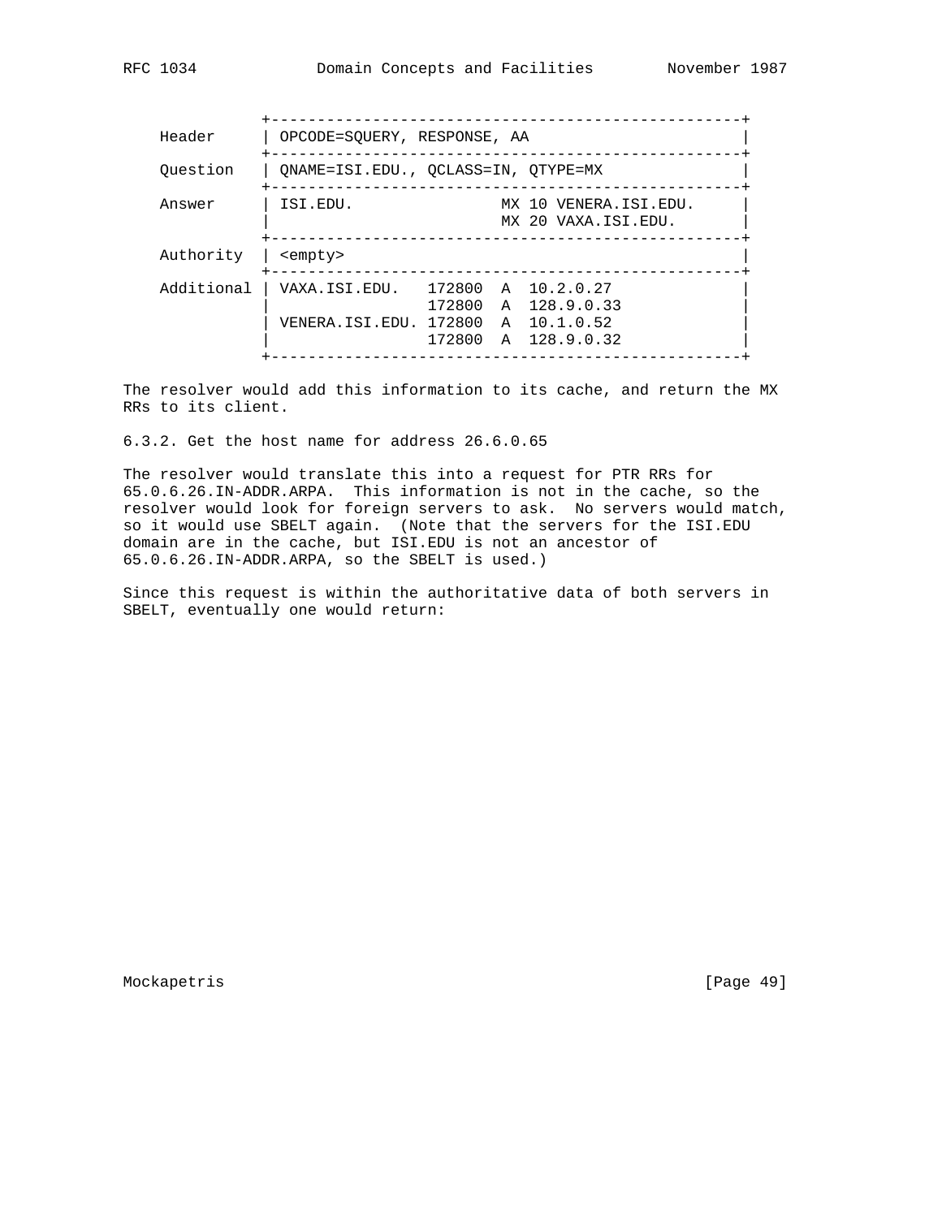```
               +---------------------------------------------------+
    Header     | OPCODE=SQUERY, RESPONSE, AA                       |
               +---------------------------------------------------+
    Question   | QNAME=ISI.EDU., QCLASS=IN, QTYPE=MX               |
               +---------------------------------------------------+
    Answer     | ISI.EDU.               MX 10 VENERA.ISI.EDU.      |
               |                        MX 20 VAXA.ISI.EDU.        |
               +---------------------------------------------------+
    Authority  | <empty>                                           |
               +---------------------------------------------------+
    Additional | VAXA.ISI.EDU.   172800  A  10.2.0.27              |
               |                 172800  A  128.9.0.33             |
               | VENERA.ISI.EDU. 172800  A  10.1.0.52              |
               |                 172800  A  128.9.0.32             |
               +---------------------------------------------------+
```

The resolver would add this information to its cache, and return the MX RRs to its client.

6.3.2. Get the host name for address 26.6.0.65

The resolver would translate this into a request for PTR RRs for 65.0.6.26.IN-ADDR.ARPA. This information is not in the cache, so the resolver would look for foreign servers to ask. No servers would match, so it would use SBELT again. (Note that the servers for the ISI.EDU domain are in the cache, but ISI.EDU is not an ancestor of 65.0.6.26.IN-ADDR.ARPA, so the SBELT is used.)

Since this request is within the authoritative data of both servers in SBELT, eventually one would return: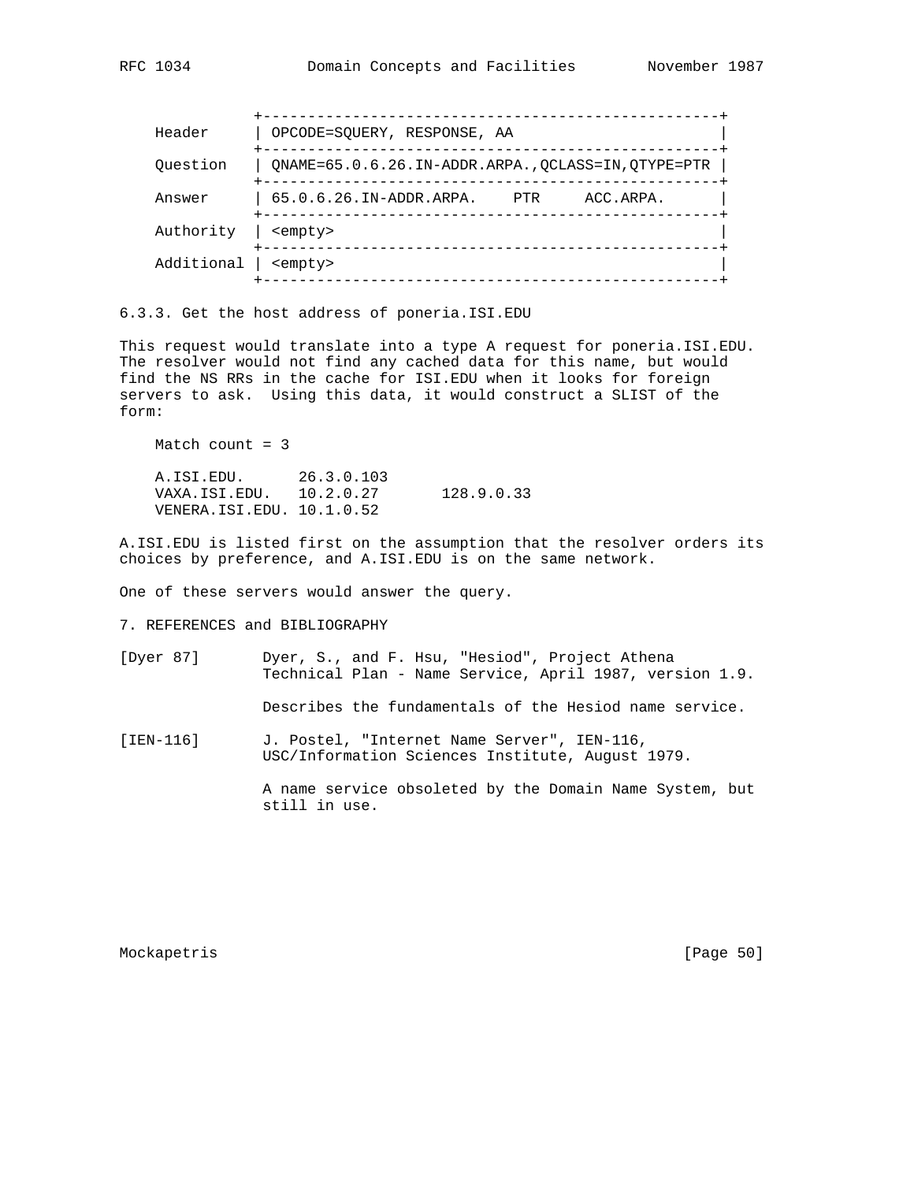```
            +---------------------------------------------------+
Header      | OPCODE=SQUERY, RESPONSE, AA                       |
            +---------------------------------------------------+
Question    | QNAME=65.0.6.26.IN-ADDR.ARPA.,QCLASS=IN,QTYPE=PTR |
            +---------------------------------------------------+
Answer      | 65.0.6.26.IN-ADDR.ARPA.    PTR     ACC.ARPA.      |
            +---------------------------------------------------+
Authority   | <empty>                                           |
            +---------------------------------------------------+
Additional  | <empty>                                           |
            +---------------------------------------------------+
```

### 6.3.3. Get the host address of poneria.ISI.EDU

This request would translate into a type A request for poneria.ISI.EDU. The resolver would not find any cached data for this name, but would find the NS RRs in the cache for ISI.EDU when it looks for foreign servers to ask. Using this data, it would construct a SLIST of the form:

```
Match count = 3

A.ISI.EDU.      26.3.0.103
VAXA.ISI.EDU.   10.2.0.27       128.9.0.33
VENERA.ISI.EDU. 10.1.0.52
```

A.ISI.EDU is listed first on the assumption that the resolver orders its choices by preference, and A.ISI.EDU is on the same network.

One of these servers would answer the query.

## 7. REFERENCES and BIBLIOGRAPHY

[Dyer 87] Dyer, S., and F. Hsu, "Hesiod", Project Athena Technical Plan - Name Service, April 1987, version 1.9.

Describes the fundamentals of the Hesiod name service.

[IEN-116] J. Postel, "Internet Name Server", IEN-116, USC/Information Sciences Institute, August 1979.

A name service obsoleted by the Domain Name System, but still in use.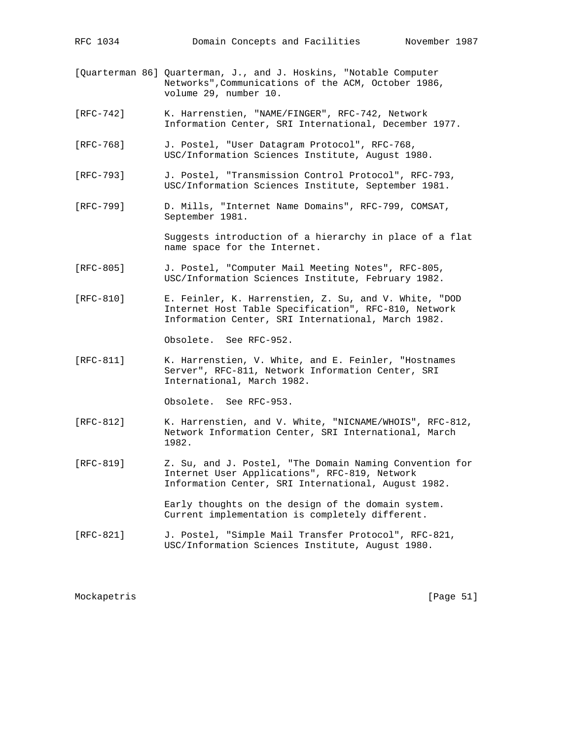[Quarterman 86] Quarterman, J., and J. Hoskins, "Notable Computer Networks",Communications of the ACM, October 1986, volume 29, number 10.

[RFC-742] K. Harrenstien, "NAME/FINGER", RFC-742, Network Information Center, SRI International, December 1977.

[RFC-768] J. Postel, "User Datagram Protocol", RFC-768, USC/Information Sciences Institute, August 1980.

[RFC-793] J. Postel, "Transmission Control Protocol", RFC-793, USC/Information Sciences Institute, September 1981.

[RFC-799] D. Mills, "Internet Name Domains", RFC-799, COMSAT, September 1981.

Suggests introduction of a hierarchy in place of a flat name space for the Internet.

[RFC-805] J. Postel, "Computer Mail Meeting Notes", RFC-805, USC/Information Sciences Institute, February 1982.

[RFC-810] E. Feinler, K. Harrenstien, Z. Su, and V. White, "DOD Internet Host Table Specification", RFC-810, Network Information Center, SRI International, March 1982.

Obsolete. See RFC-952.

[RFC-811] K. Harrenstien, V. White, and E. Feinler, "Hostnames Server", RFC-811, Network Information Center, SRI International, March 1982.

Obsolete. See RFC-953.

[RFC-812] K. Harrenstien, and V. White, "NICNAME/WHOIS", RFC-812, Network Information Center, SRI International, March 1982.

[RFC-819] Z. Su, and J. Postel, "The Domain Naming Convention for Internet User Applications", RFC-819, Network Information Center, SRI International, August 1982.

Early thoughts on the design of the domain system. Current implementation is completely different.

[RFC-821] J. Postel, "Simple Mail Transfer Protocol", RFC-821, USC/Information Sciences Institute, August 1980.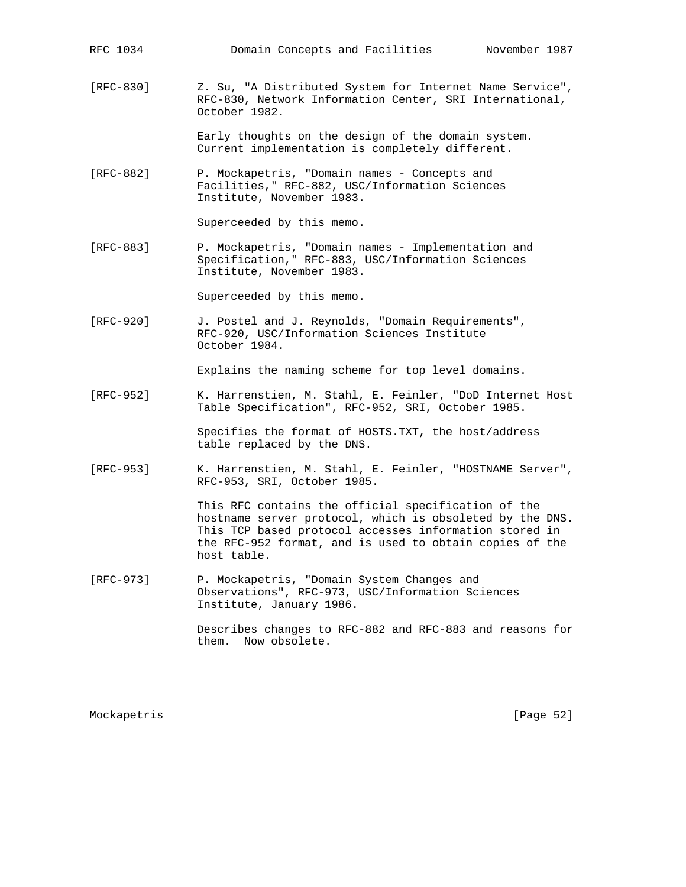[RFC-830] Z. Su, "A Distributed System for Internet Name Service", RFC-830, Network Information Center, SRI International, October 1982.

Early thoughts on the design of the domain system. Current implementation is completely different.

[RFC-882] P. Mockapetris, "Domain names - Concepts and Facilities," RFC-882, USC/Information Sciences Institute, November 1983.

Superceeded by this memo.

[RFC-883] P. Mockapetris, "Domain names - Implementation and Specification," RFC-883, USC/Information Sciences Institute, November 1983.

Superceeded by this memo.

[RFC-920] J. Postel and J. Reynolds, "Domain Requirements", RFC-920, USC/Information Sciences Institute October 1984.

Explains the naming scheme for top level domains.

[RFC-952] K. Harrenstien, M. Stahl, E. Feinler, "DoD Internet Host Table Specification", RFC-952, SRI, October 1985.

Specifies the format of HOSTS.TXT, the host/address table replaced by the DNS.

[RFC-953] K. Harrenstien, M. Stahl, E. Feinler, "HOSTNAME Server", RFC-953, SRI, October 1985.

This RFC contains the official specification of the hostname server protocol, which is obsoleted by the DNS. This TCP based protocol accesses information stored in the RFC-952 format, and is used to obtain copies of the host table.

[RFC-973] P. Mockapetris, "Domain System Changes and Observations", RFC-973, USC/Information Sciences Institute, January 1986.

Describes changes to RFC-882 and RFC-883 and reasons for them. Now obsolete.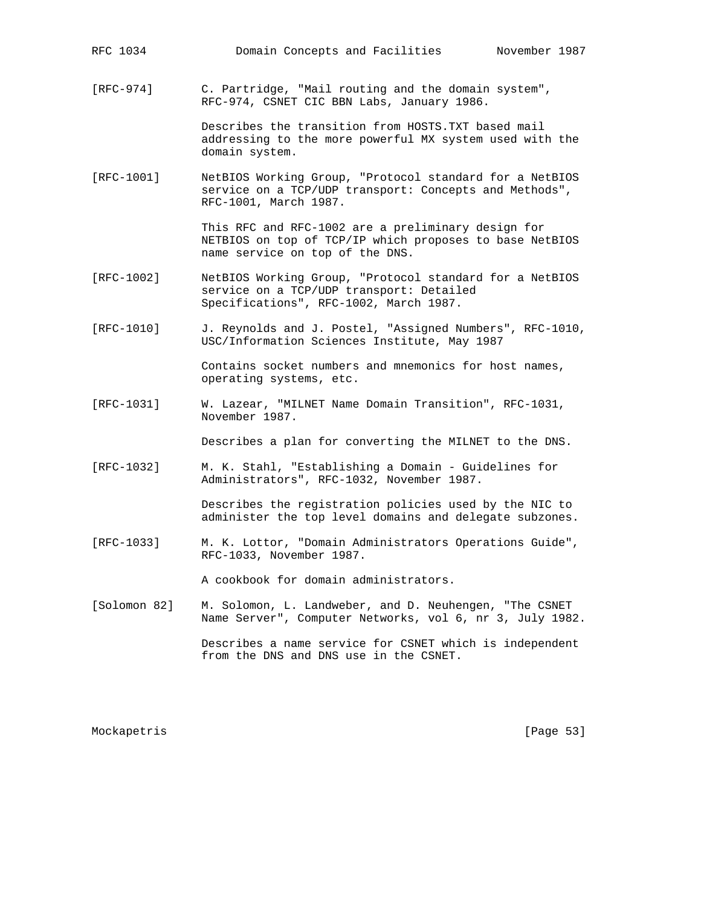[RFC-974] C. Partridge, "Mail routing and the domain system", RFC-974, CSNET CIC BBN Labs, January 1986.

Describes the transition from HOSTS.TXT based mail addressing to the more powerful MX system used with the domain system.

[RFC-1001] NetBIOS Working Group, "Protocol standard for a NetBIOS service on a TCP/UDP transport: Concepts and Methods", RFC-1001, March 1987.

This RFC and RFC-1002 are a preliminary design for NETBIOS on top of TCP/IP which proposes to base NetBIOS name service on top of the DNS.

[RFC-1002] NetBIOS Working Group, "Protocol standard for a NetBIOS service on a TCP/UDP transport: Detailed Specifications", RFC-1002, March 1987.

[RFC-1010] J. Reynolds and J. Postel, "Assigned Numbers", RFC-1010, USC/Information Sciences Institute, May 1987

Contains socket numbers and mnemonics for host names, operating systems, etc.

[RFC-1031] W. Lazear, "MILNET Name Domain Transition", RFC-1031, November 1987.

Describes a plan for converting the MILNET to the DNS.

[RFC-1032] M. K. Stahl, "Establishing a Domain - Guidelines for Administrators", RFC-1032, November 1987.

Describes the registration policies used by the NIC to administer the top level domains and delegate subzones.

[RFC-1033] M. K. Lottor, "Domain Administrators Operations Guide", RFC-1033, November 1987.

A cookbook for domain administrators.

[Solomon 82] M. Solomon, L. Landweber, and D. Neuhengen, "The CSNET Name Server", Computer Networks, vol 6, nr 3, July 1982.

Describes a name service for CSNET which is independent from the DNS and DNS use in the CSNET.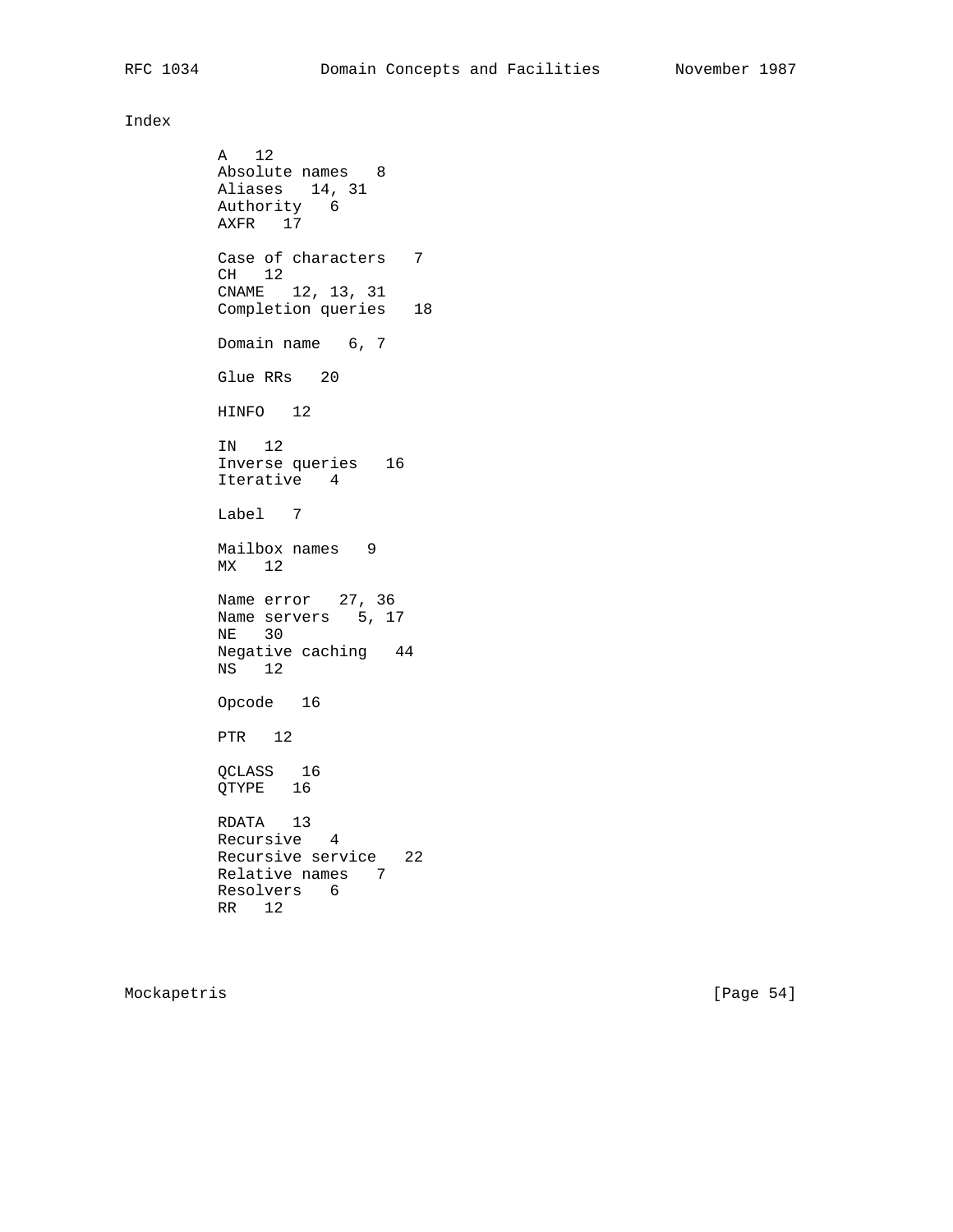# Index

```
          A   12
          Absolute names   8
          Aliases   14, 31
          Authority   6
          AXFR   17

          Case of characters   7
          CH   12
          CNAME   12, 13, 31
          Completion queries   18

          Domain name   6, 7

          Glue RRs   20

          HINFO   12

          IN   12
          Inverse queries   16
          Iterative   4

          Label   7

          Mailbox names   9
          MX   12

          Name error   27, 36
          Name servers   5, 17
          NE   30
          Negative caching   44
          NS   12

          Opcode   16

          PTR   12

          QCLASS   16
          QTYPE   16

          RDATA   13
          Recursive   4
          Recursive service   22
          Relative names   7
          Resolvers   6
          RR   12
```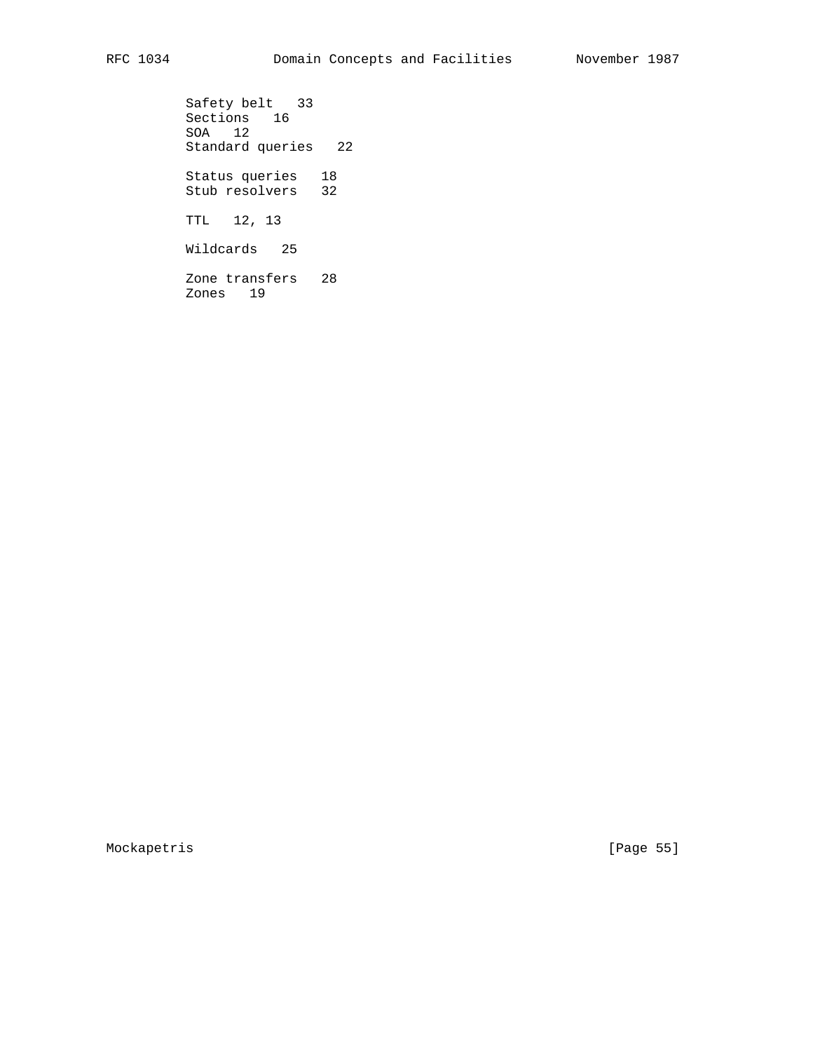Safety belt   33
Sections   16
SOA   12
Standard queries   22

Status queries   18
Stub resolvers   32

TTL   12, 13

Wildcards   25

Zone transfers   28
Zones   19